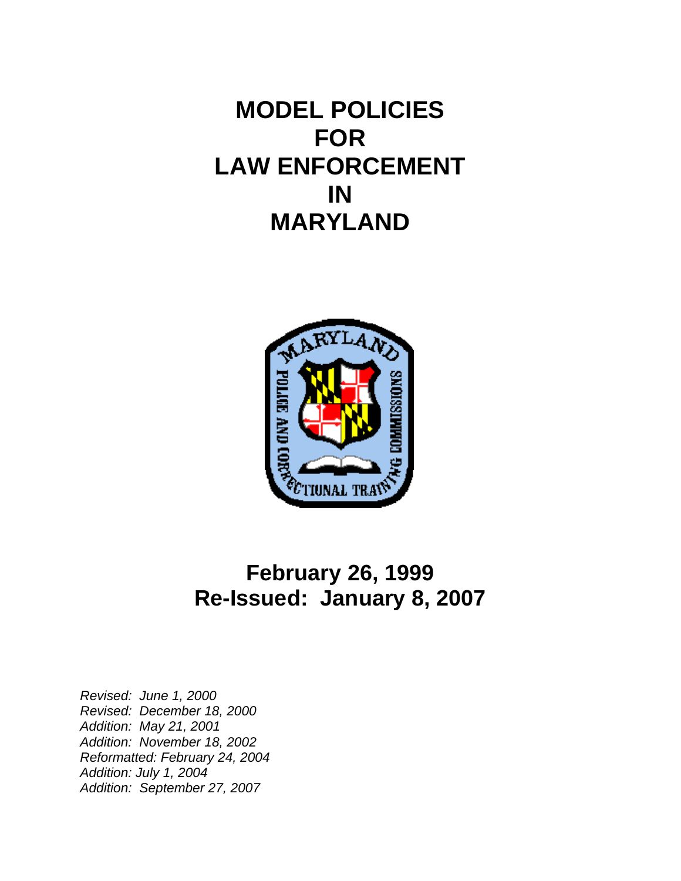# MODEL POLICIES FOR LAW ENFORCEMENT IN MARYLAND

**February 26, 1999**
**Re-Issued: January 8, 2007**

*Revised: June 1, 2000*
*Revised: December 18, 2000*
*Addition: May 21, 2001*
*Addition: November 18, 2002*
*Reformatted: February 24, 2004*
*Addition: July 1, 2004*
*Addition: September 27, 2007*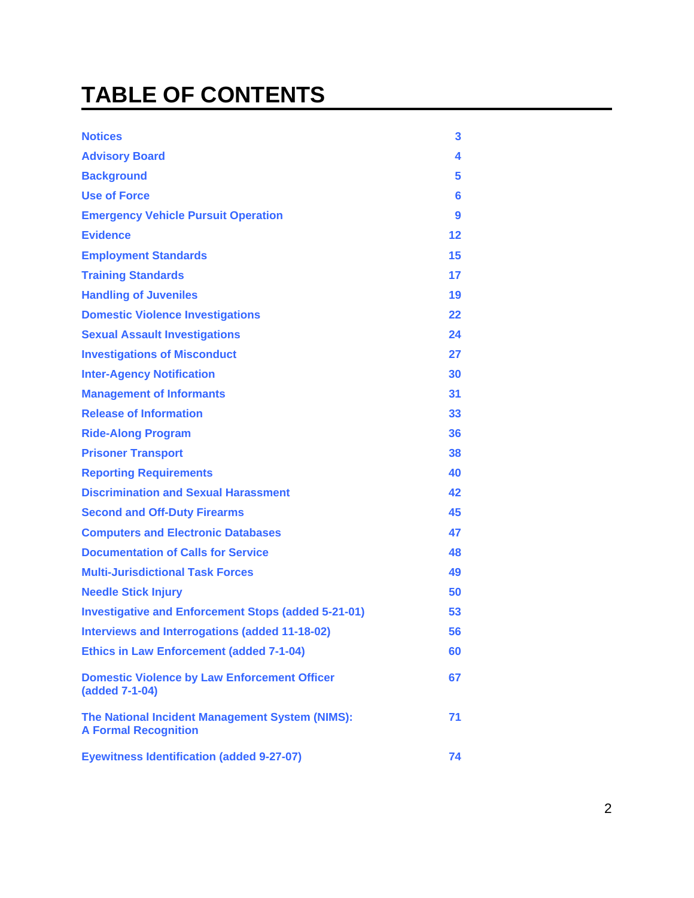# TABLE OF CONTENTS

| | |
|---|---|
| Notices | 3 |
| Advisory Board | 4 |
| Background | 5 |
| Use of Force | 6 |
| Emergency Vehicle Pursuit Operation | 9 |
| Evidence | 12 |
| Employment Standards | 15 |
| Training Standards | 17 |
| Handling of Juveniles | 19 |
| Domestic Violence Investigations | 22 |
| Sexual Assault Investigations | 24 |
| Investigations of Misconduct | 27 |
| Inter-Agency Notification | 30 |
| Management of Informants | 31 |
| Release of Information | 33 |
| Ride-Along Program | 36 |
| Prisoner Transport | 38 |
| Reporting Requirements | 40 |
| Discrimination and Sexual Harassment | 42 |
| Second and Off-Duty Firearms | 45 |
| Computers and Electronic Databases | 47 |
| Documentation of Calls for Service | 48 |
| Multi-Jurisdictional Task Forces | 49 |
| Needle Stick Injury | 50 |
| Investigative and Enforcement Stops (added 5-21-01) | 53 |
| Interviews and Interrogations (added 11-18-02) | 56 |
| Ethics in Law Enforcement (added 7-1-04) | 60 |
| Domestic Violence by Law Enforcement Officer (added 7-1-04) | 67 |
| The National Incident Management System (NIMS): A Formal Recognition | 71 |
| Eyewitness Identification (added 9-27-07) | 74 |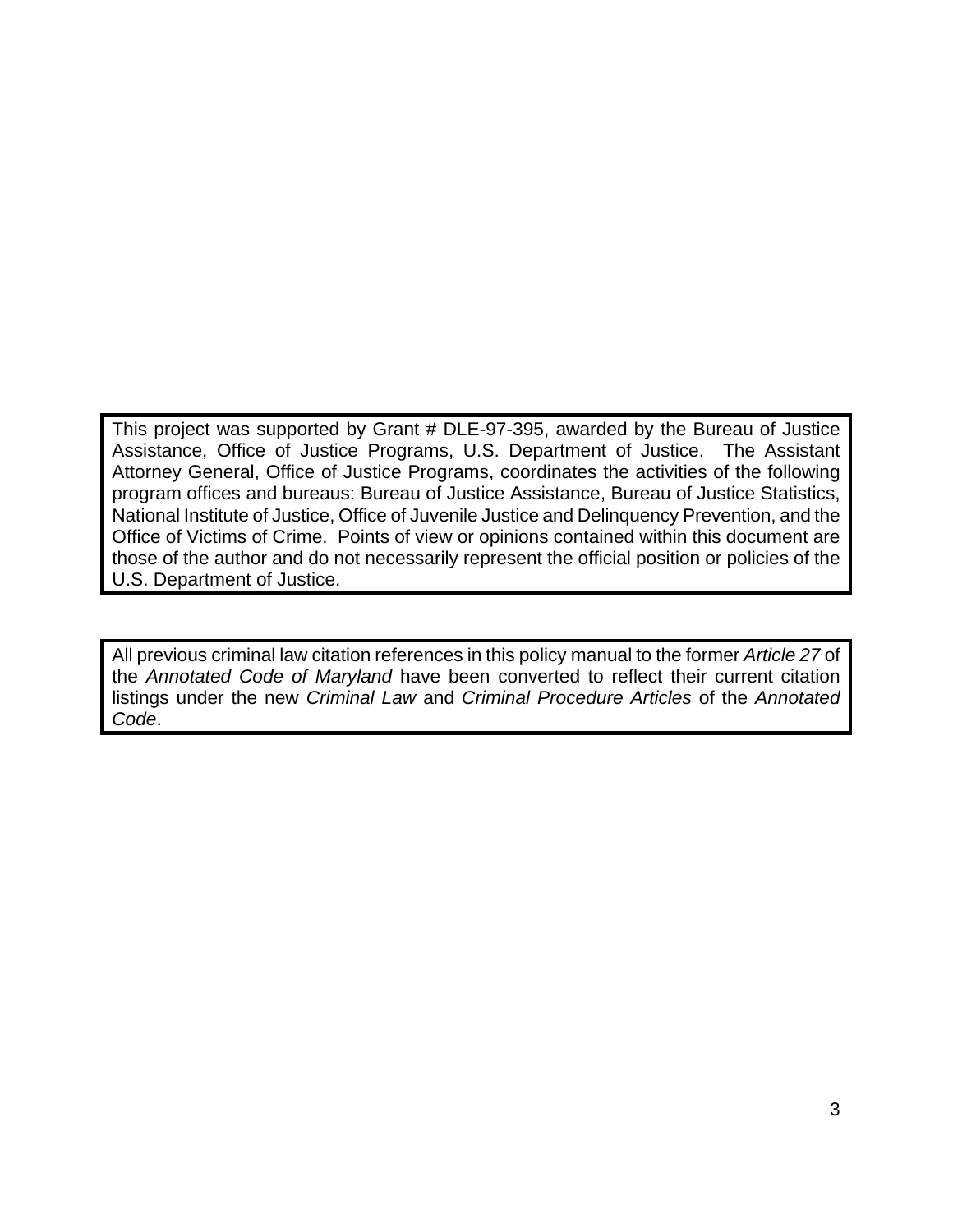This project was supported by Grant # DLE-97-395, awarded by the Bureau of Justice Assistance, Office of Justice Programs, U.S. Department of Justice. The Assistant Attorney General, Office of Justice Programs, coordinates the activities of the following program offices and bureaus: Bureau of Justice Assistance, Bureau of Justice Statistics, National Institute of Justice, Office of Juvenile Justice and Delinquency Prevention, and the Office of Victims of Crime. Points of view or opinions contained within this document are those of the author and do not necessarily represent the official position or policies of the U.S. Department of Justice.

All previous criminal law citation references in this policy manual to the former *Article 27* of the *Annotated Code of Maryland* have been converted to reflect their current citation listings under the new *Criminal Law* and *Criminal Procedure Articles* of the *Annotated Code*.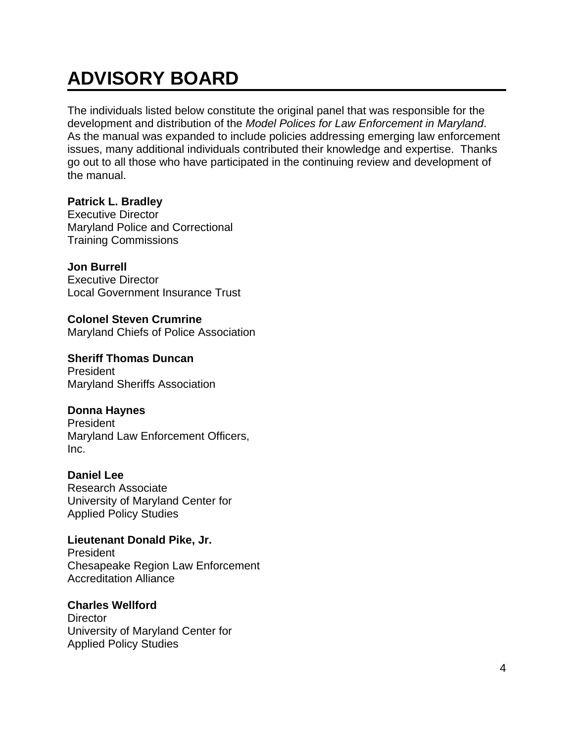# ADVISORY BOARD

The individuals listed below constitute the original panel that was responsible for the development and distribution of the *Model Polices for Law Enforcement in Maryland*. As the manual was expanded to include policies addressing emerging law enforcement issues, many additional individuals contributed their knowledge and expertise. Thanks go out to all those who have participated in the continuing review and development of the manual.

**Patrick L. Bradley**
Executive Director
Maryland Police and Correctional Training Commissions

**Jon Burrell**
Executive Director
Local Government Insurance Trust

**Colonel Steven Crumrine**
Maryland Chiefs of Police Association

**Sheriff Thomas Duncan**
President
Maryland Sheriffs Association

**Donna Haynes**
President
Maryland Law Enforcement Officers, Inc.

**Daniel Lee**
Research Associate
University of Maryland Center for Applied Policy Studies

**Lieutenant Donald Pike, Jr.**
President
Chesapeake Region Law Enforcement Accreditation Alliance

**Charles Wellford**
Director
University of Maryland Center for Applied Policy Studies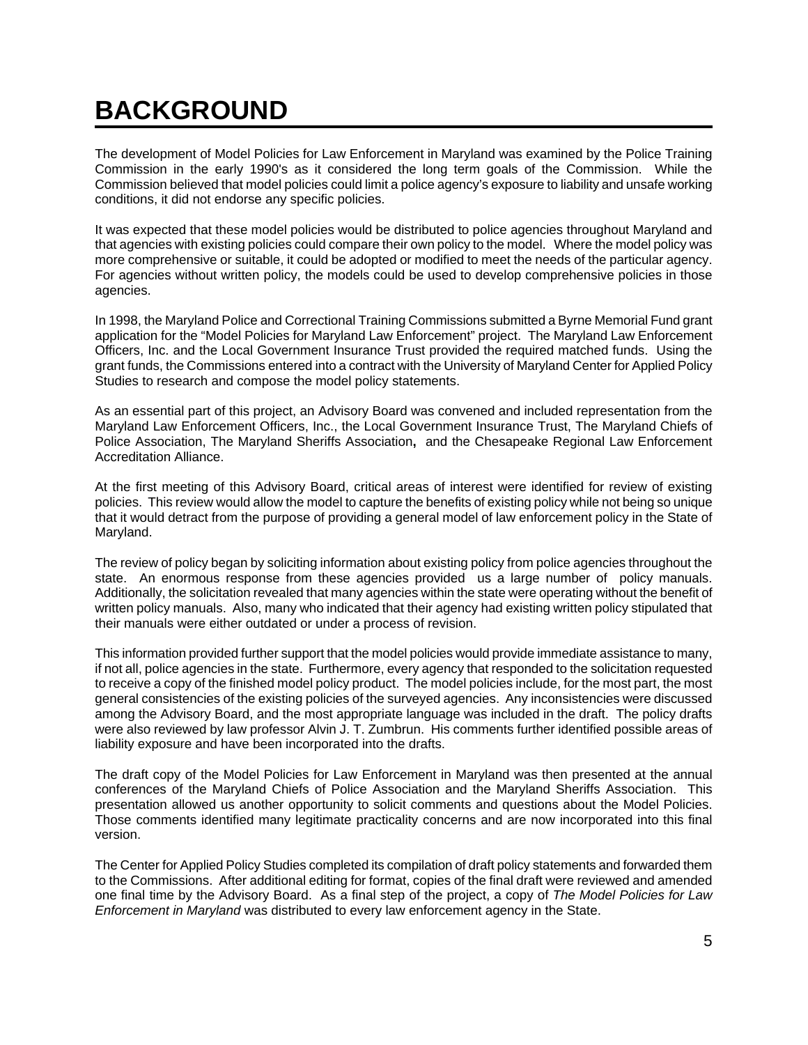# BACKGROUND

The development of Model Policies for Law Enforcement in Maryland was examined by the Police Training Commission in the early 1990's as it considered the long term goals of the Commission. While the Commission believed that model policies could limit a police agency's exposure to liability and unsafe working conditions, it did not endorse any specific policies.

It was expected that these model policies would be distributed to police agencies throughout Maryland and that agencies with existing policies could compare their own policy to the model. Where the model policy was more comprehensive or suitable, it could be adopted or modified to meet the needs of the particular agency. For agencies without written policy, the models could be used to develop comprehensive policies in those agencies.

In 1998, the Maryland Police and Correctional Training Commissions submitted a Byrne Memorial Fund grant application for the "Model Policies for Maryland Law Enforcement" project. The Maryland Law Enforcement Officers, Inc. and the Local Government Insurance Trust provided the required matched funds. Using the grant funds, the Commissions entered into a contract with the University of Maryland Center for Applied Policy Studies to research and compose the model policy statements.

As an essential part of this project, an Advisory Board was convened and included representation from the Maryland Law Enforcement Officers, Inc., the Local Government Insurance Trust, The Maryland Chiefs of Police Association, The Maryland Sheriffs Association**,** and the Chesapeake Regional Law Enforcement Accreditation Alliance.

At the first meeting of this Advisory Board, critical areas of interest were identified for review of existing policies. This review would allow the model to capture the benefits of existing policy while not being so unique that it would detract from the purpose of providing a general model of law enforcement policy in the State of Maryland.

The review of policy began by soliciting information about existing policy from police agencies throughout the state. An enormous response from these agencies provided us a large number of policy manuals. Additionally, the solicitation revealed that many agencies within the state were operating without the benefit of written policy manuals. Also, many who indicated that their agency had existing written policy stipulated that their manuals were either outdated or under a process of revision.

This information provided further support that the model policies would provide immediate assistance to many, if not all, police agencies in the state. Furthermore, every agency that responded to the solicitation requested to receive a copy of the finished model policy product. The model policies include, for the most part, the most general consistencies of the existing policies of the surveyed agencies. Any inconsistencies were discussed among the Advisory Board, and the most appropriate language was included in the draft. The policy drafts were also reviewed by law professor Alvin J. T. Zumbrun. His comments further identified possible areas of liability exposure and have been incorporated into the drafts.

The draft copy of the Model Policies for Law Enforcement in Maryland was then presented at the annual conferences of the Maryland Chiefs of Police Association and the Maryland Sheriffs Association. This presentation allowed us another opportunity to solicit comments and questions about the Model Policies. Those comments identified many legitimate practicality concerns and are now incorporated into this final version.

The Center for Applied Policy Studies completed its compilation of draft policy statements and forwarded them to the Commissions. After additional editing for format, copies of the final draft were reviewed and amended one final time by the Advisory Board. As a final step of the project, a copy of *The Model Policies for Law Enforcement in Maryland* was distributed to every law enforcement agency in the State.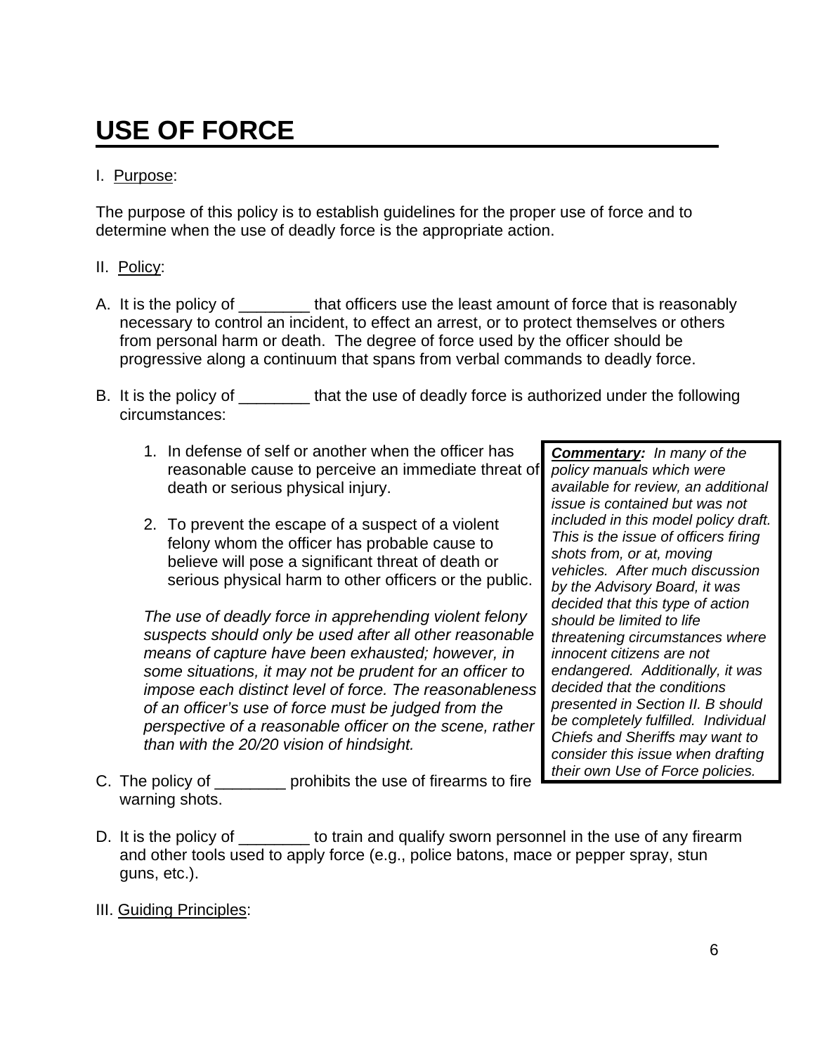# USE OF FORCE

I. Purpose:

The purpose of this policy is to establish guidelines for the proper use of force and to determine when the use of deadly force is the appropriate action.

II. Policy:

A. It is the policy of ________ that officers use the least amount of force that is reasonably necessary to control an incident, to effect an arrest, or to protect themselves or others from personal harm or death. The degree of force used by the officer should be progressive along a continuum that spans from verbal commands to deadly force.

B. It is the policy of ________ that the use of deadly force is authorized under the following circumstances:

1. In defense of self or another when the officer has reasonable cause to perceive an immediate threat of death or serious physical injury.

2. To prevent the escape of a suspect of a violent felony whom the officer has probable cause to believe will pose a significant threat of death or serious physical harm to other officers or the public.

*The use of deadly force in apprehending violent felony suspects should only be used after all other reasonable means of capture have been exhausted; however, in some situations, it may not be prudent for an officer to impose each distinct level of force. The reasonableness of an officer's use of force must be judged from the perspective of a reasonable officer on the scene, rather than with the 20/20 vision of hindsight.*

> ***Commentary:*** *In many of the policy manuals which were available for review, an additional issue is contained but was not included in this model policy draft. This is the issue of officers firing shots from, or at, moving vehicles. After much discussion by the Advisory Board, it was decided that this type of action should be limited to life threatening circumstances where innocent citizens are not endangered. Additionally, it was decided that the conditions presented in Section II. B should be completely fulfilled. Individual Chiefs and Sheriffs may want to consider this issue when drafting their own Use of Force policies.*

C. The policy of ________ prohibits the use of firearms to fire warning shots.

D. It is the policy of ________ to train and qualify sworn personnel in the use of any firearm and other tools used to apply force (e.g., police batons, mace or pepper spray, stun guns, etc.).

III. Guiding Principles: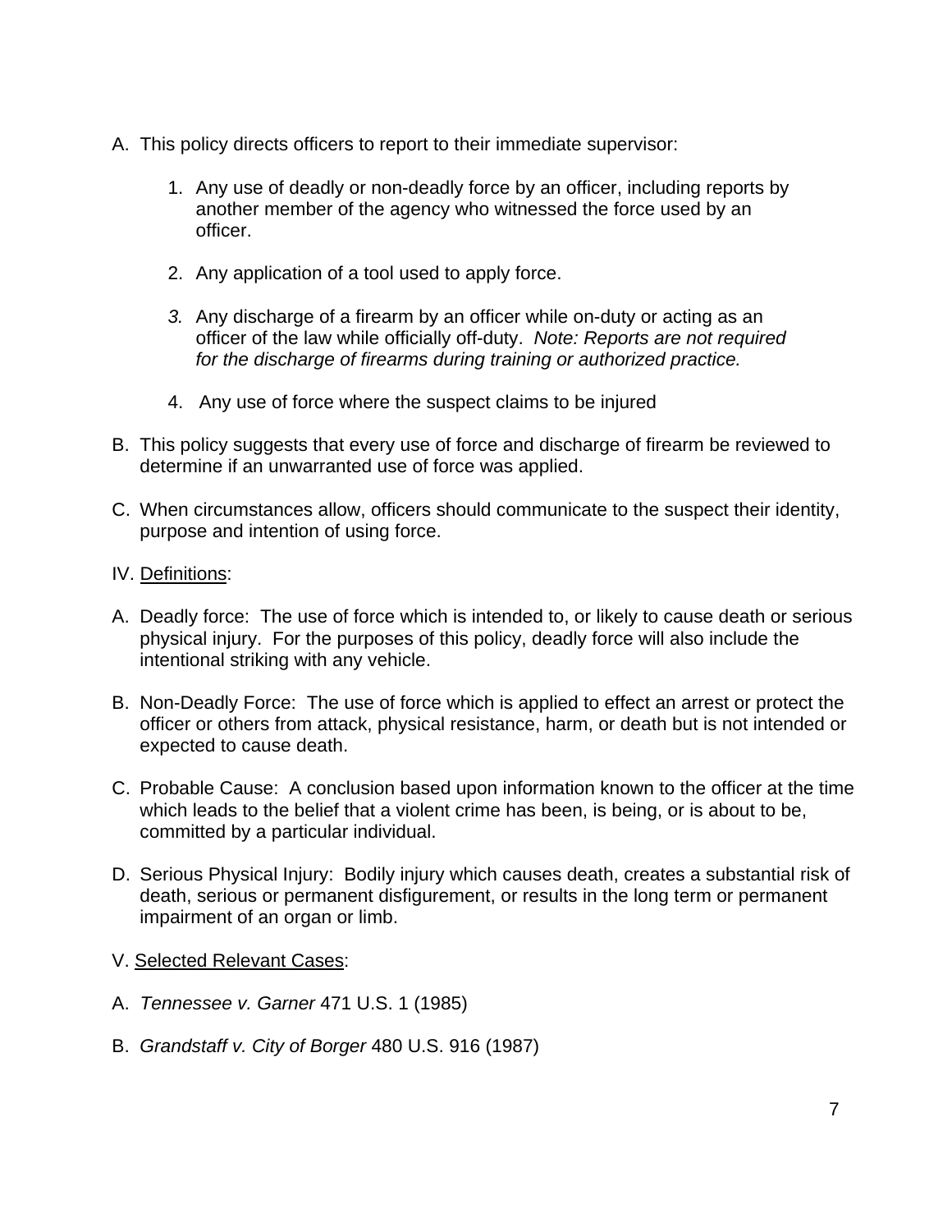A. This policy directs officers to report to their immediate supervisor:

   1. Any use of deadly or non-deadly force by an officer, including reports by another member of the agency who witnessed the force used by an officer.

   2. Any application of a tool used to apply force.

   3. Any discharge of a firearm by an officer while on-duty or acting as an officer of the law while officially off-duty. *Note: Reports are not required for the discharge of firearms during training or authorized practice.*

   4. Any use of force where the suspect claims to be injured

B. This policy suggests that every use of force and discharge of firearm be reviewed to determine if an unwarranted use of force was applied.

C. When circumstances allow, officers should communicate to the suspect their identity, purpose and intention of using force.

IV. <u>Definitions</u>:

A. Deadly force: The use of force which is intended to, or likely to cause death or serious physical injury. For the purposes of this policy, deadly force will also include the intentional striking with any vehicle.

B. Non-Deadly Force: The use of force which is applied to effect an arrest or protect the officer or others from attack, physical resistance, harm, or death but is not intended or expected to cause death.

C. Probable Cause: A conclusion based upon information known to the officer at the time which leads to the belief that a violent crime has been, is being, or is about to be, committed by a particular individual.

D. Serious Physical Injury: Bodily injury which causes death, creates a substantial risk of death, serious or permanent disfigurement, or results in the long term or permanent impairment of an organ or limb.

V. <u>Selected Relevant Cases</u>:

A. *Tennessee v. Garner* 471 U.S. 1 (1985)

B. *Grandstaff v. City of Borger* 480 U.S. 916 (1987)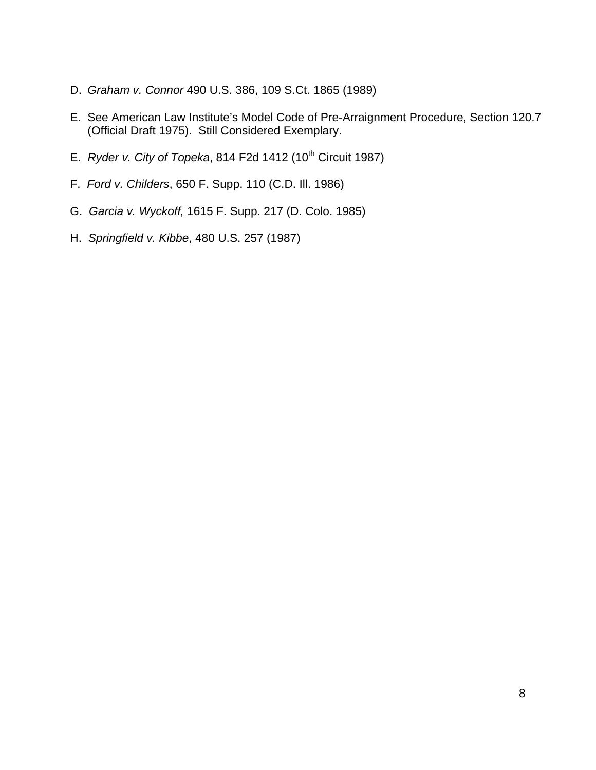D. *Graham v. Connor* 490 U.S. 386, 109 S.Ct. 1865 (1989)

E. See American Law Institute's Model Code of Pre-Arraignment Procedure, Section 120.7 (Official Draft 1975). Still Considered Exemplary.

E. *Ryder v. City of Topeka*, 814 F2d 1412 (10th Circuit 1987)

F. *Ford v. Childers*, 650 F. Supp. 110 (C.D. Ill. 1986)

G. *Garcia v. Wyckoff,* 1615 F. Supp. 217 (D. Colo. 1985)

H. *Springfield v. Kibbe*, 480 U.S. 257 (1987)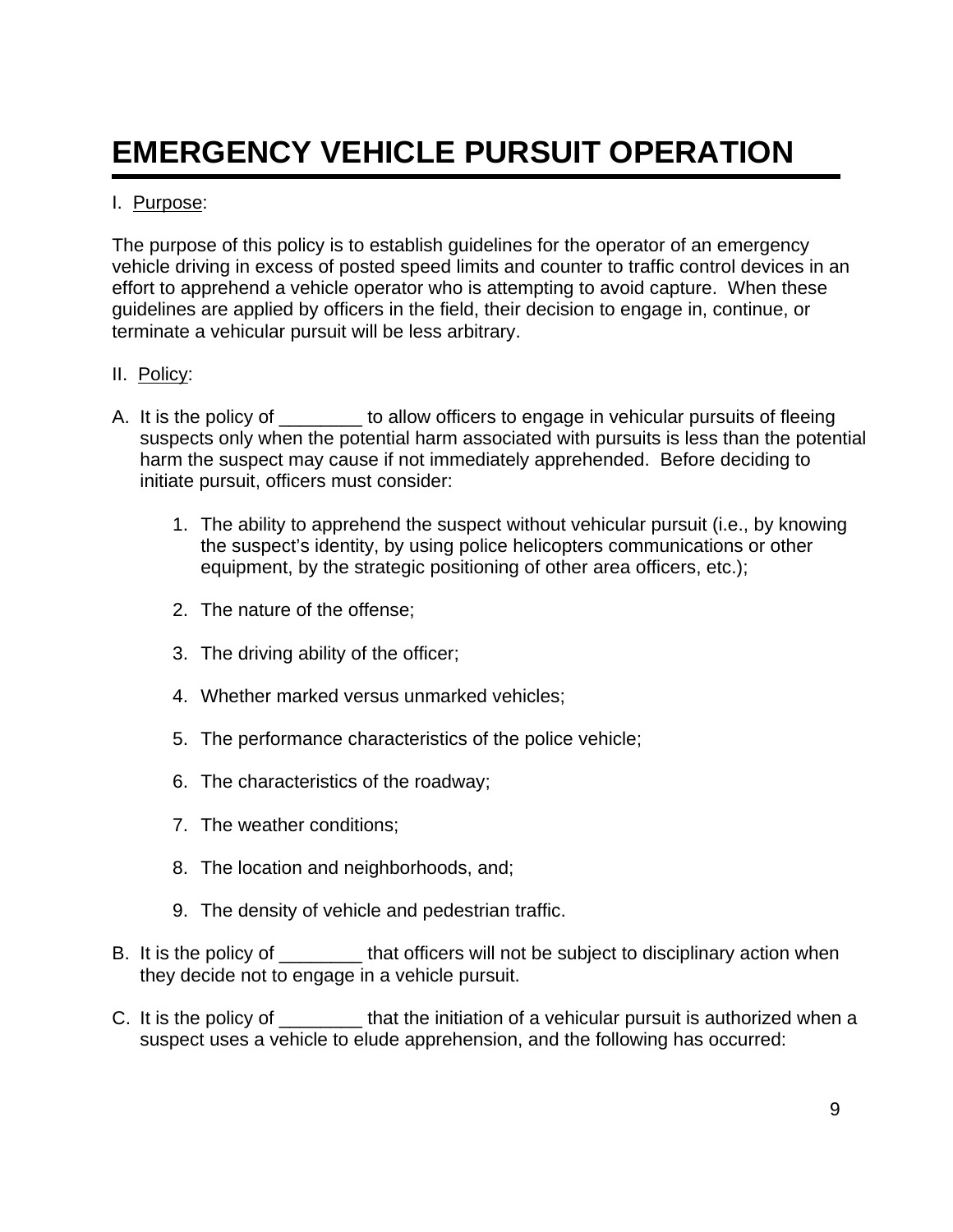# EMERGENCY VEHICLE PURSUIT OPERATION

I. Purpose:

The purpose of this policy is to establish guidelines for the operator of an emergency vehicle driving in excess of posted speed limits and counter to traffic control devices in an effort to apprehend a vehicle operator who is attempting to avoid capture. When these guidelines are applied by officers in the field, their decision to engage in, continue, or terminate a vehicular pursuit will be less arbitrary.

II. Policy:

A. It is the policy of ________ to allow officers to engage in vehicular pursuits of fleeing suspects only when the potential harm associated with pursuits is less than the potential harm the suspect may cause if not immediately apprehended. Before deciding to initiate pursuit, officers must consider:

   1. The ability to apprehend the suspect without vehicular pursuit (i.e., by knowing the suspect's identity, by using police helicopters communications or other equipment, by the strategic positioning of other area officers, etc.);

   2. The nature of the offense;

   3. The driving ability of the officer;

   4. Whether marked versus unmarked vehicles;

   5. The performance characteristics of the police vehicle;

   6. The characteristics of the roadway;

   7. The weather conditions;

   8. The location and neighborhoods, and;

   9. The density of vehicle and pedestrian traffic.

B. It is the policy of ________ that officers will not be subject to disciplinary action when they decide not to engage in a vehicle pursuit.

C. It is the policy of ________ that the initiation of a vehicular pursuit is authorized when a suspect uses a vehicle to elude apprehension, and the following has occurred: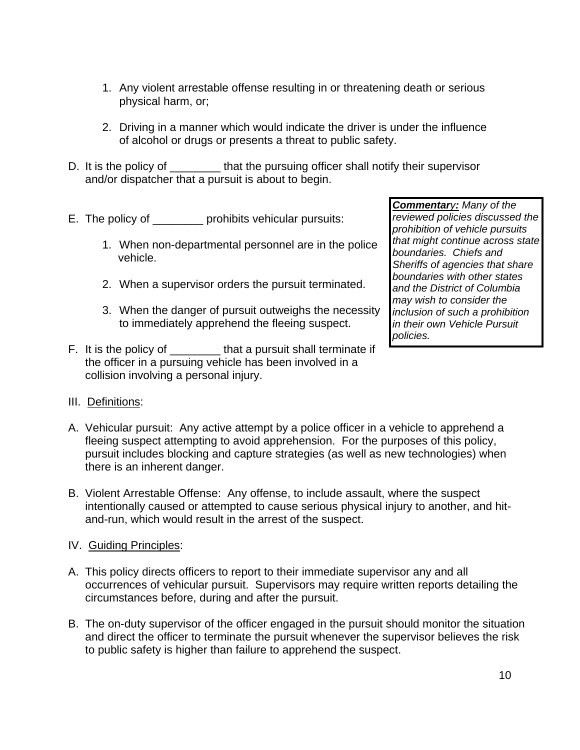1. Any violent arrestable offense resulting in or threatening death or serious physical harm, or;

2. Driving in a manner which would indicate the driver is under the influence of alcohol or drugs or presents a threat to public safety.

D. It is the policy of ________ that the pursuing officer shall notify their supervisor and/or dispatcher that a pursuit is about to begin.

E. The policy of ________ prohibits vehicular pursuits:

1. When non-departmental personnel are in the police vehicle.

2. When a supervisor orders the pursuit terminated.

3. When the danger of pursuit outweighs the necessity to immediately apprehend the fleeing suspect.

> ***Commentary:*** *Many of the reviewed policies discussed the prohibition of vehicle pursuits that might continue across state boundaries. Chiefs and Sheriffs of agencies that share boundaries with other states and the District of Columbia may wish to consider the inclusion of such a prohibition in their own Vehicle Pursuit policies.*

F. It is the policy of ________ that a pursuit shall terminate if the officer in a pursuing vehicle has been involved in a collision involving a personal injury.

III. <u>Definitions</u>:

A. Vehicular pursuit: Any active attempt by a police officer in a vehicle to apprehend a fleeing suspect attempting to avoid apprehension. For the purposes of this policy, pursuit includes blocking and capture strategies (as well as new technologies) when there is an inherent danger.

B. Violent Arrestable Offense: Any offense, to include assault, where the suspect intentionally caused or attempted to cause serious physical injury to another, and hit-and-run, which would result in the arrest of the suspect.

IV. <u>Guiding Principles</u>:

A. This policy directs officers to report to their immediate supervisor any and all occurrences of vehicular pursuit. Supervisors may require written reports detailing the circumstances before, during and after the pursuit.

B. The on-duty supervisor of the officer engaged in the pursuit should monitor the situation and direct the officer to terminate the pursuit whenever the supervisor believes the risk to public safety is higher than failure to apprehend the suspect.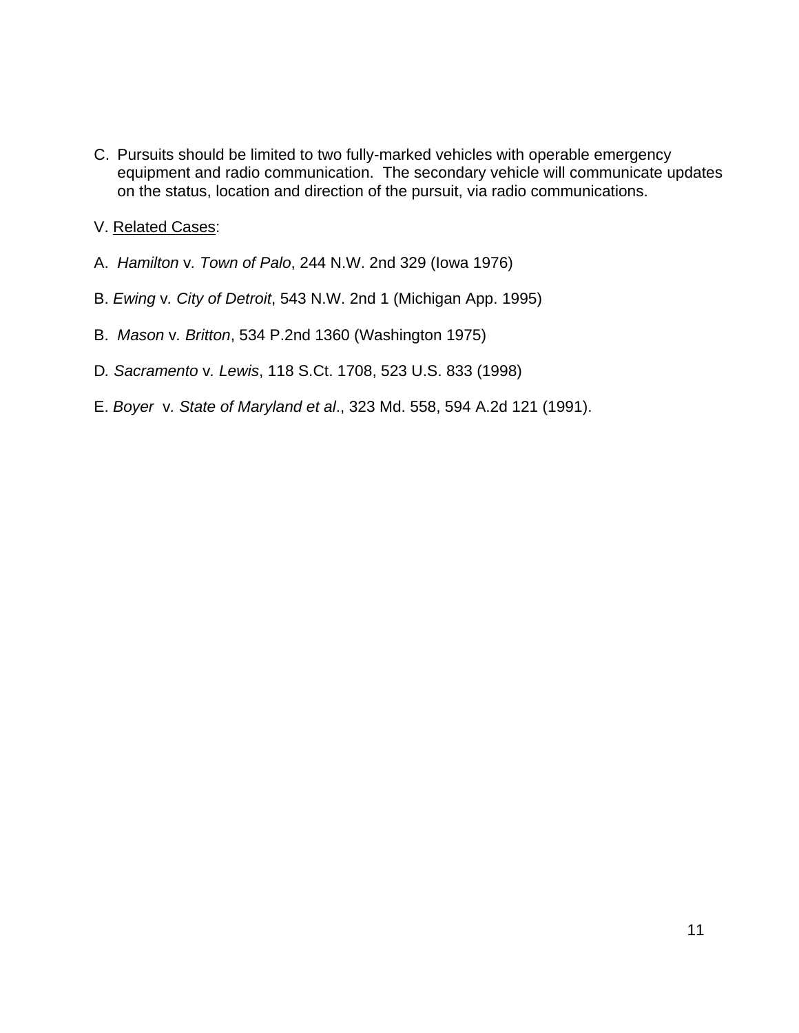C. Pursuits should be limited to two fully-marked vehicles with operable emergency equipment and radio communication. The secondary vehicle will communicate updates on the status, location and direction of the pursuit, via radio communications.

V. <u>Related Cases</u>:

A. *Hamilton* v*. Town of Palo*, 244 N.W. 2nd 329 (Iowa 1976)

B. *Ewing* v*. City of Detroit*, 543 N.W. 2nd 1 (Michigan App. 1995)

B. *Mason* v*. Britton*, 534 P.2nd 1360 (Washington 1975)

D*. Sacramento* v*. Lewis*, 118 S.Ct. 1708, 523 U.S. 833 (1998)

E. *Boyer* v*. State of Maryland et al*., 323 Md. 558, 594 A.2d 121 (1991).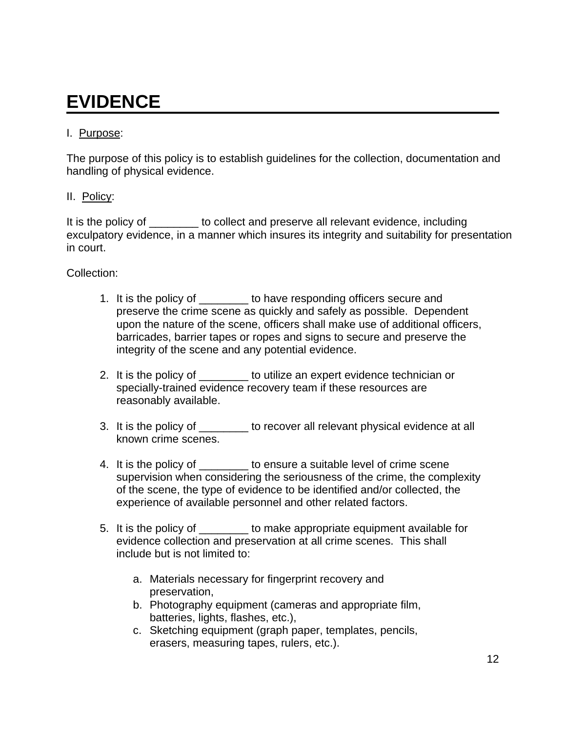# EVIDENCE

I. Purpose:

The purpose of this policy is to establish guidelines for the collection, documentation and handling of physical evidence.

II. Policy:

It is the policy of ________ to collect and preserve all relevant evidence, including exculpatory evidence, in a manner which insures its integrity and suitability for presentation in court.

Collection:

1. It is the policy of ________ to have responding officers secure and preserve the crime scene as quickly and safely as possible. Dependent upon the nature of the scene, officers shall make use of additional officers, barricades, barrier tapes or ropes and signs to secure and preserve the integrity of the scene and any potential evidence.

2. It is the policy of ________ to utilize an expert evidence technician or specially-trained evidence recovery team if these resources are reasonably available.

3. It is the policy of ________ to recover all relevant physical evidence at all known crime scenes.

4. It is the policy of ________ to ensure a suitable level of crime scene supervision when considering the seriousness of the crime, the complexity of the scene, the type of evidence to be identified and/or collected, the experience of available personnel and other related factors.

5. It is the policy of ________ to make appropriate equipment available for evidence collection and preservation at all crime scenes. This shall include but is not limited to:

   a. Materials necessary for fingerprint recovery and preservation,
   b. Photography equipment (cameras and appropriate film, batteries, lights, flashes, etc.),
   c. Sketching equipment (graph paper, templates, pencils, erasers, measuring tapes, rulers, etc.).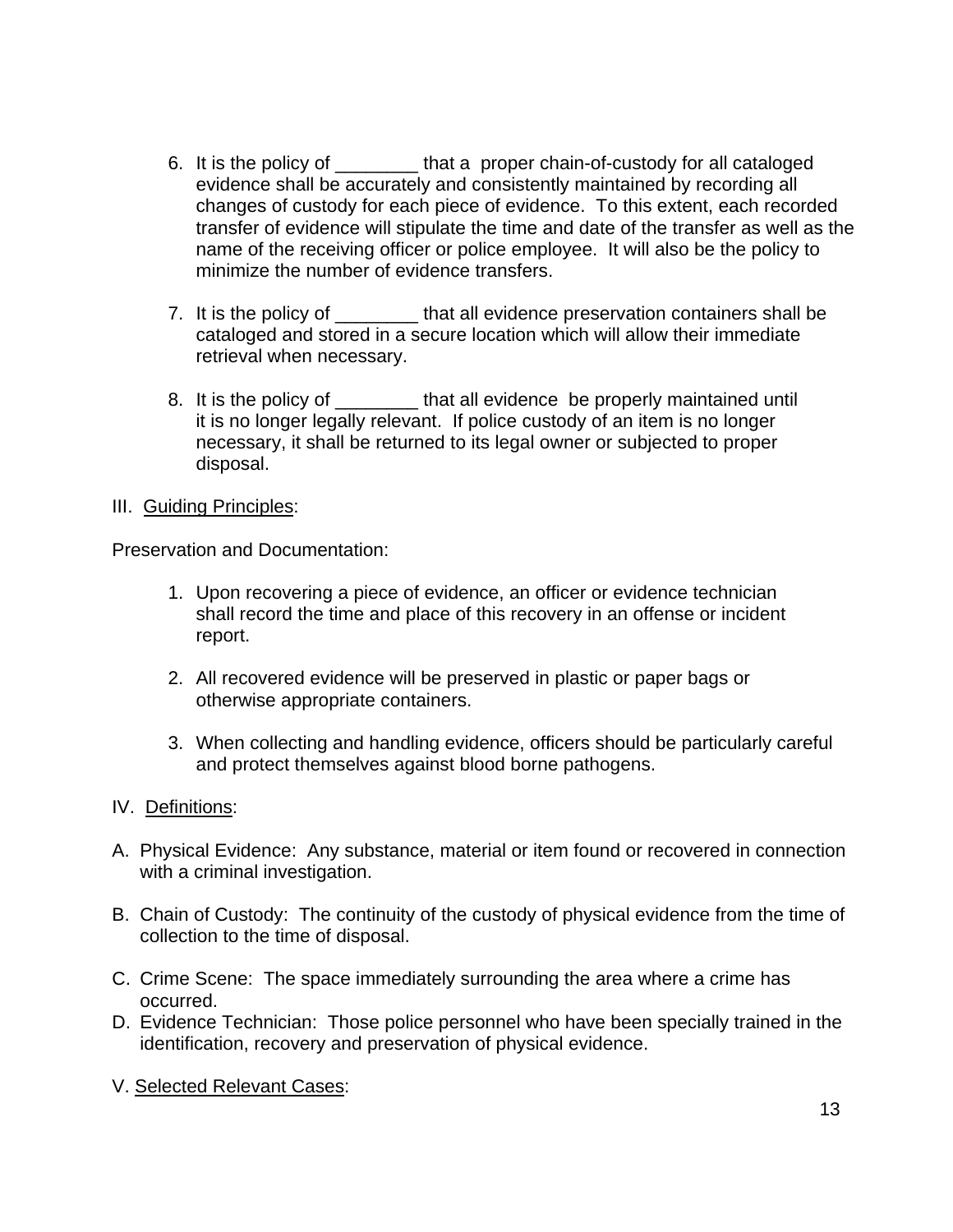6. It is the policy of ________ that a proper chain-of-custody for all cataloged evidence shall be accurately and consistently maintained by recording all changes of custody for each piece of evidence. To this extent, each recorded transfer of evidence will stipulate the time and date of the transfer as well as the name of the receiving officer or police employee. It will also be the policy to minimize the number of evidence transfers.

7. It is the policy of ________ that all evidence preservation containers shall be cataloged and stored in a secure location which will allow their immediate retrieval when necessary.

8. It is the policy of ________ that all evidence be properly maintained until it is no longer legally relevant. If police custody of an item is no longer necessary, it shall be returned to its legal owner or subjected to proper disposal.

III. <u>Guiding Principles</u>:

Preservation and Documentation:

1. Upon recovering a piece of evidence, an officer or evidence technician shall record the time and place of this recovery in an offense or incident report.

2. All recovered evidence will be preserved in plastic or paper bags or otherwise appropriate containers.

3. When collecting and handling evidence, officers should be particularly careful and protect themselves against blood borne pathogens.

IV. <u>Definitions</u>:

A. Physical Evidence: Any substance, material or item found or recovered in connection with a criminal investigation.

B. Chain of Custody: The continuity of the custody of physical evidence from the time of collection to the time of disposal.

C. Crime Scene: The space immediately surrounding the area where a crime has occurred.

D. Evidence Technician: Those police personnel who have been specially trained in the identification, recovery and preservation of physical evidence.

V. <u>Selected Relevant Cases</u>: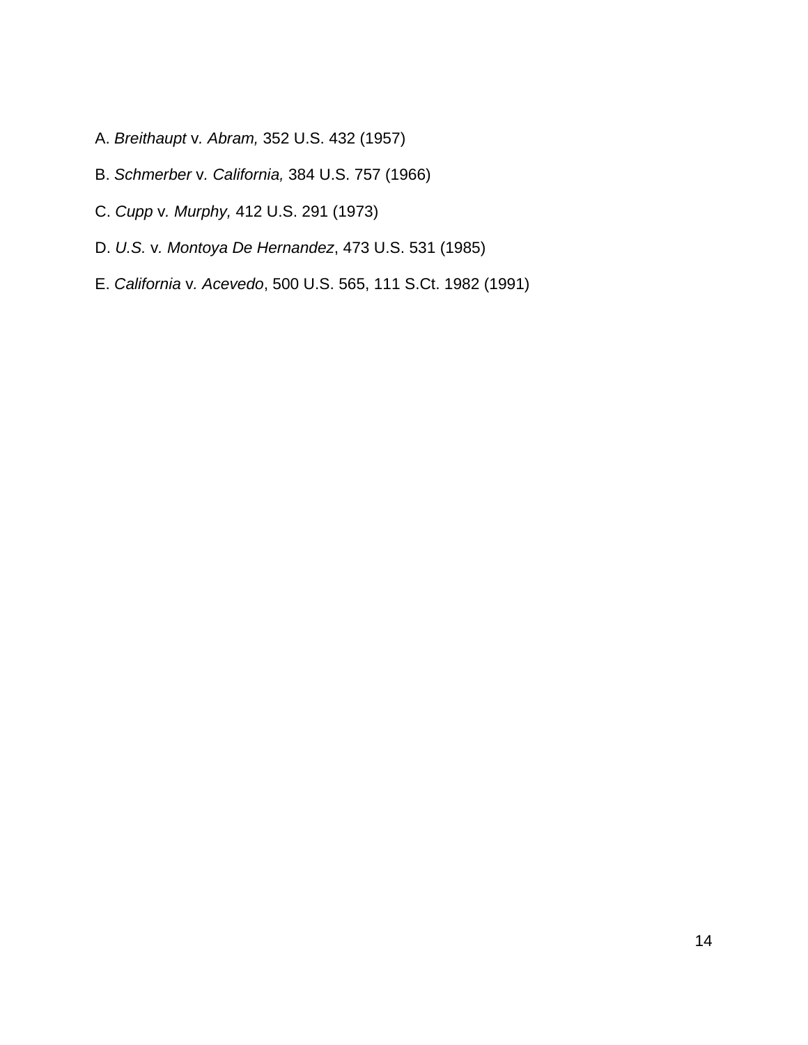A. *Breithaupt* v*. Abram,* 352 U.S. 432 (1957)

B. *Schmerber* v*. California,* 384 U.S. 757 (1966)

C. *Cupp* v*. Murphy,* 412 U.S. 291 (1973)

D. *U.S.* v*. Montoya De Hernandez*, 473 U.S. 531 (1985)

E. *California* v*. Acevedo*, 500 U.S. 565, 111 S.Ct. 1982 (1991)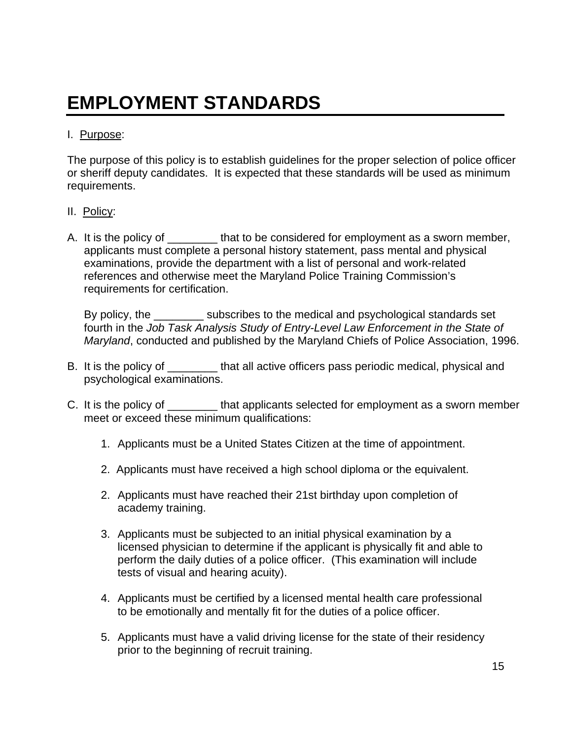# EMPLOYMENT STANDARDS

I. Purpose:

The purpose of this policy is to establish guidelines for the proper selection of police officer or sheriff deputy candidates. It is expected that these standards will be used as minimum requirements.

II. Policy:

A. It is the policy of ________ that to be considered for employment as a sworn member, applicants must complete a personal history statement, pass mental and physical examinations, provide the department with a list of personal and work-related references and otherwise meet the Maryland Police Training Commission's requirements for certification.

   By policy, the ________ subscribes to the medical and psychological standards set fourth in the *Job Task Analysis Study of Entry-Level Law Enforcement in the State of Maryland*, conducted and published by the Maryland Chiefs of Police Association, 1996.

B. It is the policy of ________ that all active officers pass periodic medical, physical and psychological examinations.

C. It is the policy of ________ that applicants selected for employment as a sworn member meet or exceed these minimum qualifications:

   1. Applicants must be a United States Citizen at the time of appointment.

   2. Applicants must have received a high school diploma or the equivalent.

   2. Applicants must have reached their 21st birthday upon completion of academy training.

   3. Applicants must be subjected to an initial physical examination by a licensed physician to determine if the applicant is physically fit and able to perform the daily duties of a police officer. (This examination will include tests of visual and hearing acuity).

   4. Applicants must be certified by a licensed mental health care professional to be emotionally and mentally fit for the duties of a police officer.

   5. Applicants must have a valid driving license for the state of their residency prior to the beginning of recruit training.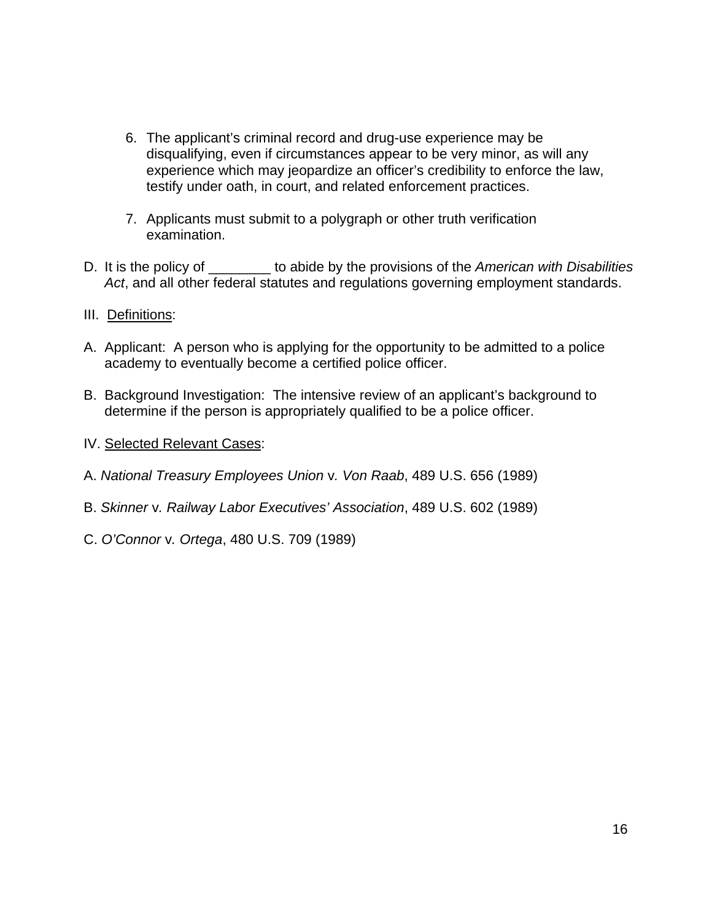6. The applicant's criminal record and drug-use experience may be disqualifying, even if circumstances appear to be very minor, as will any experience which may jeopardize an officer's credibility to enforce the law, testify under oath, in court, and related enforcement practices.

7. Applicants must submit to a polygraph or other truth verification examination.

D. It is the policy of ________ to abide by the provisions of the *American with Disabilities Act*, and all other federal statutes and regulations governing employment standards.

III. Definitions:

A. Applicant: A person who is applying for the opportunity to be admitted to a police academy to eventually become a certified police officer.

B. Background Investigation: The intensive review of an applicant's background to determine if the person is appropriately qualified to be a police officer.

IV. Selected Relevant Cases:

A. *National Treasury Employees Union* v. *Von Raab*, 489 U.S. 656 (1989)

B. *Skinner* v. *Railway Labor Executives' Association*, 489 U.S. 602 (1989)

C. *O'Connor* v. *Ortega*, 480 U.S. 709 (1989)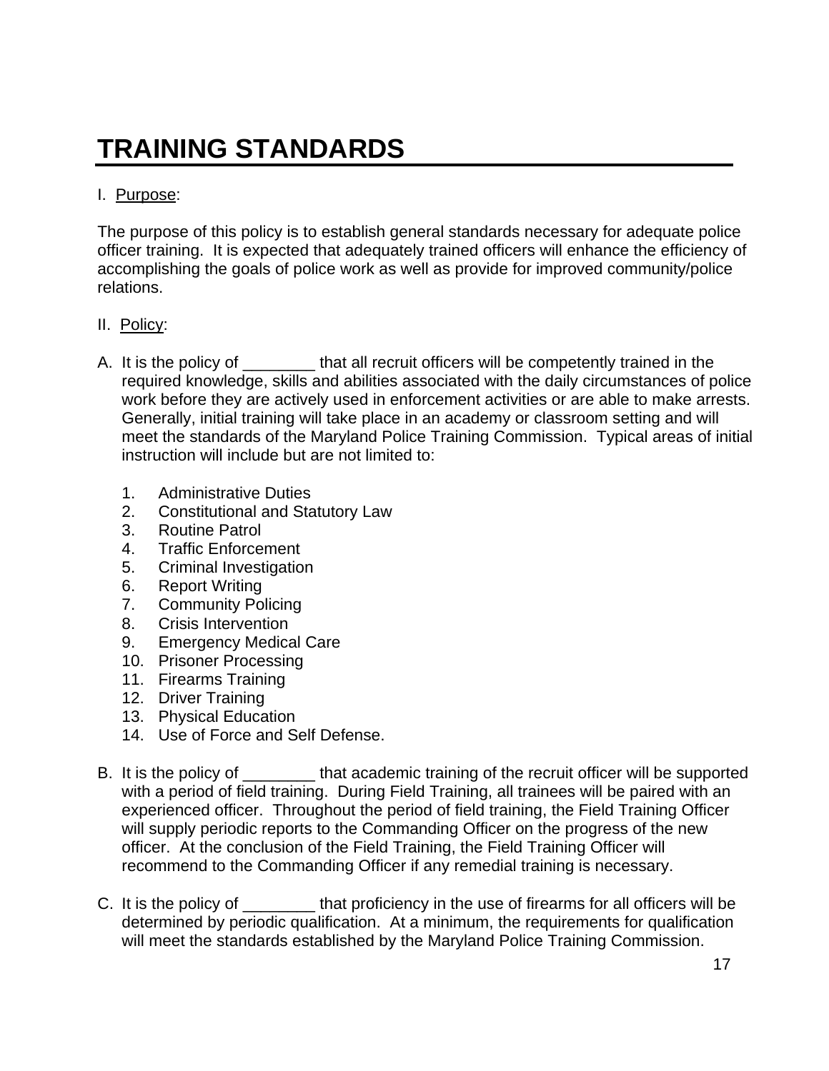# TRAINING STANDARDS

I. Purpose:

The purpose of this policy is to establish general standards necessary for adequate police officer training. It is expected that adequately trained officers will enhance the efficiency of accomplishing the goals of police work as well as provide for improved community/police relations.

II. Policy:

A. It is the policy of ________ that all recruit officers will be competently trained in the required knowledge, skills and abilities associated with the daily circumstances of police work before they are actively used in enforcement activities or are able to make arrests. Generally, initial training will take place in an academy or classroom setting and will meet the standards of the Maryland Police Training Commission. Typical areas of initial instruction will include but are not limited to:

   1. Administrative Duties
   2. Constitutional and Statutory Law
   3. Routine Patrol
   4. Traffic Enforcement
   5. Criminal Investigation
   6. Report Writing
   7. Community Policing
   8. Crisis Intervention
   9. Emergency Medical Care
   10. Prisoner Processing
   11. Firearms Training
   12. Driver Training
   13. Physical Education
   14. Use of Force and Self Defense.

B. It is the policy of ________ that academic training of the recruit officer will be supported with a period of field training. During Field Training, all trainees will be paired with an experienced officer. Throughout the period of field training, the Field Training Officer will supply periodic reports to the Commanding Officer on the progress of the new officer. At the conclusion of the Field Training, the Field Training Officer will recommend to the Commanding Officer if any remedial training is necessary.

C. It is the policy of ________ that proficiency in the use of firearms for all officers will be determined by periodic qualification. At a minimum, the requirements for qualification will meet the standards established by the Maryland Police Training Commission.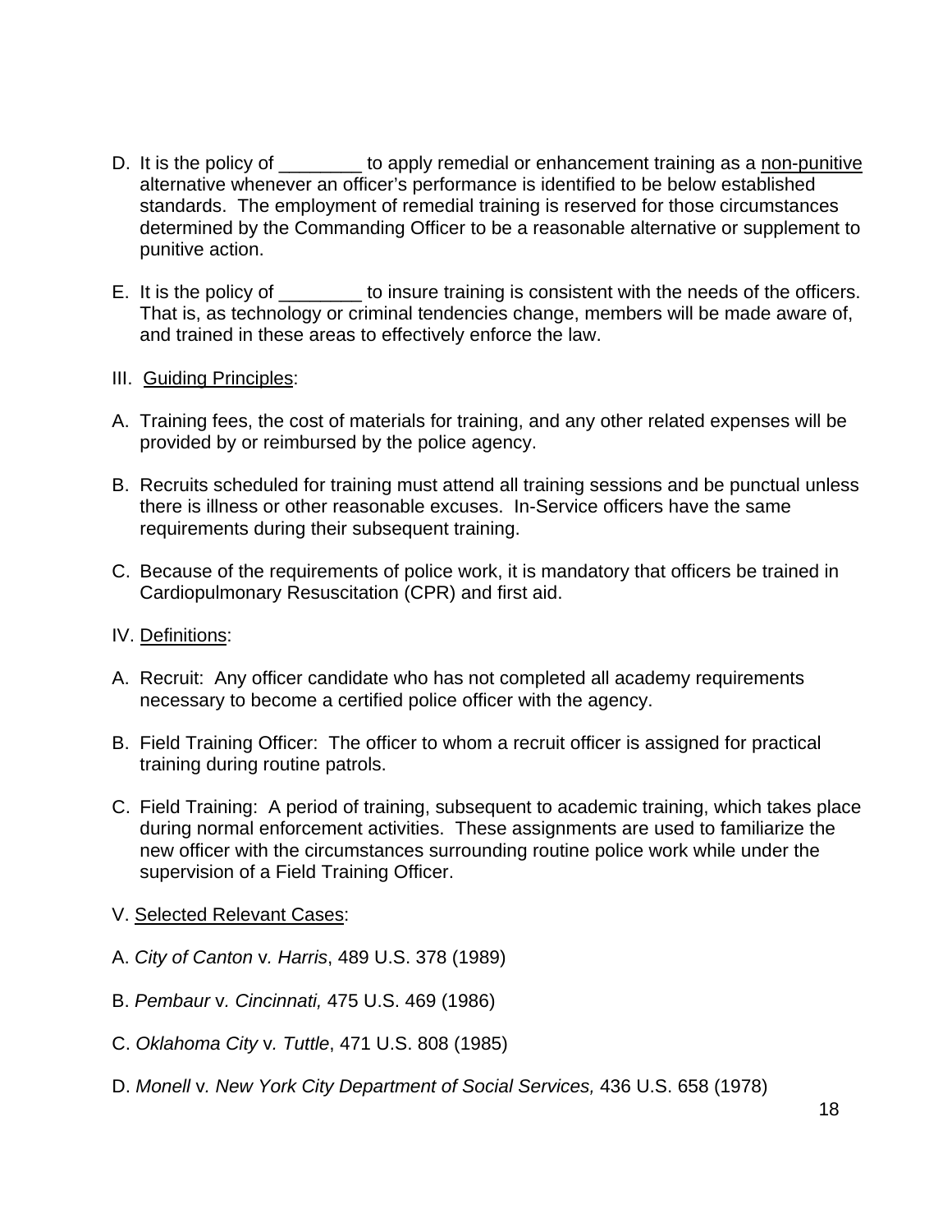D. It is the policy of ________ to apply remedial or enhancement training as a non-punitive alternative whenever an officer's performance is identified to be below established standards. The employment of remedial training is reserved for those circumstances determined by the Commanding Officer to be a reasonable alternative or supplement to punitive action.

E. It is the policy of ________ to insure training is consistent with the needs of the officers. That is, as technology or criminal tendencies change, members will be made aware of, and trained in these areas to effectively enforce the law.

III. Guiding Principles:

A. Training fees, the cost of materials for training, and any other related expenses will be provided by or reimbursed by the police agency.

B. Recruits scheduled for training must attend all training sessions and be punctual unless there is illness or other reasonable excuses. In-Service officers have the same requirements during their subsequent training.

C. Because of the requirements of police work, it is mandatory that officers be trained in Cardiopulmonary Resuscitation (CPR) and first aid.

IV. Definitions:

A. Recruit: Any officer candidate who has not completed all academy requirements necessary to become a certified police officer with the agency.

B. Field Training Officer: The officer to whom a recruit officer is assigned for practical training during routine patrols.

C. Field Training: A period of training, subsequent to academic training, which takes place during normal enforcement activities. These assignments are used to familiarize the new officer with the circumstances surrounding routine police work while under the supervision of a Field Training Officer.

V. Selected Relevant Cases:

A. *City of Canton* v. *Harris*, 489 U.S. 378 (1989)

B. *Pembaur* v. *Cincinnati,* 475 U.S. 469 (1986)

C. *Oklahoma City* v. *Tuttle*, 471 U.S. 808 (1985)

D. *Monell* v. *New York City Department of Social Services,* 436 U.S. 658 (1978)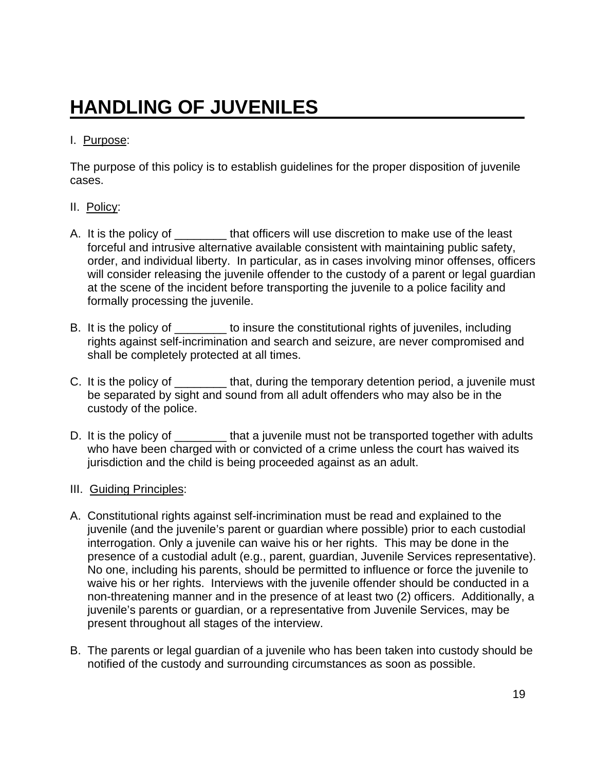# HANDLING OF JUVENILES

I. Purpose:

The purpose of this policy is to establish guidelines for the proper disposition of juvenile cases.

II. Policy:

A. It is the policy of ________ that officers will use discretion to make use of the least forceful and intrusive alternative available consistent with maintaining public safety, order, and individual liberty. In particular, as in cases involving minor offenses, officers will consider releasing the juvenile offender to the custody of a parent or legal guardian at the scene of the incident before transporting the juvenile to a police facility and formally processing the juvenile.

B. It is the policy of ________ to insure the constitutional rights of juveniles, including rights against self-incrimination and search and seizure, are never compromised and shall be completely protected at all times.

C. It is the policy of ________ that, during the temporary detention period, a juvenile must be separated by sight and sound from all adult offenders who may also be in the custody of the police.

D. It is the policy of ________ that a juvenile must not be transported together with adults who have been charged with or convicted of a crime unless the court has waived its jurisdiction and the child is being proceeded against as an adult.

III. Guiding Principles:

A. Constitutional rights against self-incrimination must be read and explained to the juvenile (and the juvenile's parent or guardian where possible) prior to each custodial interrogation. Only a juvenile can waive his or her rights. This may be done in the presence of a custodial adult (e.g., parent, guardian, Juvenile Services representative). No one, including his parents, should be permitted to influence or force the juvenile to waive his or her rights. Interviews with the juvenile offender should be conducted in a non-threatening manner and in the presence of at least two (2) officers. Additionally, a juvenile's parents or guardian, or a representative from Juvenile Services, may be present throughout all stages of the interview.

B. The parents or legal guardian of a juvenile who has been taken into custody should be notified of the custody and surrounding circumstances as soon as possible.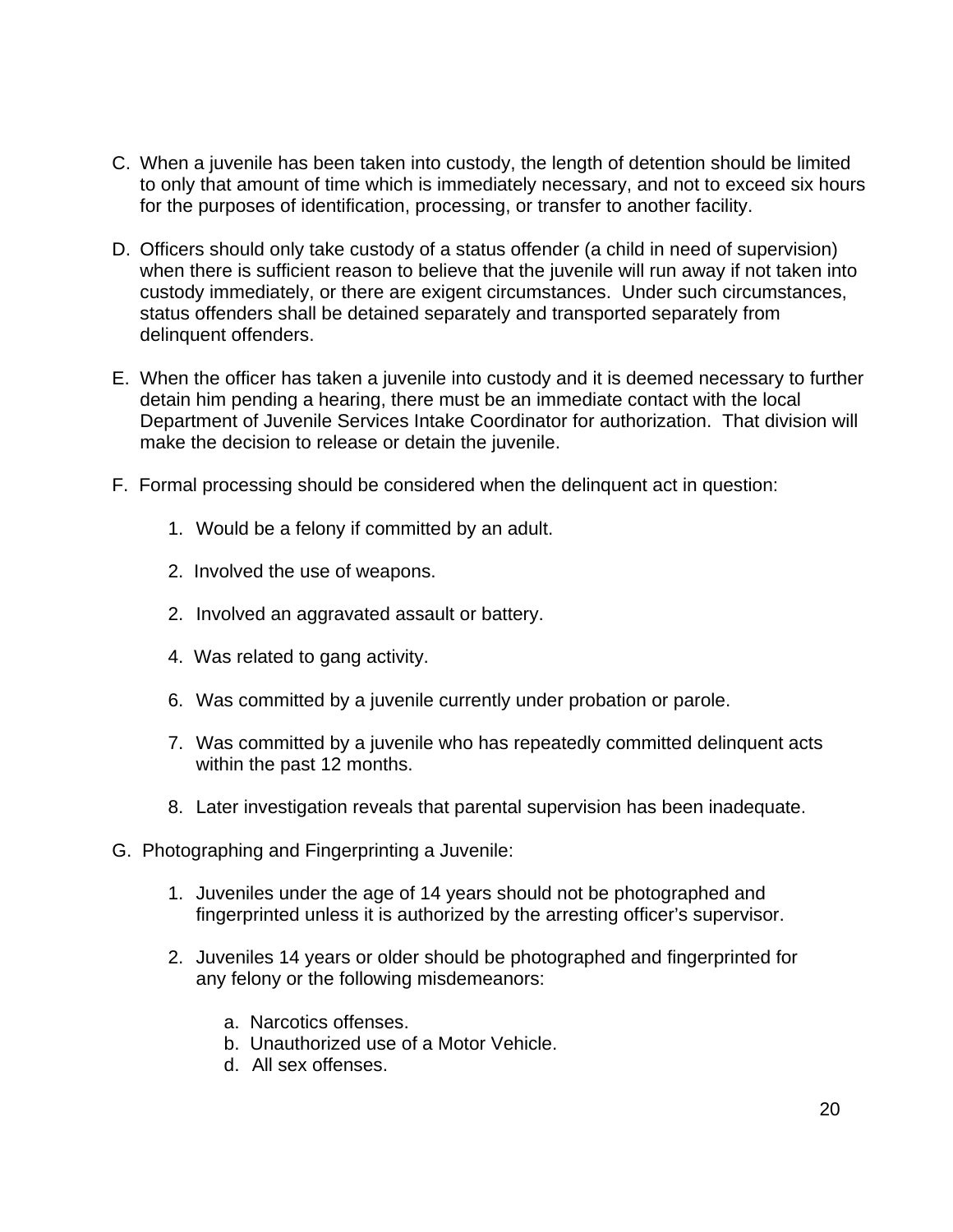C. When a juvenile has been taken into custody, the length of detention should be limited to only that amount of time which is immediately necessary, and not to exceed six hours for the purposes of identification, processing, or transfer to another facility.

D. Officers should only take custody of a status offender (a child in need of supervision) when there is sufficient reason to believe that the juvenile will run away if not taken into custody immediately, or there are exigent circumstances. Under such circumstances, status offenders shall be detained separately and transported separately from delinquent offenders.

E. When the officer has taken a juvenile into custody and it is deemed necessary to further detain him pending a hearing, there must be an immediate contact with the local Department of Juvenile Services Intake Coordinator for authorization. That division will make the decision to release or detain the juvenile.

F. Formal processing should be considered when the delinquent act in question:

   1. Would be a felony if committed by an adult.

   2. Involved the use of weapons.

   2. Involved an aggravated assault or battery.

   4. Was related to gang activity.

   6. Was committed by a juvenile currently under probation or parole.

   7. Was committed by a juvenile who has repeatedly committed delinquent acts within the past 12 months.

   8. Later investigation reveals that parental supervision has been inadequate.

G. Photographing and Fingerprinting a Juvenile:

   1. Juveniles under the age of 14 years should not be photographed and fingerprinted unless it is authorized by the arresting officer's supervisor.

   2. Juveniles 14 years or older should be photographed and fingerprinted for any felony or the following misdemeanors:

      a. Narcotics offenses.
      b. Unauthorized use of a Motor Vehicle.
      d. All sex offenses.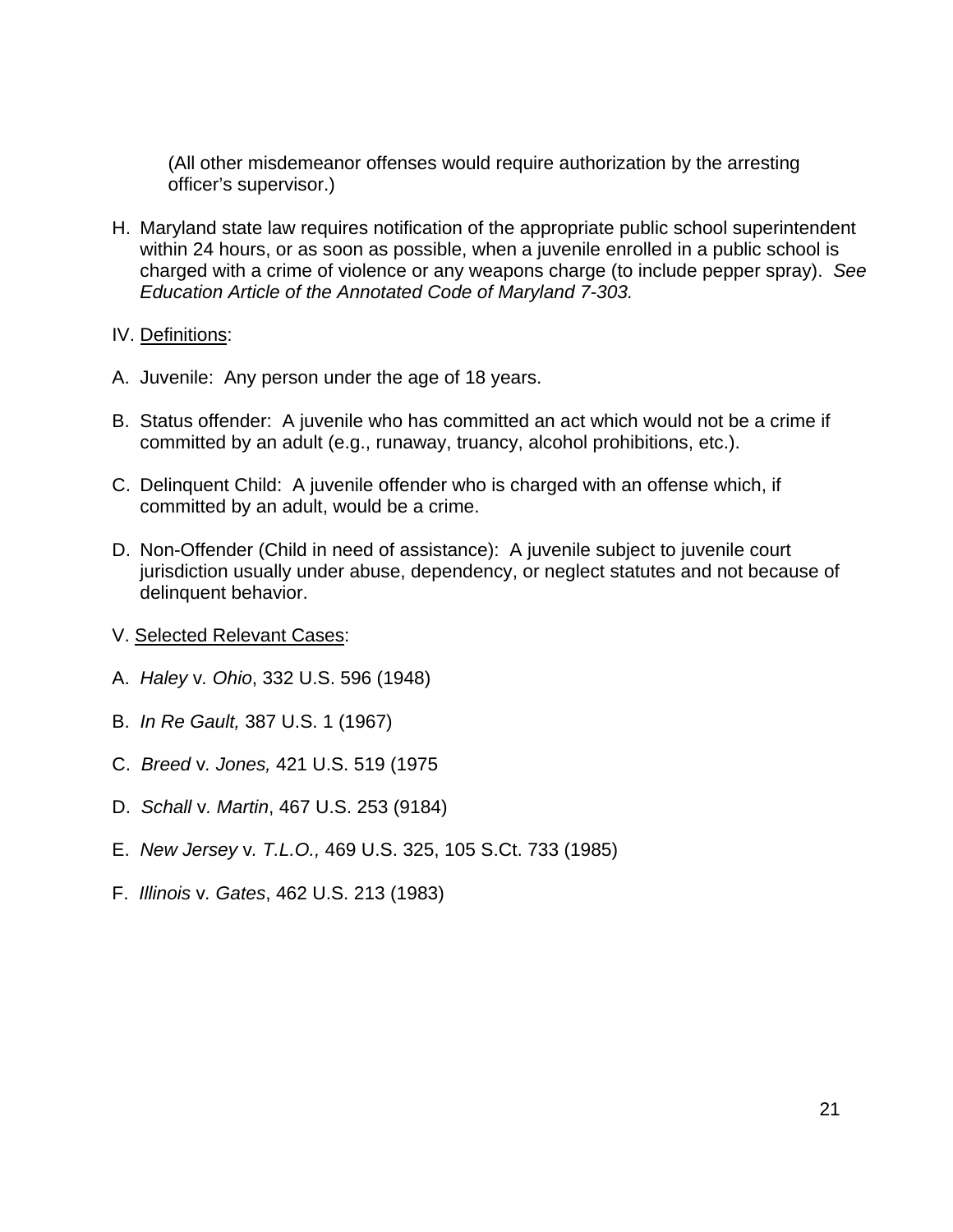(All other misdemeanor offenses would require authorization by the arresting officer's supervisor.)

H. Maryland state law requires notification of the appropriate public school superintendent within 24 hours, or as soon as possible, when a juvenile enrolled in a public school is charged with a crime of violence or any weapons charge (to include pepper spray). *See Education Article of the Annotated Code of Maryland 7-303.*

IV. <u>Definitions</u>:

A. Juvenile: Any person under the age of 18 years.

B. Status offender: A juvenile who has committed an act which would not be a crime if committed by an adult (e.g., runaway, truancy, alcohol prohibitions, etc.).

C. Delinquent Child: A juvenile offender who is charged with an offense which, if committed by an adult, would be a crime.

D. Non-Offender (Child in need of assistance): A juvenile subject to juvenile court jurisdiction usually under abuse, dependency, or neglect statutes and not because of delinquent behavior.

V. <u>Selected Relevant Cases</u>:

A. *Haley* v. *Ohio*, 332 U.S. 596 (1948)

B. *In Re Gault,* 387 U.S. 1 (1967)

C. *Breed* v. *Jones,* 421 U.S. 519 (1975

D. *Schall* v. *Martin*, 467 U.S. 253 (9184)

E. *New Jersey* v. *T.L.O.,* 469 U.S. 325, 105 S.Ct. 733 (1985)

F. *Illinois* v. *Gates*, 462 U.S. 213 (1983)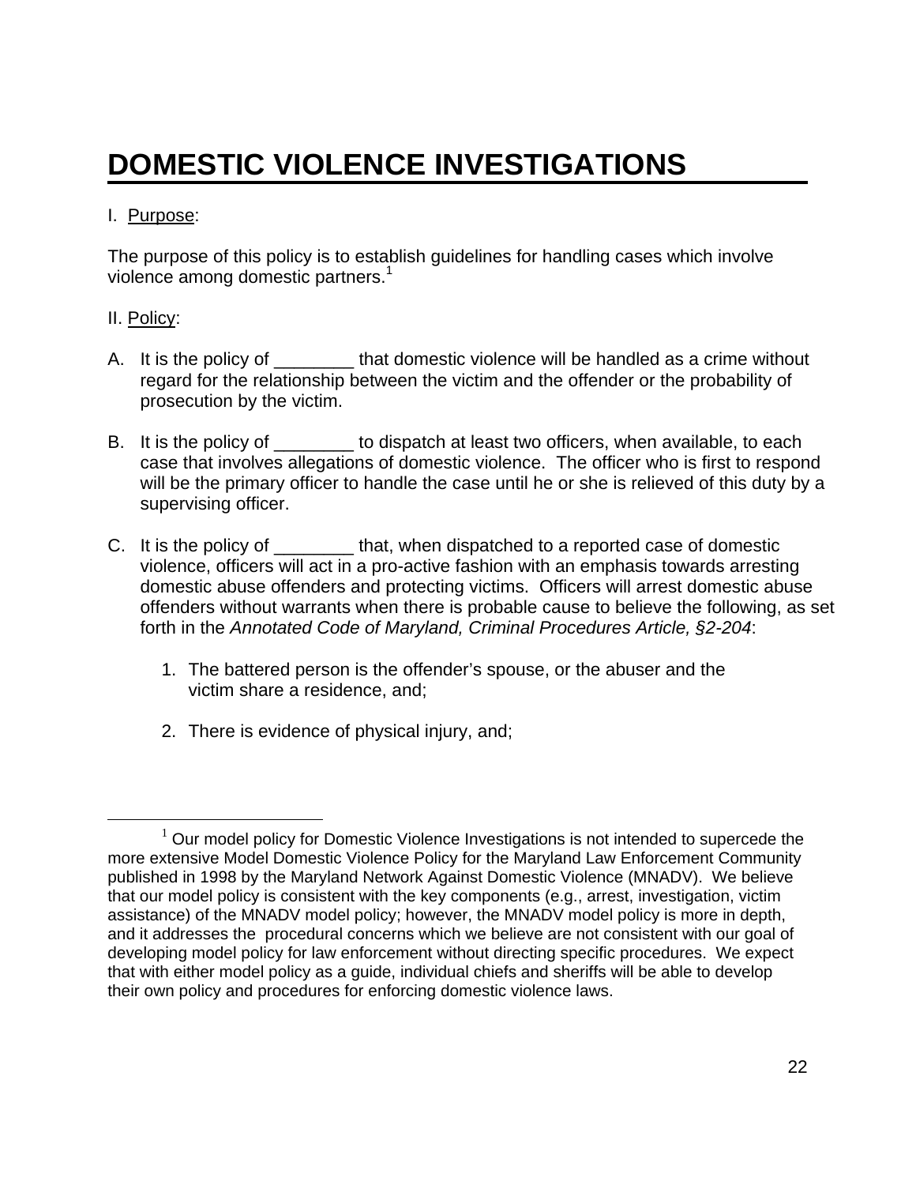# DOMESTIC VIOLENCE INVESTIGATIONS

I. Purpose:

The purpose of this policy is to establish guidelines for handling cases which involve violence among domestic partners.[1]

II. Policy:

A. It is the policy of ________ that domestic violence will be handled as a crime without regard for the relationship between the victim and the offender or the probability of prosecution by the victim.

B. It is the policy of ________ to dispatch at least two officers, when available, to each case that involves allegations of domestic violence. The officer who is first to respond will be the primary officer to handle the case until he or she is relieved of this duty by a supervising officer.

C. It is the policy of ________ that, when dispatched to a reported case of domestic violence, officers will act in a pro-active fashion with an emphasis towards arresting domestic abuse offenders and protecting victims. Officers will arrest domestic abuse offenders without warrants when there is probable cause to believe the following, as set forth in the *Annotated Code of Maryland, Criminal Procedures Article, §2-204*:

   1. The battered person is the offender's spouse, or the abuser and the victim share a residence, and;

   2. There is evidence of physical injury, and;

---

[1] Our model policy for Domestic Violence Investigations is not intended to supercede the more extensive Model Domestic Violence Policy for the Maryland Law Enforcement Community published in 1998 by the Maryland Network Against Domestic Violence (MNADV). We believe that our model policy is consistent with the key components (e.g., arrest, investigation, victim assistance) of the MNADV model policy; however, the MNADV model policy is more in depth, and it addresses the procedural concerns which we believe are not consistent with our goal of developing model policy for law enforcement without directing specific procedures. We expect that with either model policy as a guide, individual chiefs and sheriffs will be able to develop their own policy and procedures for enforcing domestic violence laws.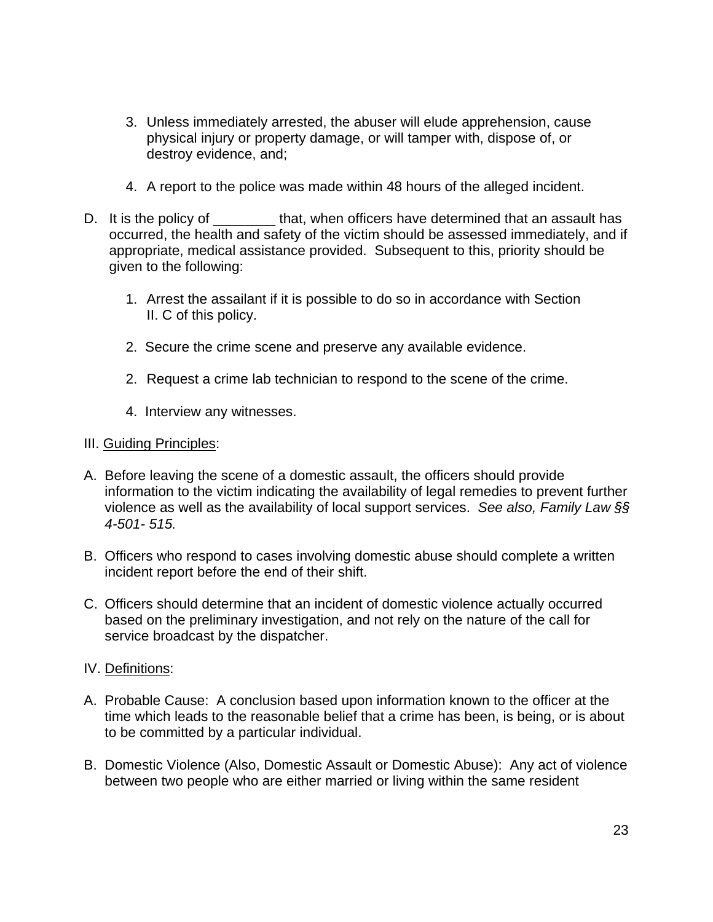3. Unless immediately arrested, the abuser will elude apprehension, cause physical injury or property damage, or will tamper with, dispose of, or destroy evidence, and;

4. A report to the police was made within 48 hours of the alleged incident.

D. It is the policy of ________ that, when officers have determined that an assault has occurred, the health and safety of the victim should be assessed immediately, and if appropriate, medical assistance provided. Subsequent to this, priority should be given to the following:

1. Arrest the assailant if it is possible to do so in accordance with Section II. C of this policy.

2. Secure the crime scene and preserve any available evidence.

2. Request a crime lab technician to respond to the scene of the crime.

4. Interview any witnesses.

III. Guiding Principles:

A. Before leaving the scene of a domestic assault, the officers should provide information to the victim indicating the availability of legal remedies to prevent further violence as well as the availability of local support services. *See also, Family Law §§ 4-501- 515.*

B. Officers who respond to cases involving domestic abuse should complete a written incident report before the end of their shift.

C. Officers should determine that an incident of domestic violence actually occurred based on the preliminary investigation, and not rely on the nature of the call for service broadcast by the dispatcher.

IV. Definitions:

A. Probable Cause: A conclusion based upon information known to the officer at the time which leads to the reasonable belief that a crime has been, is being, or is about to be committed by a particular individual.

B. Domestic Violence (Also, Domestic Assault or Domestic Abuse): Any act of violence between two people who are either married or living within the same resident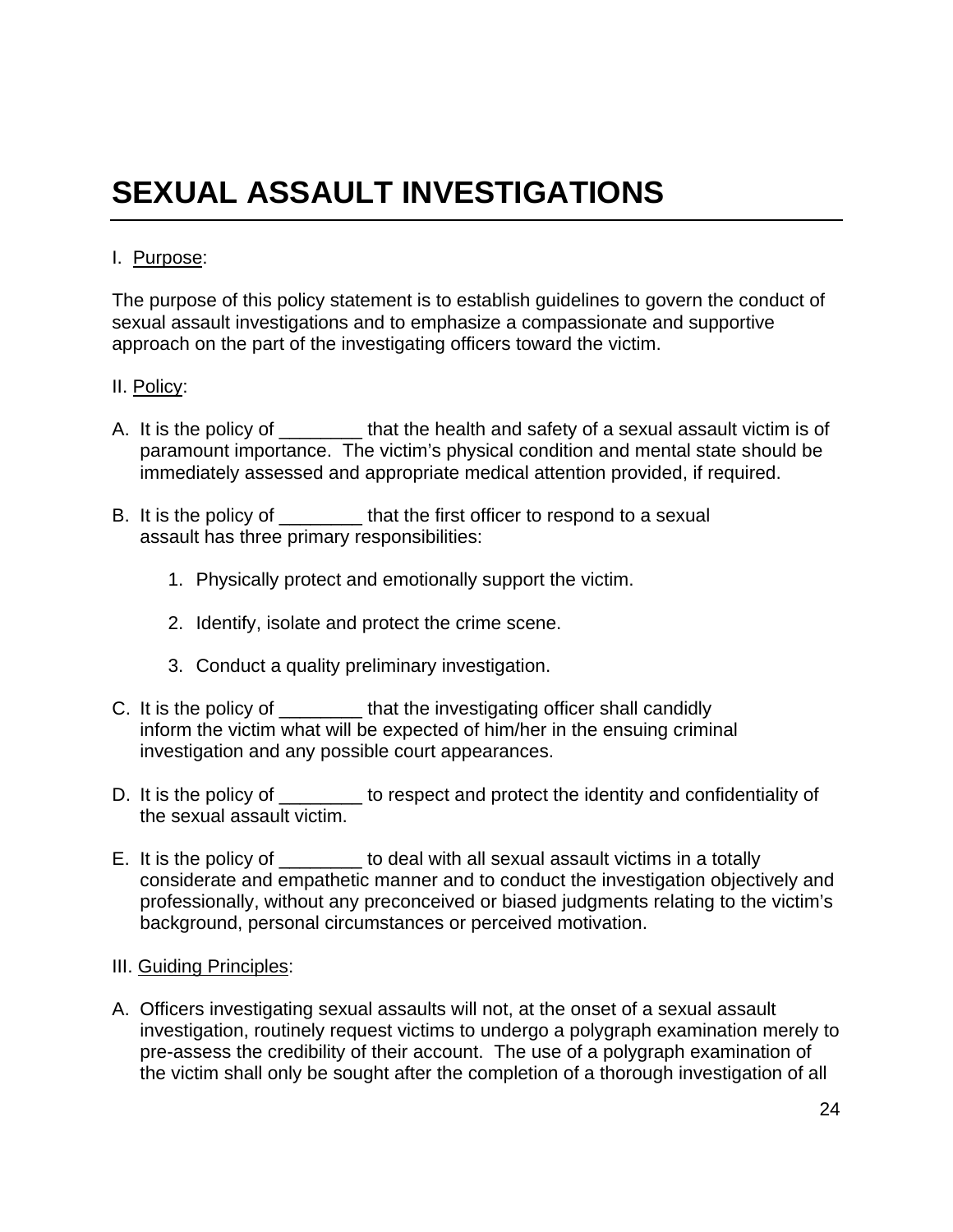# SEXUAL ASSAULT INVESTIGATIONS

I. Purpose:

The purpose of this policy statement is to establish guidelines to govern the conduct of sexual assault investigations and to emphasize a compassionate and supportive approach on the part of the investigating officers toward the victim.

II. Policy:

A. It is the policy of ________ that the health and safety of a sexual assault victim is of paramount importance. The victim's physical condition and mental state should be immediately assessed and appropriate medical attention provided, if required.

B. It is the policy of ________ that the first officer to respond to a sexual assault has three primary responsibilities:

   1. Physically protect and emotionally support the victim.

   2. Identify, isolate and protect the crime scene.

   3. Conduct a quality preliminary investigation.

C. It is the policy of ________ that the investigating officer shall candidly inform the victim what will be expected of him/her in the ensuing criminal investigation and any possible court appearances.

D. It is the policy of ________ to respect and protect the identity and confidentiality of the sexual assault victim.

E. It is the policy of ________ to deal with all sexual assault victims in a totally considerate and empathetic manner and to conduct the investigation objectively and professionally, without any preconceived or biased judgments relating to the victim's background, personal circumstances or perceived motivation.

III. Guiding Principles:

A. Officers investigating sexual assaults will not, at the onset of a sexual assault investigation, routinely request victims to undergo a polygraph examination merely to pre-assess the credibility of their account. The use of a polygraph examination of the victim shall only be sought after the completion of a thorough investigation of all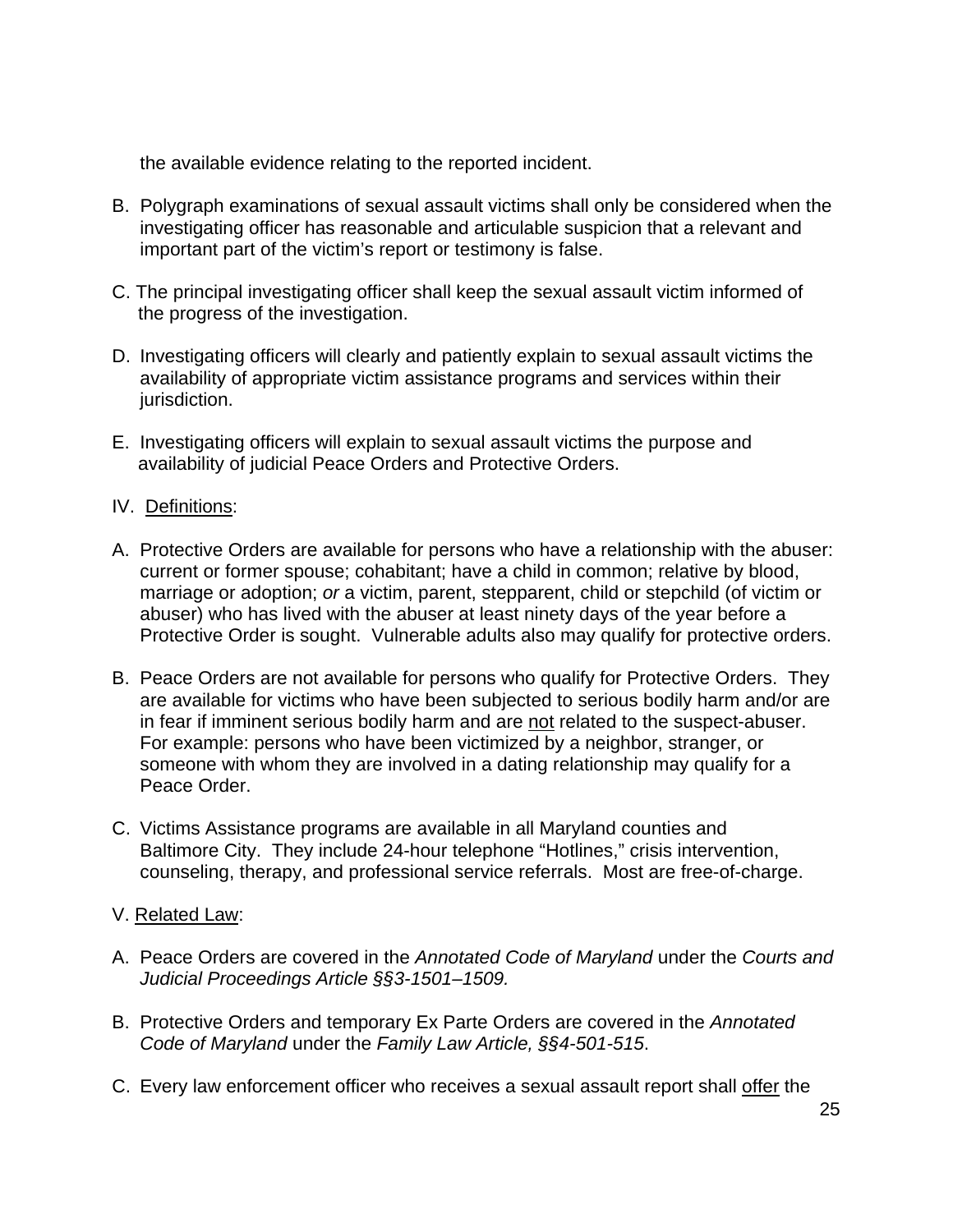the available evidence relating to the reported incident.

B. Polygraph examinations of sexual assault victims shall only be considered when the investigating officer has reasonable and articulable suspicion that a relevant and important part of the victim's report or testimony is false.

C. The principal investigating officer shall keep the sexual assault victim informed of the progress of the investigation.

D. Investigating officers will clearly and patiently explain to sexual assault victims the availability of appropriate victim assistance programs and services within their jurisdiction.

E. Investigating officers will explain to sexual assault victims the purpose and availability of judicial Peace Orders and Protective Orders.

IV. <u>Definitions</u>:

A. Protective Orders are available for persons who have a relationship with the abuser: current or former spouse; cohabitant; have a child in common; relative by blood, marriage or adoption; *or* a victim, parent, stepparent, child or stepchild (of victim or abuser) who has lived with the abuser at least ninety days of the year before a Protective Order is sought. Vulnerable adults also may qualify for protective orders.

B. Peace Orders are not available for persons who qualify for Protective Orders. They are available for victims who have been subjected to serious bodily harm and/or are in fear if imminent serious bodily harm and are <u>not</u> related to the suspect-abuser. For example: persons who have been victimized by a neighbor, stranger, or someone with whom they are involved in a dating relationship may qualify for a Peace Order.

C. Victims Assistance programs are available in all Maryland counties and Baltimore City. They include 24-hour telephone "Hotlines," crisis intervention, counseling, therapy, and professional service referrals. Most are free-of-charge.

V. <u>Related Law</u>:

A. Peace Orders are covered in the *Annotated Code of Maryland* under the *Courts and Judicial Proceedings Article §§3-1501–1509.*

B. Protective Orders and temporary Ex Parte Orders are covered in the *Annotated Code of Maryland* under the *Family Law Article, §§4-501-515*.

C. Every law enforcement officer who receives a sexual assault report shall <u>offer</u> the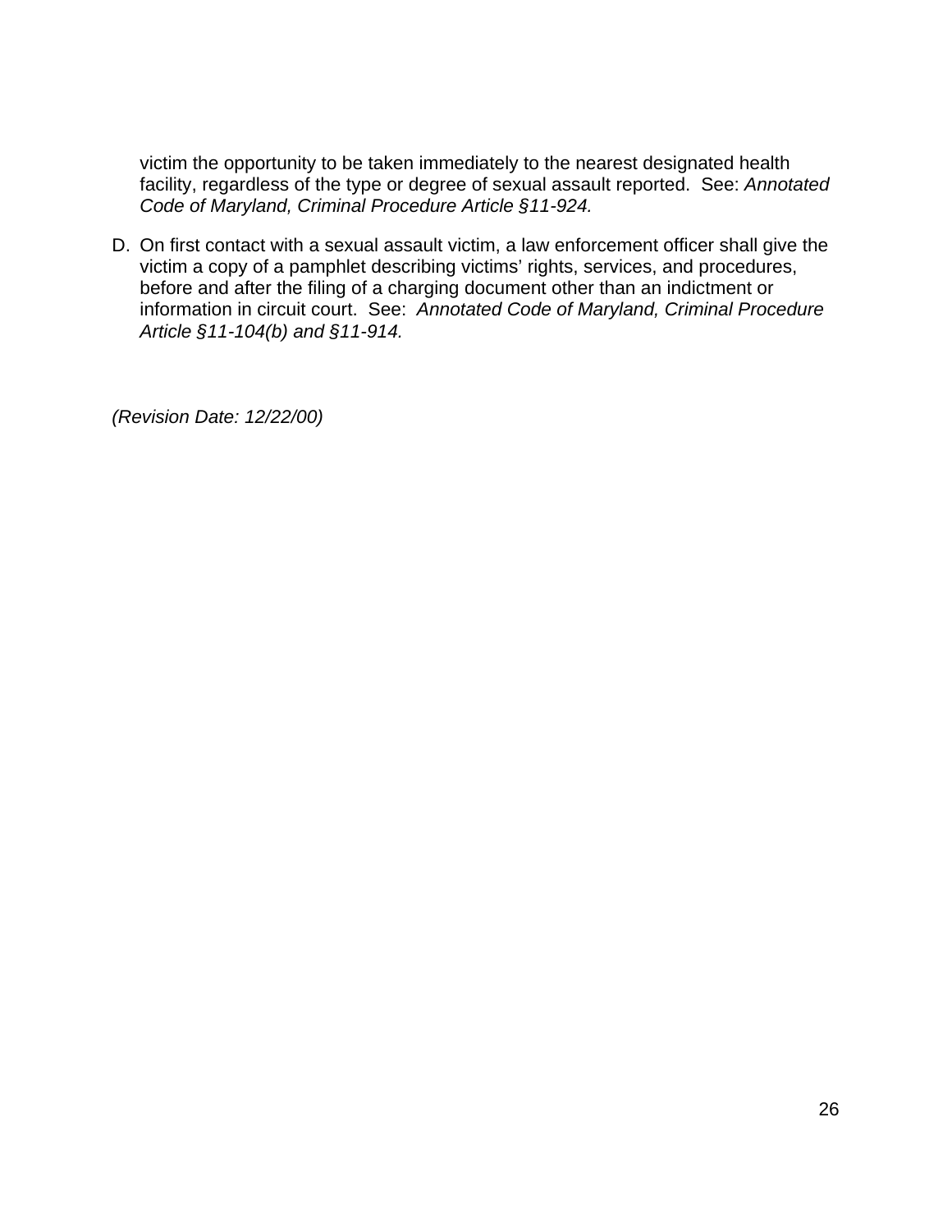victim the opportunity to be taken immediately to the nearest designated health facility, regardless of the type or degree of sexual assault reported. See: *Annotated Code of Maryland, Criminal Procedure Article §11-924.*

D. On first contact with a sexual assault victim, a law enforcement officer shall give the victim a copy of a pamphlet describing victims' rights, services, and procedures, before and after the filing of a charging document other than an indictment or information in circuit court. See: *Annotated Code of Maryland, Criminal Procedure Article §11-104(b) and §11-914.*

*(Revision Date: 12/22/00)*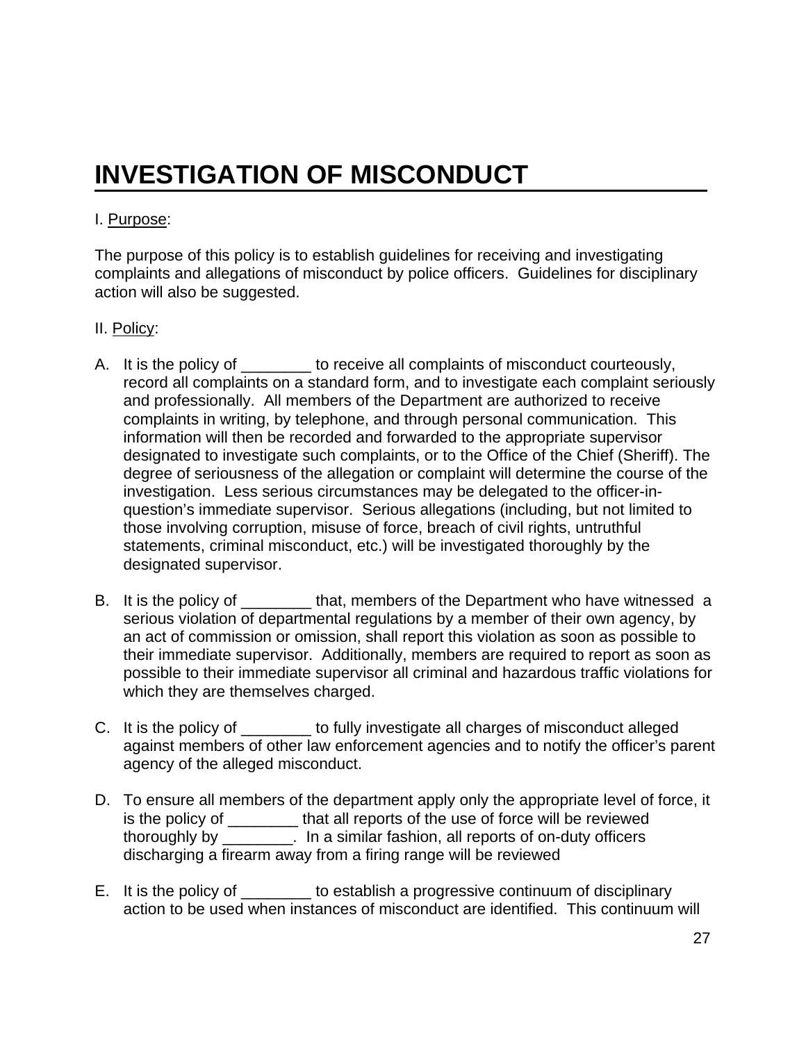# INVESTIGATION OF MISCONDUCT

I. Purpose:

The purpose of this policy is to establish guidelines for receiving and investigating complaints and allegations of misconduct by police officers. Guidelines for disciplinary action will also be suggested.

II. Policy:

A. It is the policy of ________ to receive all complaints of misconduct courteously, record all complaints on a standard form, and to investigate each complaint seriously and professionally. All members of the Department are authorized to receive complaints in writing, by telephone, and through personal communication. This information will then be recorded and forwarded to the appropriate supervisor designated to investigate such complaints, or to the Office of the Chief (Sheriff). The degree of seriousness of the allegation or complaint will determine the course of the investigation. Less serious circumstances may be delegated to the officer-in-question's immediate supervisor. Serious allegations (including, but not limited to those involving corruption, misuse of force, breach of civil rights, untruthful statements, criminal misconduct, etc.) will be investigated thoroughly by the designated supervisor.

B. It is the policy of ________ that, members of the Department who have witnessed a serious violation of departmental regulations by a member of their own agency, by an act of commission or omission, shall report this violation as soon as possible to their immediate supervisor. Additionally, members are required to report as soon as possible to their immediate supervisor all criminal and hazardous traffic violations for which they are themselves charged.

C. It is the policy of ________ to fully investigate all charges of misconduct alleged against members of other law enforcement agencies and to notify the officer's parent agency of the alleged misconduct.

D. To ensure all members of the department apply only the appropriate level of force, it is the policy of ________ that all reports of the use of force will be reviewed thoroughly by ________. In a similar fashion, all reports of on-duty officers discharging a firearm away from a firing range will be reviewed

E. It is the policy of ________ to establish a progressive continuum of disciplinary action to be used when instances of misconduct are identified. This continuum will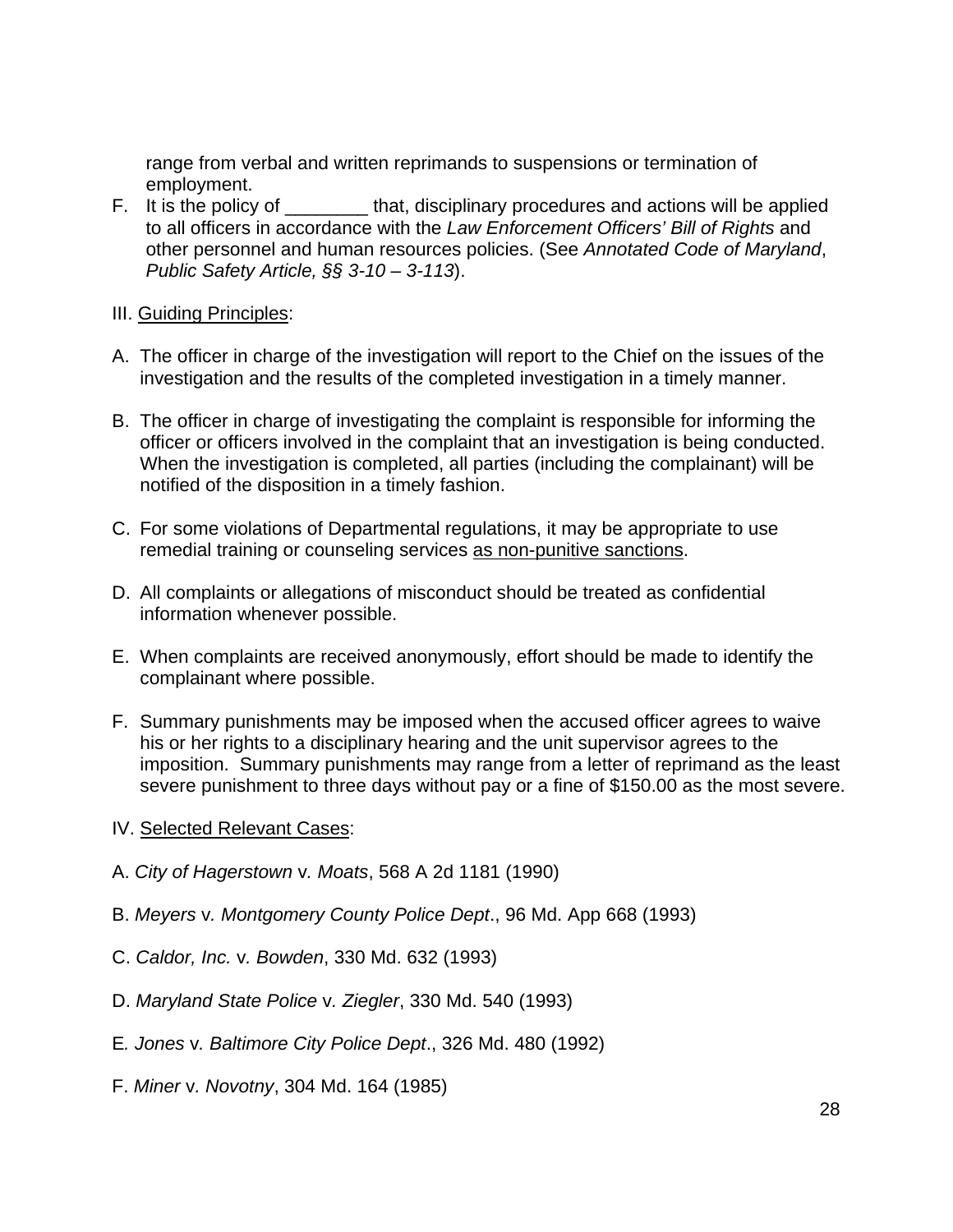range from verbal and written reprimands to suspensions or termination of employment.

F. It is the policy of ________ that, disciplinary procedures and actions will be applied to all officers in accordance with the *Law Enforcement Officers' Bill of Rights* and other personnel and human resources policies. (See *Annotated Code of Maryland*, *Public Safety Article, §§ 3-10 – 3-113*).

III. <u>Guiding Principles</u>:

A. The officer in charge of the investigation will report to the Chief on the issues of the investigation and the results of the completed investigation in a timely manner.

B. The officer in charge of investigating the complaint is responsible for informing the officer or officers involved in the complaint that an investigation is being conducted. When the investigation is completed, all parties (including the complainant) will be notified of the disposition in a timely fashion.

C. For some violations of Departmental regulations, it may be appropriate to use remedial training or counseling services <u>as non-punitive sanctions</u>.

D. All complaints or allegations of misconduct should be treated as confidential information whenever possible.

E. When complaints are received anonymously, effort should be made to identify the complainant where possible.

F. Summary punishments may be imposed when the accused officer agrees to waive his or her rights to a disciplinary hearing and the unit supervisor agrees to the imposition. Summary punishments may range from a letter of reprimand as the least severe punishment to three days without pay or a fine of $150.00 as the most severe.

IV. <u>Selected Relevant Cases</u>:

A. *City of Hagerstown* v*. Moats*, 568 A 2d 1181 (1990)

B. *Meyers* v*. Montgomery County Police Dept*., 96 Md. App 668 (1993)

C. *Caldor, Inc.* v*. Bowden*, 330 Md. 632 (1993)

D. *Maryland State Police* v*. Ziegler*, 330 Md. 540 (1993)

E*. Jones* v*. Baltimore City Police Dept*., 326 Md. 480 (1992)

F. *Miner* v*. Novotny*, 304 Md. 164 (1985)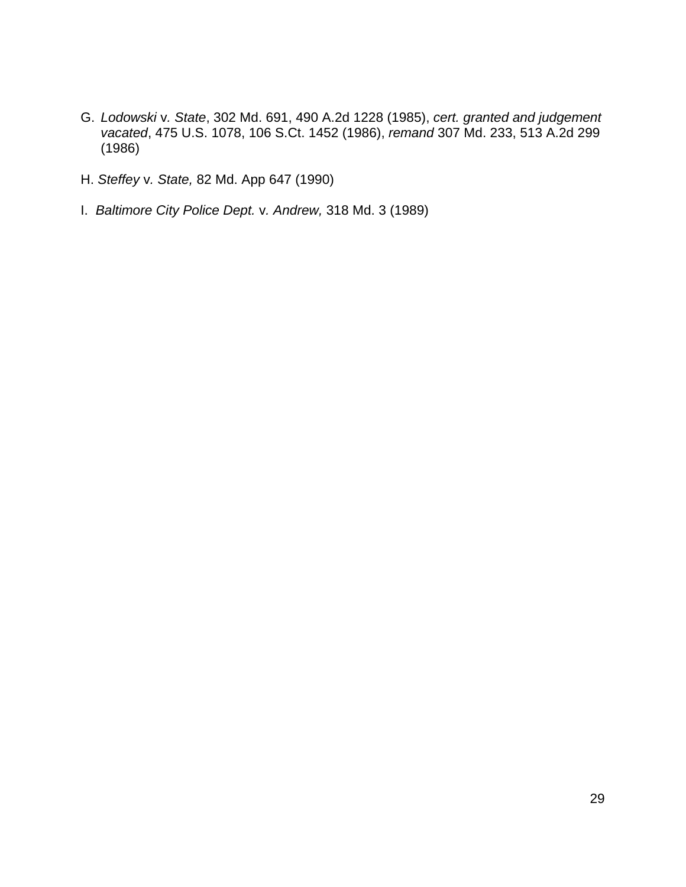G. *Lodowski* v*. State*, 302 Md. 691, 490 A.2d 1228 (1985), *cert. granted and judgement vacated*, 475 U.S. 1078, 106 S.Ct. 1452 (1986), *remand* 307 Md. 233, 513 A.2d 299 (1986)

H. *Steffey* v*. State,* 82 Md. App 647 (1990)

I. *Baltimore City Police Dept.* v*. Andrew,* 318 Md. 3 (1989)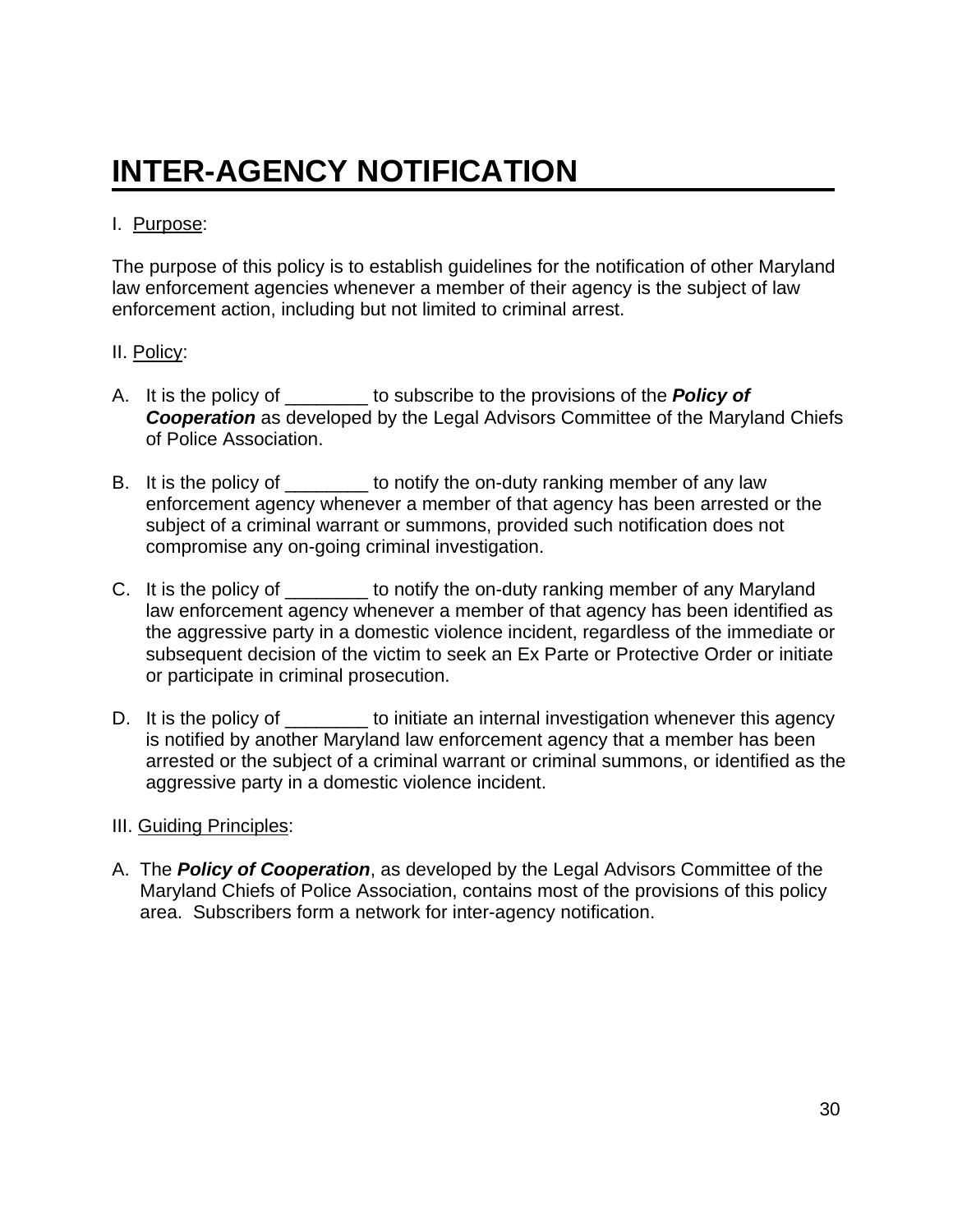# INTER-AGENCY NOTIFICATION

I. Purpose:

The purpose of this policy is to establish guidelines for the notification of other Maryland law enforcement agencies whenever a member of their agency is the subject of law enforcement action, including but not limited to criminal arrest.

II. Policy:

A. It is the policy of ________ to subscribe to the provisions of the ***Policy of Cooperation*** as developed by the Legal Advisors Committee of the Maryland Chiefs of Police Association.

B. It is the policy of ________ to notify the on-duty ranking member of any law enforcement agency whenever a member of that agency has been arrested or the subject of a criminal warrant or summons, provided such notification does not compromise any on-going criminal investigation.

C. It is the policy of ________ to notify the on-duty ranking member of any Maryland law enforcement agency whenever a member of that agency has been identified as the aggressive party in a domestic violence incident, regardless of the immediate or subsequent decision of the victim to seek an Ex Parte or Protective Order or initiate or participate in criminal prosecution.

D. It is the policy of ________ to initiate an internal investigation whenever this agency is notified by another Maryland law enforcement agency that a member has been arrested or the subject of a criminal warrant or criminal summons, or identified as the aggressive party in a domestic violence incident.

III. Guiding Principles:

A. The ***Policy of Cooperation***, as developed by the Legal Advisors Committee of the Maryland Chiefs of Police Association, contains most of the provisions of this policy area. Subscribers form a network for inter-agency notification.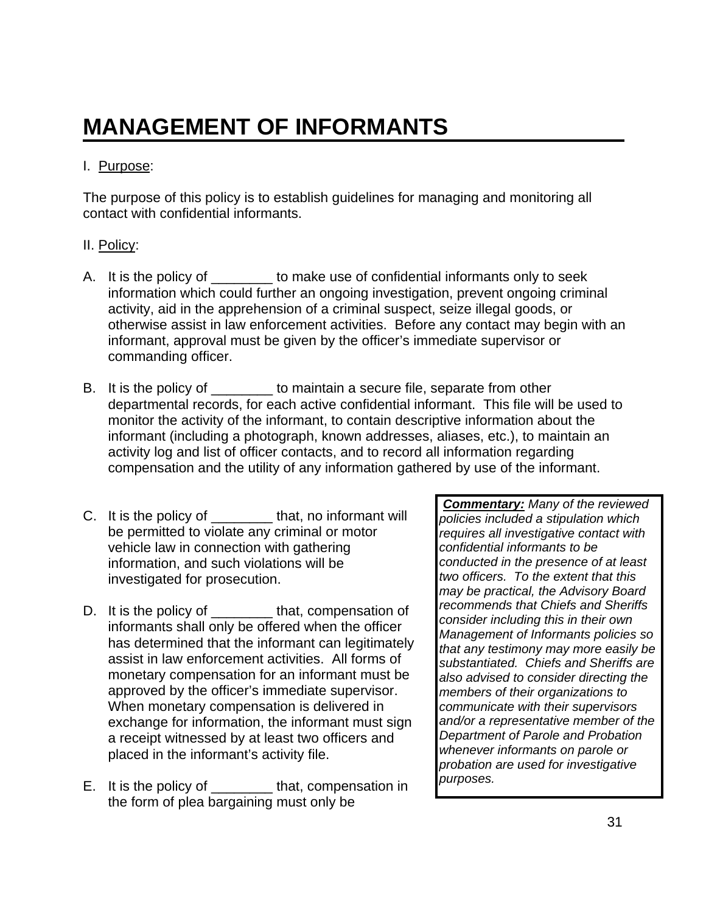# MANAGEMENT OF INFORMANTS

I. Purpose:

The purpose of this policy is to establish guidelines for managing and monitoring all contact with confidential informants.

II. Policy:

A. It is the policy of ________ to make use of confidential informants only to seek information which could further an ongoing investigation, prevent ongoing criminal activity, aid in the apprehension of a criminal suspect, seize illegal goods, or otherwise assist in law enforcement activities. Before any contact may begin with an informant, approval must be given by the officer's immediate supervisor or commanding officer.

B. It is the policy of ________ to maintain a secure file, separate from other departmental records, for each active confidential informant. This file will be used to monitor the activity of the informant, to contain descriptive information about the informant (including a photograph, known addresses, aliases, etc.), to maintain an activity log and list of officer contacts, and to record all information regarding compensation and the utility of any information gathered by use of the informant.

C. It is the policy of ________ that, no informant will be permitted to violate any criminal or motor vehicle law in connection with gathering information, and such violations will be investigated for prosecution.

D. It is the policy of ________ that, compensation of informants shall only be offered when the officer has determined that the informant can legitimately assist in law enforcement activities. All forms of monetary compensation for an informant must be approved by the officer's immediate supervisor. When monetary compensation is delivered in exchange for information, the informant must sign a receipt witnessed by at least two officers and placed in the informant's activity file.

E. It is the policy of ________ that, compensation in the form of plea bargaining must only be

> ***Commentary:*** *Many of the reviewed policies included a stipulation which requires all investigative contact with confidential informants to be conducted in the presence of at least two officers. To the extent that this may be practical, the Advisory Board recommends that Chiefs and Sheriffs consider including this in their own Management of Informants policies so that any testimony may more easily be substantiated. Chiefs and Sheriffs are also advised to consider directing the members of their organizations to communicate with their supervisors and/or a representative member of the Department of Parole and Probation whenever informants on parole or probation are used for investigative purposes.*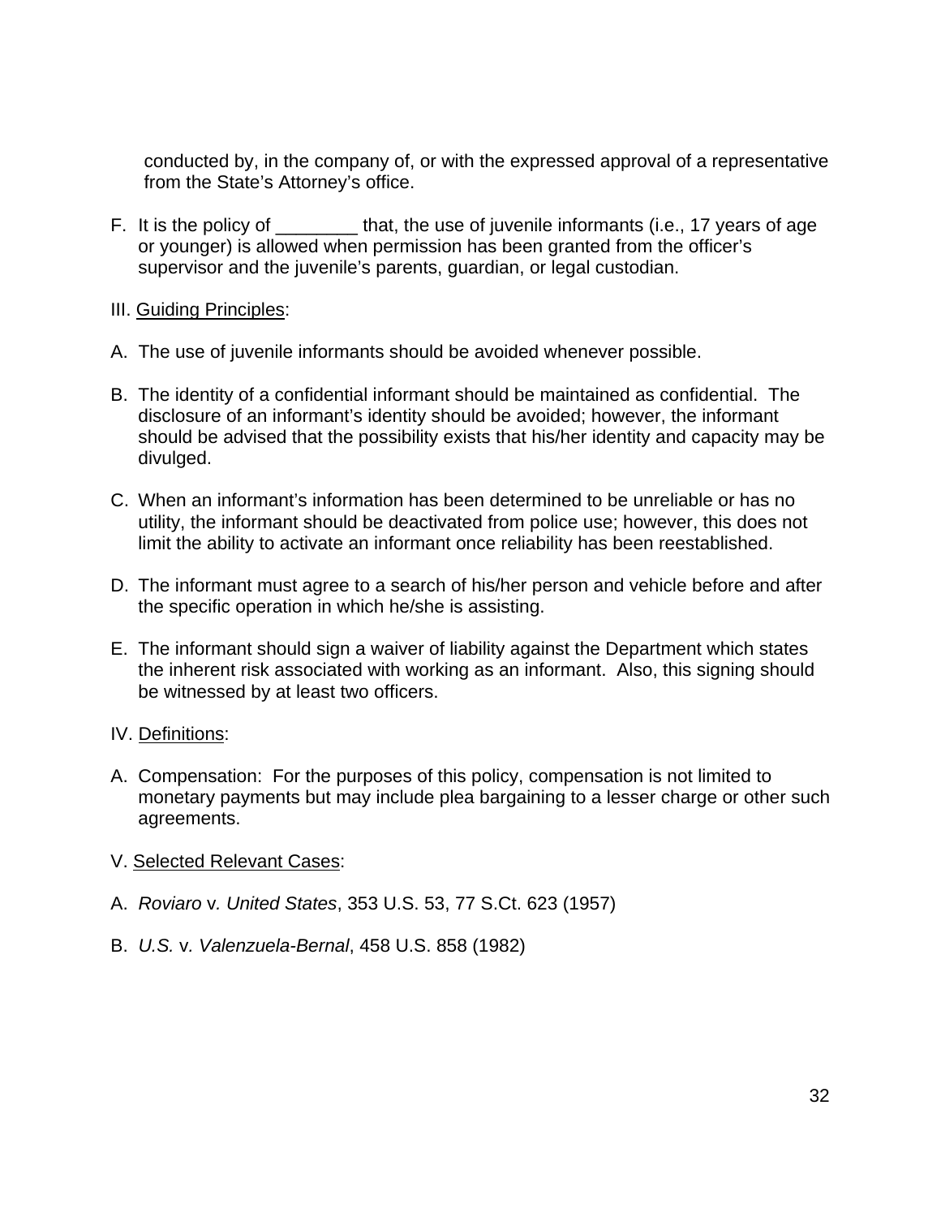conducted by, in the company of, or with the expressed approval of a representative from the State's Attorney's office.

F. It is the policy of ________ that, the use of juvenile informants (i.e., 17 years of age or younger) is allowed when permission has been granted from the officer's supervisor and the juvenile's parents, guardian, or legal custodian.

III. <u>Guiding Principles</u>:

A. The use of juvenile informants should be avoided whenever possible.

B. The identity of a confidential informant should be maintained as confidential. The disclosure of an informant's identity should be avoided; however, the informant should be advised that the possibility exists that his/her identity and capacity may be divulged.

C. When an informant's information has been determined to be unreliable or has no utility, the informant should be deactivated from police use; however, this does not limit the ability to activate an informant once reliability has been reestablished.

D. The informant must agree to a search of his/her person and vehicle before and after the specific operation in which he/she is assisting.

E. The informant should sign a waiver of liability against the Department which states the inherent risk associated with working as an informant. Also, this signing should be witnessed by at least two officers.

IV. <u>Definitions</u>:

A. Compensation: For the purposes of this policy, compensation is not limited to monetary payments but may include plea bargaining to a lesser charge or other such agreements.

V. <u>Selected Relevant Cases</u>:

A. *Roviaro* v*. United States*, 353 U.S. 53, 77 S.Ct. 623 (1957)

B. *U.S.* v*. Valenzuela-Bernal*, 458 U.S. 858 (1982)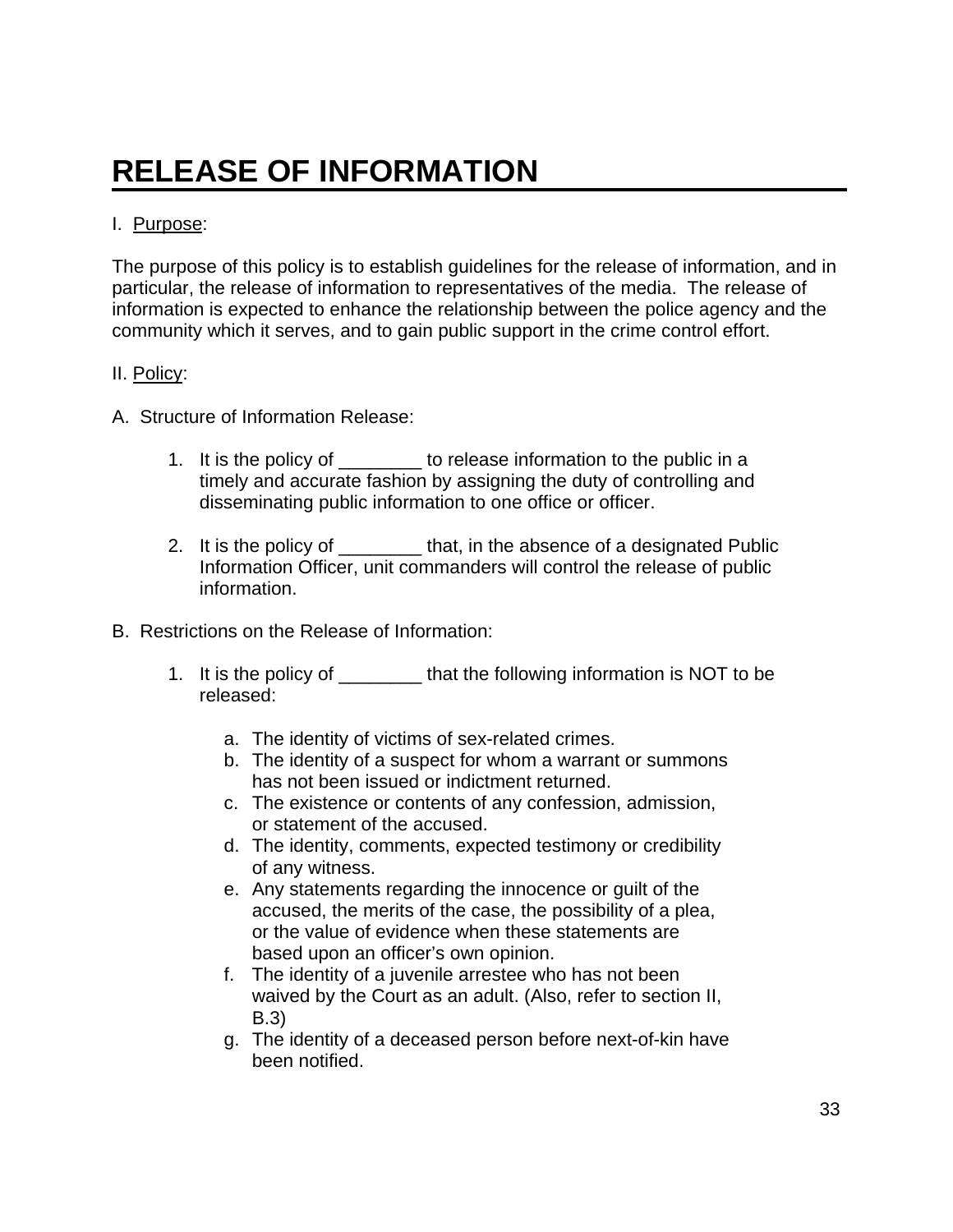# RELEASE OF INFORMATION

I. Purpose:

The purpose of this policy is to establish guidelines for the release of information, and in particular, the release of information to representatives of the media. The release of information is expected to enhance the relationship between the police agency and the community which it serves, and to gain public support in the crime control effort.

II. Policy:

A. Structure of Information Release:

1. It is the policy of ________ to release information to the public in a timely and accurate fashion by assigning the duty of controlling and disseminating public information to one office or officer.

2. It is the policy of ________ that, in the absence of a designated Public Information Officer, unit commanders will control the release of public information.

B. Restrictions on the Release of Information:

1. It is the policy of ________ that the following information is NOT to be released:

   a. The identity of victims of sex-related crimes.
   b. The identity of a suspect for whom a warrant or summons has not been issued or indictment returned.
   c. The existence or contents of any confession, admission, or statement of the accused.
   d. The identity, comments, expected testimony or credibility of any witness.
   e. Any statements regarding the innocence or guilt of the accused, the merits of the case, the possibility of a plea, or the value of evidence when these statements are based upon an officer's own opinion.
   f. The identity of a juvenile arrestee who has not been waived by the Court as an adult. (Also, refer to section II, B.3)
   g. The identity of a deceased person before next-of-kin have been notified.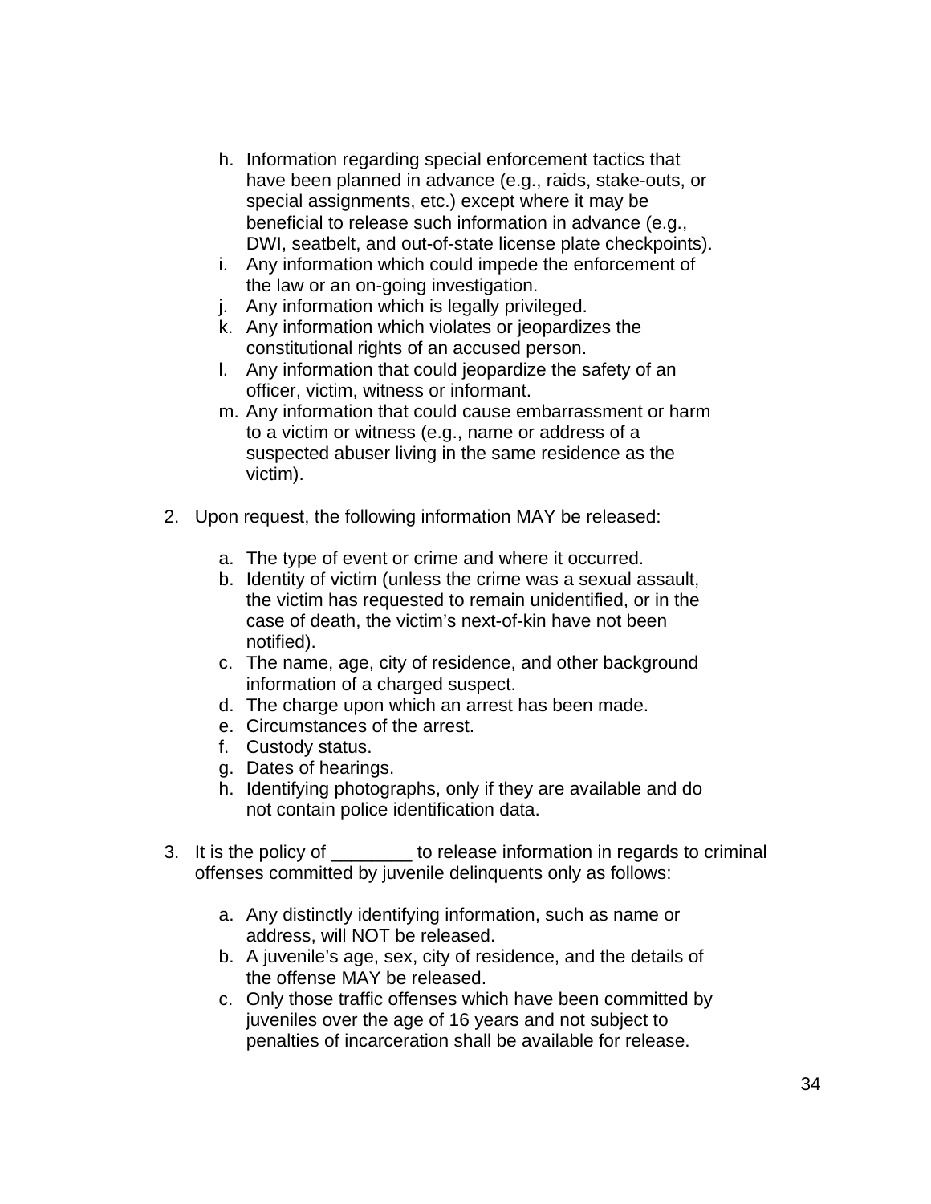h. Information regarding special enforcement tactics that have been planned in advance (e.g., raids, stake-outs, or special assignments, etc.) except where it may be beneficial to release such information in advance (e.g., DWI, seatbelt, and out-of-state license plate checkpoints).
i. Any information which could impede the enforcement of the law or an on-going investigation.
j. Any information which is legally privileged.
k. Any information which violates or jeopardizes the constitutional rights of an accused person.
l. Any information that could jeopardize the safety of an officer, victim, witness or informant.
m. Any information that could cause embarrassment or harm to a victim or witness (e.g., name or address of a suspected abuser living in the same residence as the victim).

2. Upon request, the following information MAY be released:

   a. The type of event or crime and where it occurred.
   b. Identity of victim (unless the crime was a sexual assault, the victim has requested to remain unidentified, or in the case of death, the victim's next-of-kin have not been notified).
   c. The name, age, city of residence, and other background information of a charged suspect.
   d. The charge upon which an arrest has been made.
   e. Circumstances of the arrest.
   f. Custody status.
   g. Dates of hearings.
   h. Identifying photographs, only if they are available and do not contain police identification data.

3. It is the policy of ________ to release information in regards to criminal offenses committed by juvenile delinquents only as follows:

   a. Any distinctly identifying information, such as name or address, will NOT be released.
   b. A juvenile's age, sex, city of residence, and the details of the offense MAY be released.
   c. Only those traffic offenses which have been committed by juveniles over the age of 16 years and not subject to penalties of incarceration shall be available for release.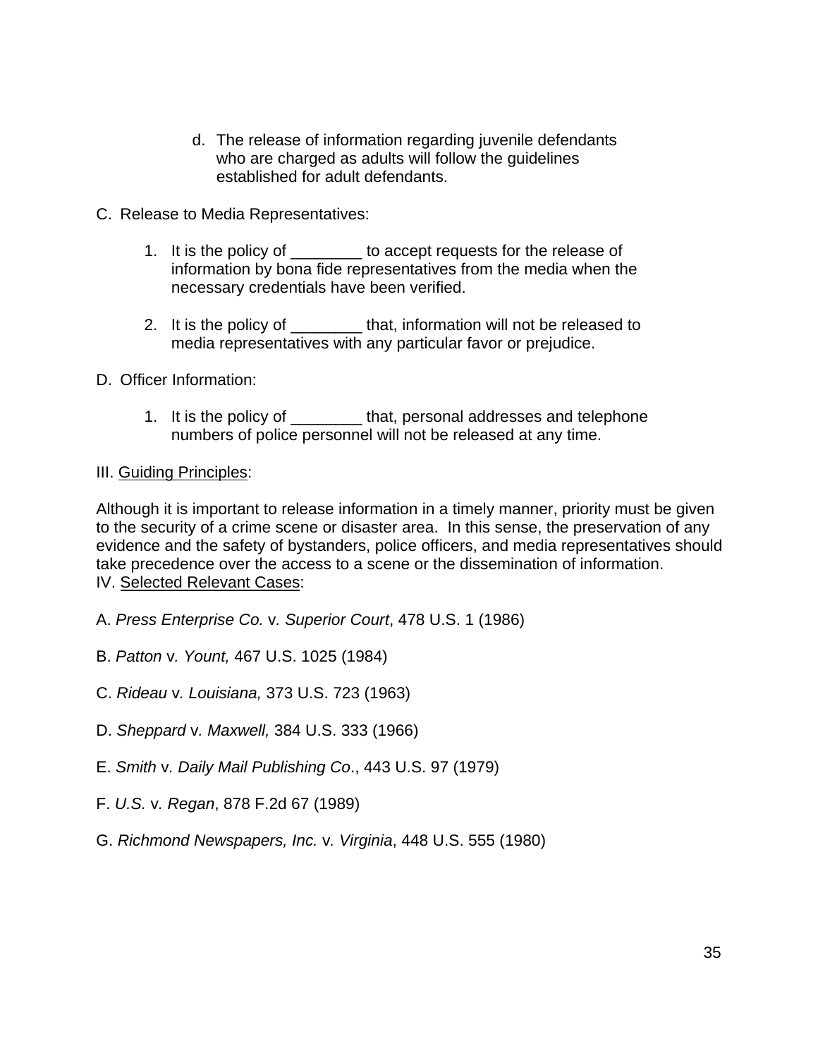d. The release of information regarding juvenile defendants who are charged as adults will follow the guidelines established for adult defendants.

C. Release to Media Representatives:

1. It is the policy of ________ to accept requests for the release of information by bona fide representatives from the media when the necessary credentials have been verified.

2. It is the policy of ________ that, information will not be released to media representatives with any particular favor or prejudice.

D. Officer Information:

1. It is the policy of ________ that, personal addresses and telephone numbers of police personnel will not be released at any time.

III. <u>Guiding Principles</u>:

Although it is important to release information in a timely manner, priority must be given to the security of a crime scene or disaster area. In this sense, the preservation of any evidence and the safety of bystanders, police officers, and media representatives should take precedence over the access to a scene or the dissemination of information.

IV. <u>Selected Relevant Cases</u>:

A. *Press Enterprise Co.* v*. Superior Court*, 478 U.S. 1 (1986)

B. *Patton* v*. Yount,* 467 U.S. 1025 (1984)

C. *Rideau* v*. Louisiana,* 373 U.S. 723 (1963)

D. *Sheppard* v*. Maxwell,* 384 U.S. 333 (1966)

E. *Smith* v*. Daily Mail Publishing Co*., 443 U.S. 97 (1979)

F. *U.S.* v*. Regan*, 878 F.2d 67 (1989)

G. *Richmond Newspapers, Inc.* v*. Virginia*, 448 U.S. 555 (1980)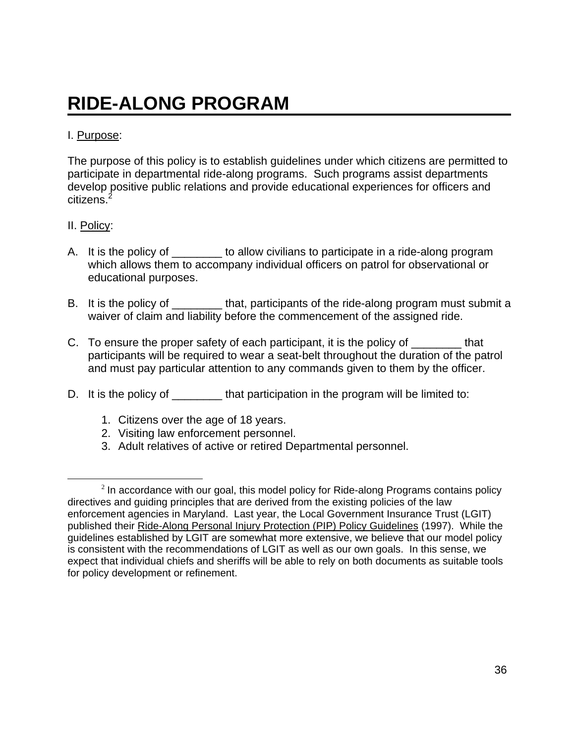# RIDE-ALONG PROGRAM

I. Purpose:

The purpose of this policy is to establish guidelines under which citizens are permitted to participate in departmental ride-along programs. Such programs assist departments develop positive public relations and provide educational experiences for officers and citizens.[2]

II. Policy:

A. It is the policy of ________ to allow civilians to participate in a ride-along program which allows them to accompany individual officers on patrol for observational or educational purposes.

B. It is the policy of ________ that, participants of the ride-along program must submit a waiver of claim and liability before the commencement of the assigned ride.

C. To ensure the proper safety of each participant, it is the policy of ________ that participants will be required to wear a seat-belt throughout the duration of the patrol and must pay particular attention to any commands given to them by the officer.

D. It is the policy of ________ that participation in the program will be limited to:

1. Citizens over the age of 18 years.
2. Visiting law enforcement personnel.
3. Adult relatives of active or retired Departmental personnel.

---

[2] In accordance with our goal, this model policy for Ride-along Programs contains policy directives and guiding principles that are derived from the existing policies of the law enforcement agencies in Maryland. Last year, the Local Government Insurance Trust (LGIT) published their Ride-Along Personal Injury Protection (PIP) Policy Guidelines (1997). While the guidelines established by LGIT are somewhat more extensive, we believe that our model policy is consistent with the recommendations of LGIT as well as our own goals. In this sense, we expect that individual chiefs and sheriffs will be able to rely on both documents as suitable tools for policy development or refinement.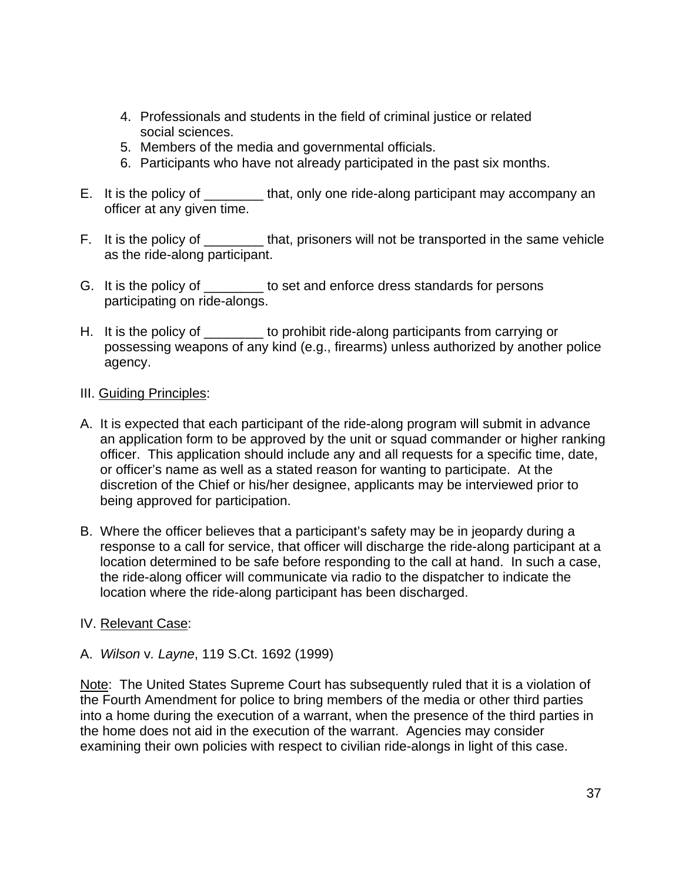4. Professionals and students in the field of criminal justice or related social sciences.
5. Members of the media and governmental officials.
6. Participants who have not already participated in the past six months.

E. It is the policy of ________ that, only one ride-along participant may accompany an officer at any given time.

F. It is the policy of ________ that, prisoners will not be transported in the same vehicle as the ride-along participant.

G. It is the policy of ________ to set and enforce dress standards for persons participating on ride-alongs.

H. It is the policy of ________ to prohibit ride-along participants from carrying or possessing weapons of any kind (e.g., firearms) unless authorized by another police agency.

III. <u>Guiding Principles</u>:

A. It is expected that each participant of the ride-along program will submit in advance an application form to be approved by the unit or squad commander or higher ranking officer. This application should include any and all requests for a specific time, date, or officer's name as well as a stated reason for wanting to participate. At the discretion of the Chief or his/her designee, applicants may be interviewed prior to being approved for participation.

B. Where the officer believes that a participant's safety may be in jeopardy during a response to a call for service, that officer will discharge the ride-along participant at a location determined to be safe before responding to the call at hand. In such a case, the ride-along officer will communicate via radio to the dispatcher to indicate the location where the ride-along participant has been discharged.

IV. <u>Relevant Case</u>:

A. *Wilson* v*. Layne*, 119 S.Ct. 1692 (1999)

<u>Note</u>: The United States Supreme Court has subsequently ruled that it is a violation of the Fourth Amendment for police to bring members of the media or other third parties into a home during the execution of a warrant, when the presence of the third parties in the home does not aid in the execution of the warrant. Agencies may consider examining their own policies with respect to civilian ride-alongs in light of this case.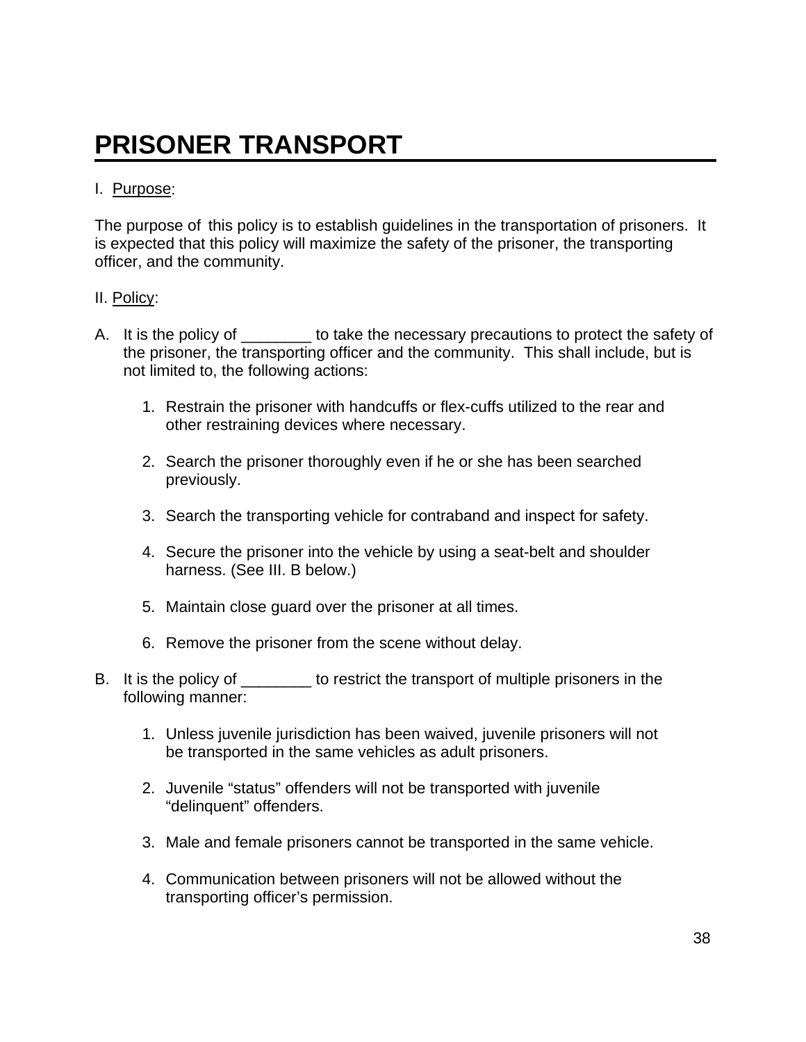# PRISONER TRANSPORT

I. <u>Purpose</u>:

The purpose of this policy is to establish guidelines in the transportation of prisoners. It is expected that this policy will maximize the safety of the prisoner, the transporting officer, and the community.

II. <u>Policy</u>:

A. It is the policy of ________ to take the necessary precautions to protect the safety of the prisoner, the transporting officer and the community. This shall include, but is not limited to, the following actions:

   1. Restrain the prisoner with handcuffs or flex-cuffs utilized to the rear and other restraining devices where necessary.

   2. Search the prisoner thoroughly even if he or she has been searched previously.

   3. Search the transporting vehicle for contraband and inspect for safety.

   4. Secure the prisoner into the vehicle by using a seat-belt and shoulder harness. (See III. B below.)

   5. Maintain close guard over the prisoner at all times.

   6. Remove the prisoner from the scene without delay.

B. It is the policy of ________ to restrict the transport of multiple prisoners in the following manner:

   1. Unless juvenile jurisdiction has been waived, juvenile prisoners will not be transported in the same vehicles as adult prisoners.

   2. Juvenile “status” offenders will not be transported with juvenile “delinquent” offenders.

   3. Male and female prisoners cannot be transported in the same vehicle.

   4. Communication between prisoners will not be allowed without the transporting officer’s permission.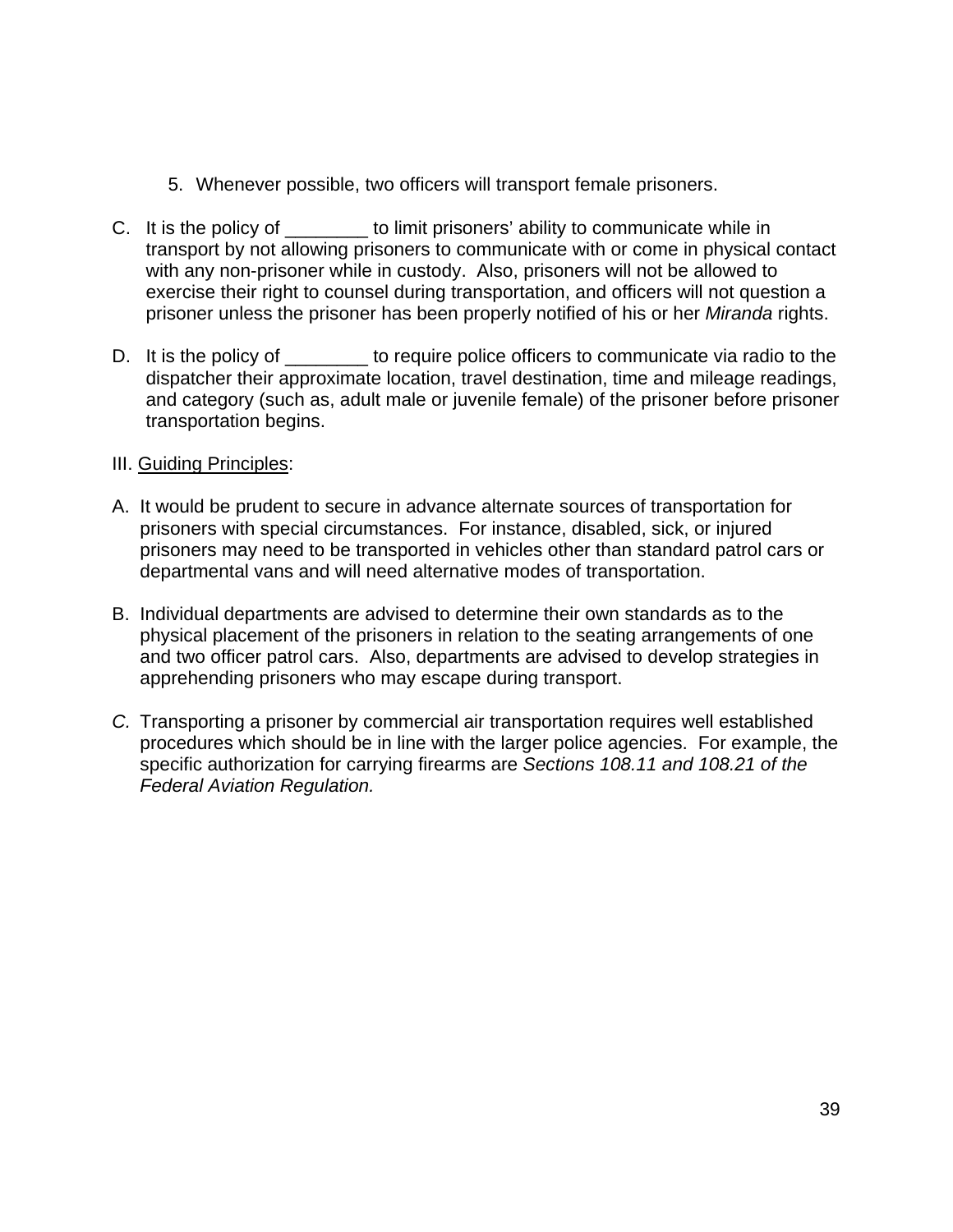5. Whenever possible, two officers will transport female prisoners.

C. It is the policy of ________ to limit prisoners' ability to communicate while in transport by not allowing prisoners to communicate with or come in physical contact with any non-prisoner while in custody. Also, prisoners will not be allowed to exercise their right to counsel during transportation, and officers will not question a prisoner unless the prisoner has been properly notified of his or her *Miranda* rights.

D. It is the policy of ________ to require police officers to communicate via radio to the dispatcher their approximate location, travel destination, time and mileage readings, and category (such as, adult male or juvenile female) of the prisoner before prisoner transportation begins.

III. <u>Guiding Principles</u>:

A. It would be prudent to secure in advance alternate sources of transportation for prisoners with special circumstances. For instance, disabled, sick, or injured prisoners may need to be transported in vehicles other than standard patrol cars or departmental vans and will need alternative modes of transportation.

B. Individual departments are advised to determine their own standards as to the physical placement of the prisoners in relation to the seating arrangements of one and two officer patrol cars. Also, departments are advised to develop strategies in apprehending prisoners who may escape during transport.

*C.* Transporting a prisoner by commercial air transportation requires well established procedures which should be in line with the larger police agencies. For example, the specific authorization for carrying firearms are *Sections 108.11 and 108.21 of the Federal Aviation Regulation.*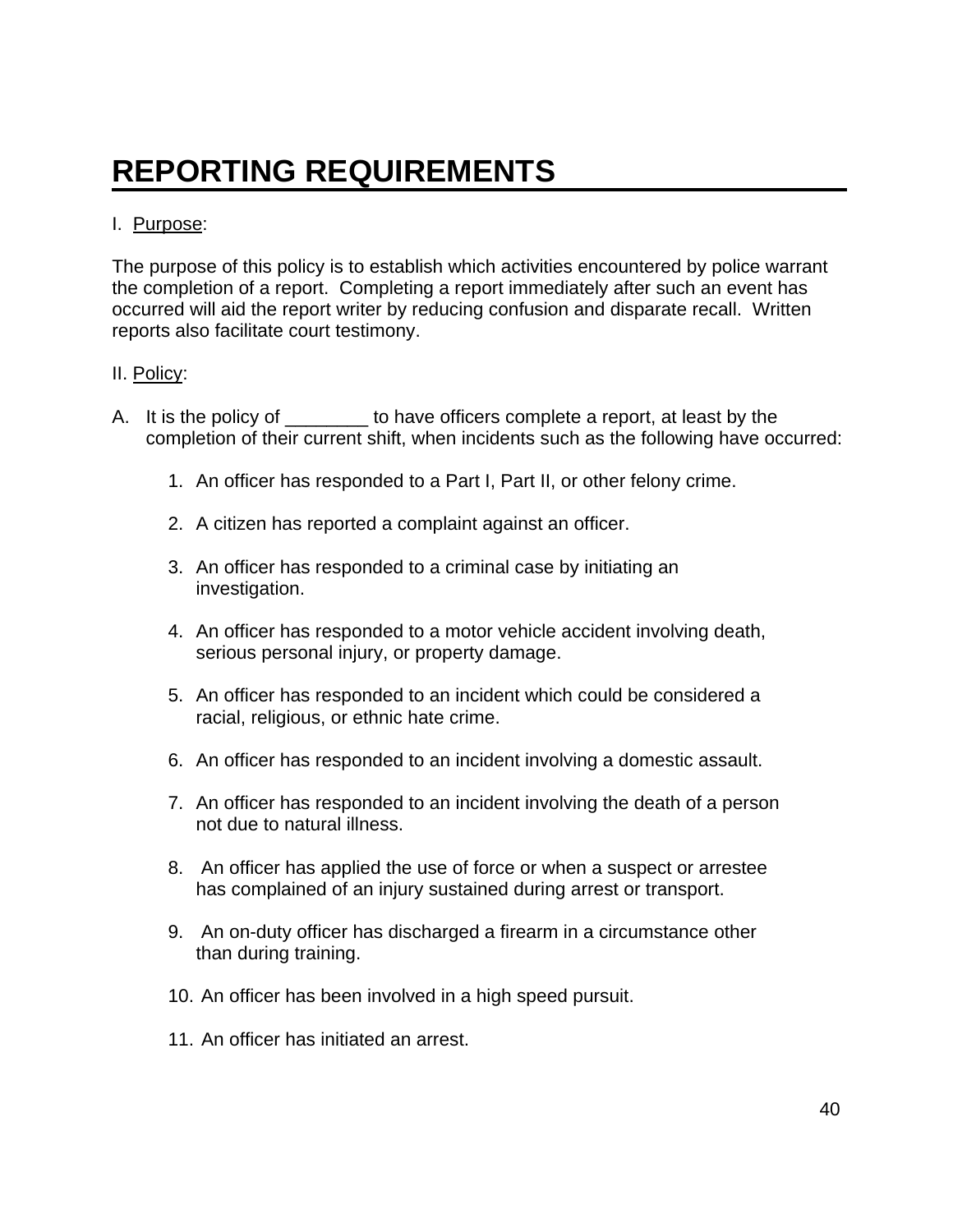# REPORTING REQUIREMENTS

I. Purpose:

The purpose of this policy is to establish which activities encountered by police warrant the completion of a report. Completing a report immediately after such an event has occurred will aid the report writer by reducing confusion and disparate recall. Written reports also facilitate court testimony.

II. Policy:

A. It is the policy of ________ to have officers complete a report, at least by the completion of their current shift, when incidents such as the following have occurred:

1. An officer has responded to a Part I, Part II, or other felony crime.

2. A citizen has reported a complaint against an officer.

3. An officer has responded to a criminal case by initiating an investigation.

4. An officer has responded to a motor vehicle accident involving death, serious personal injury, or property damage.

5. An officer has responded to an incident which could be considered a racial, religious, or ethnic hate crime.

6. An officer has responded to an incident involving a domestic assault.

7. An officer has responded to an incident involving the death of a person not due to natural illness.

8. An officer has applied the use of force or when a suspect or arrestee has complained of an injury sustained during arrest or transport.

9. An on-duty officer has discharged a firearm in a circumstance other than during training.

10. An officer has been involved in a high speed pursuit.

11. An officer has initiated an arrest.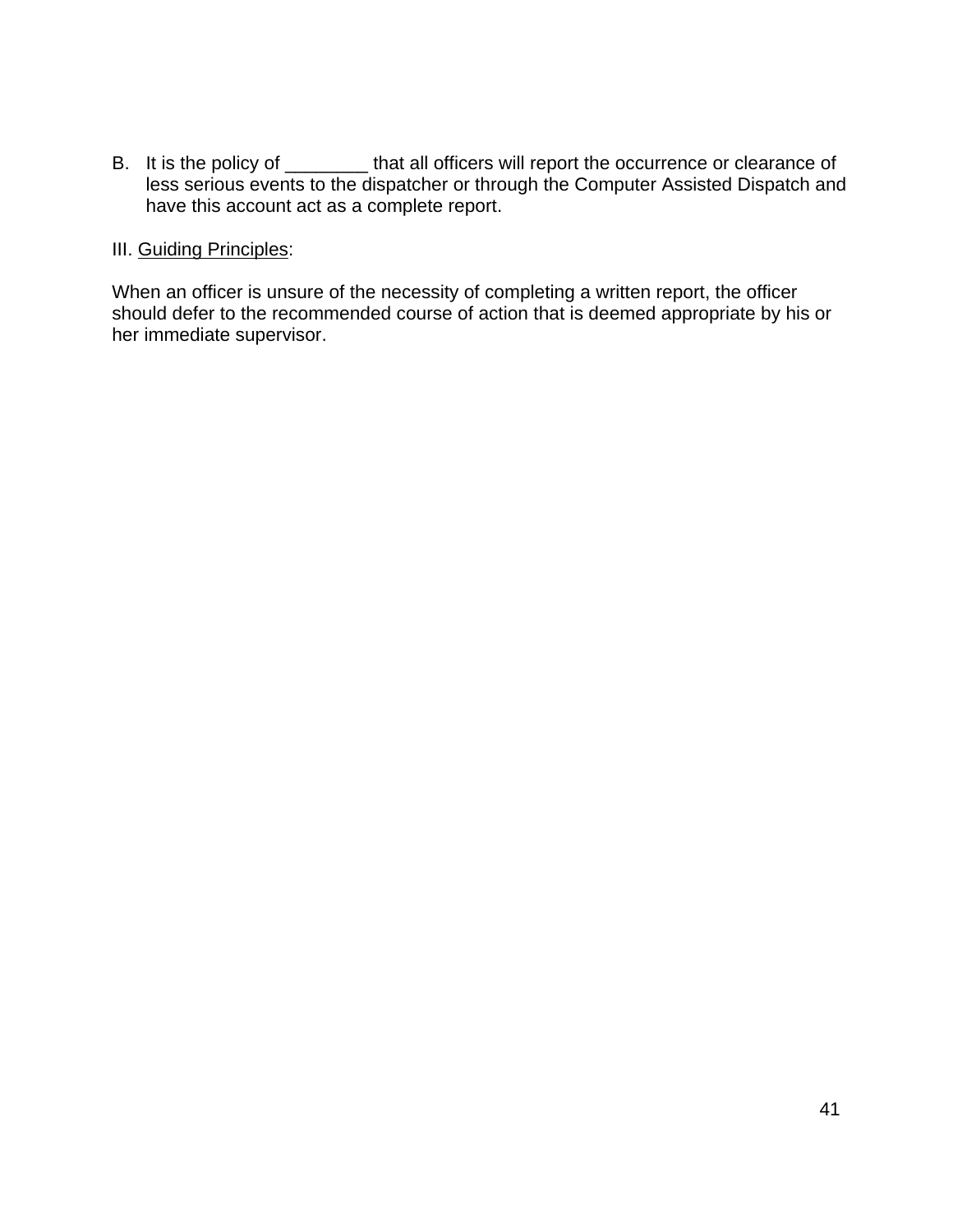B. It is the policy of ________ that all officers will report the occurrence or clearance of less serious events to the dispatcher or through the Computer Assisted Dispatch and have this account act as a complete report.

III. Guiding Principles:

When an officer is unsure of the necessity of completing a written report, the officer should defer to the recommended course of action that is deemed appropriate by his or her immediate supervisor.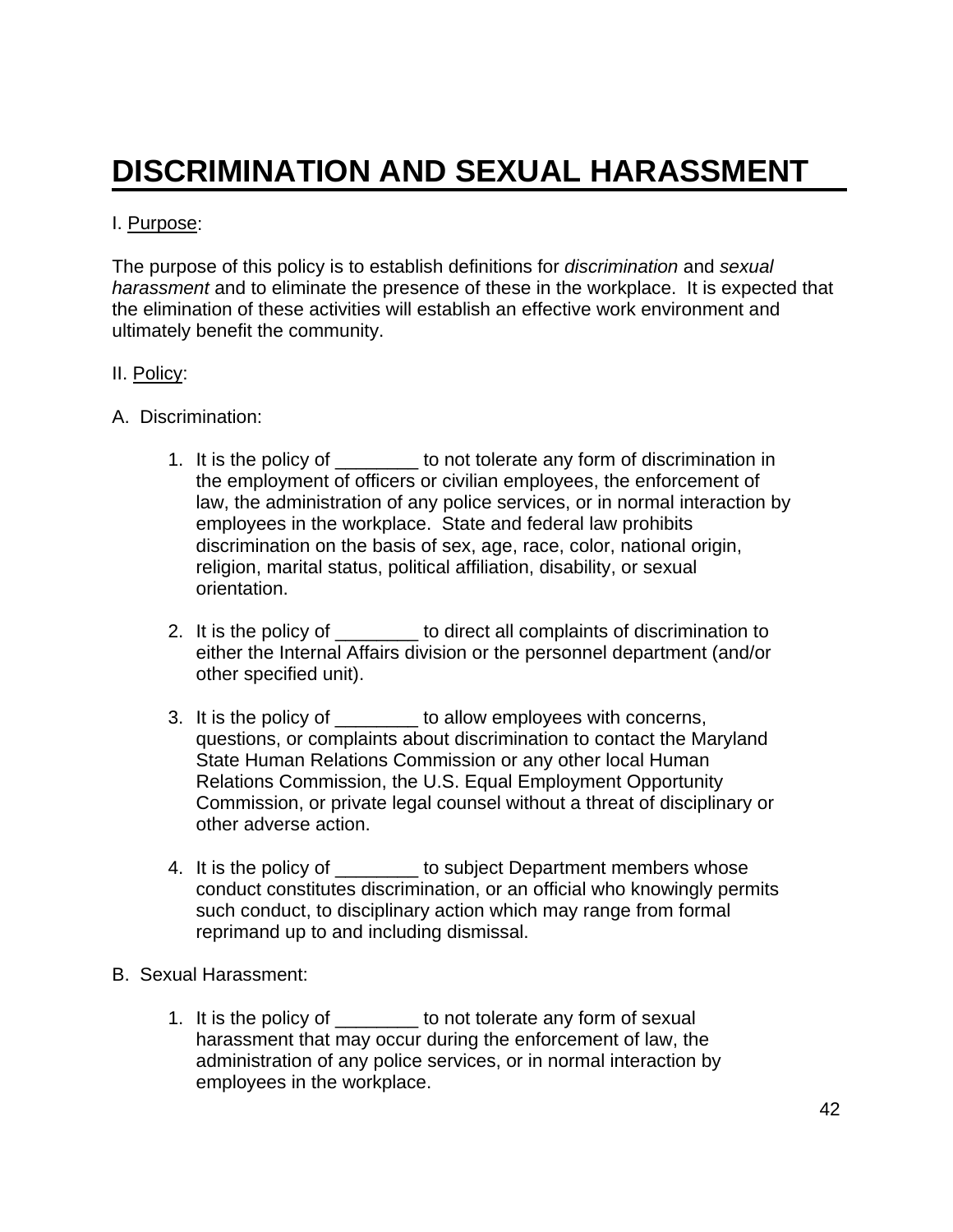# DISCRIMINATION AND SEXUAL HARASSMENT

I. Purpose:

The purpose of this policy is to establish definitions for *discrimination* and *sexual harassment* and to eliminate the presence of these in the workplace. It is expected that the elimination of these activities will establish an effective work environment and ultimately benefit the community.

II. Policy:

A. Discrimination:

1. It is the policy of ________ to not tolerate any form of discrimination in the employment of officers or civilian employees, the enforcement of law, the administration of any police services, or in normal interaction by employees in the workplace. State and federal law prohibits discrimination on the basis of sex, age, race, color, national origin, religion, marital status, political affiliation, disability, or sexual orientation.

2. It is the policy of ________ to direct all complaints of discrimination to either the Internal Affairs division or the personnel department (and/or other specified unit).

3. It is the policy of ________ to allow employees with concerns, questions, or complaints about discrimination to contact the Maryland State Human Relations Commission or any other local Human Relations Commission, the U.S. Equal Employment Opportunity Commission, or private legal counsel without a threat of disciplinary or other adverse action.

4. It is the policy of ________ to subject Department members whose conduct constitutes discrimination, or an official who knowingly permits such conduct, to disciplinary action which may range from formal reprimand up to and including dismissal.

B. Sexual Harassment:

1. It is the policy of ________ to not tolerate any form of sexual harassment that may occur during the enforcement of law, the administration of any police services, or in normal interaction by employees in the workplace.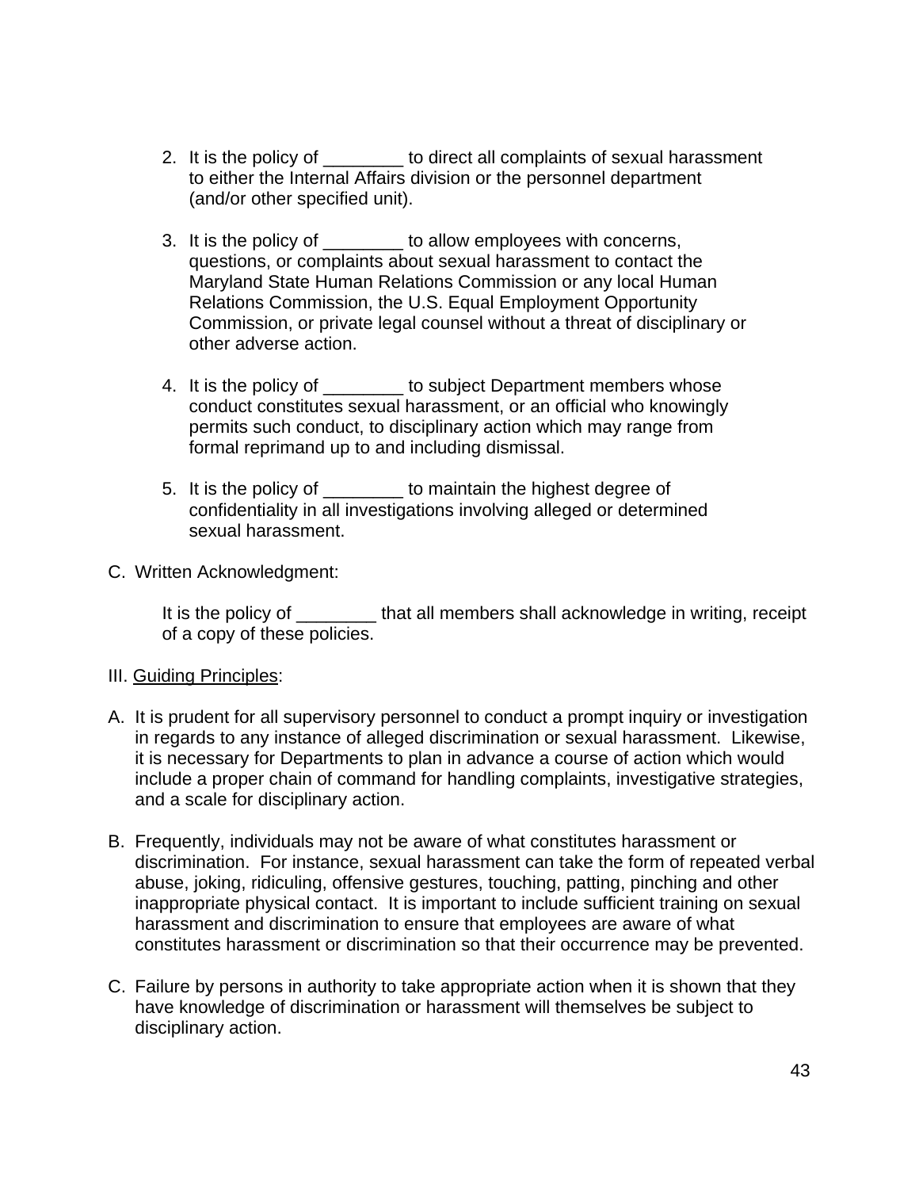2. It is the policy of ________ to direct all complaints of sexual harassment to either the Internal Affairs division or the personnel department (and/or other specified unit).

3. It is the policy of ________ to allow employees with concerns, questions, or complaints about sexual harassment to contact the Maryland State Human Relations Commission or any local Human Relations Commission, the U.S. Equal Employment Opportunity Commission, or private legal counsel without a threat of disciplinary or other adverse action.

4. It is the policy of ________ to subject Department members whose conduct constitutes sexual harassment, or an official who knowingly permits such conduct, to disciplinary action which may range from formal reprimand up to and including dismissal.

5. It is the policy of ________ to maintain the highest degree of confidentiality in all investigations involving alleged or determined sexual harassment.

C. Written Acknowledgment:

   It is the policy of ________ that all members shall acknowledge in writing, receipt of a copy of these policies.

III. <u>Guiding Principles</u>:

A. It is prudent for all supervisory personnel to conduct a prompt inquiry or investigation in regards to any instance of alleged discrimination or sexual harassment. Likewise, it is necessary for Departments to plan in advance a course of action which would include a proper chain of command for handling complaints, investigative strategies, and a scale for disciplinary action.

B. Frequently, individuals may not be aware of what constitutes harassment or discrimination. For instance, sexual harassment can take the form of repeated verbal abuse, joking, ridiculing, offensive gestures, touching, patting, pinching and other inappropriate physical contact. It is important to include sufficient training on sexual harassment and discrimination to ensure that employees are aware of what constitutes harassment or discrimination so that their occurrence may be prevented.

C. Failure by persons in authority to take appropriate action when it is shown that they have knowledge of discrimination or harassment will themselves be subject to disciplinary action.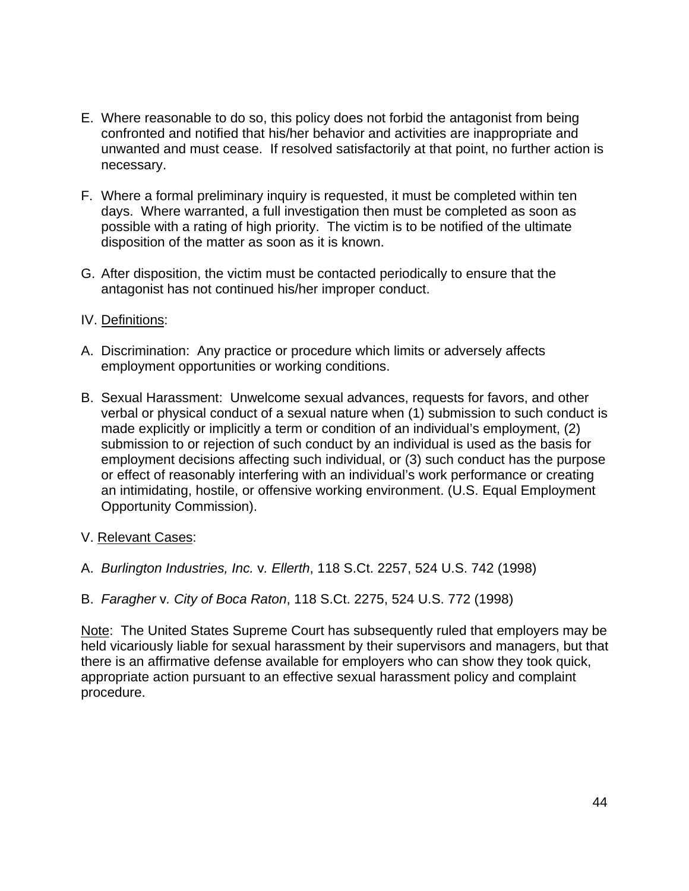E. Where reasonable to do so, this policy does not forbid the antagonist from being confronted and notified that his/her behavior and activities are inappropriate and unwanted and must cease. If resolved satisfactorily at that point, no further action is necessary.

F. Where a formal preliminary inquiry is requested, it must be completed within ten days. Where warranted, a full investigation then must be completed as soon as possible with a rating of high priority. The victim is to be notified of the ultimate disposition of the matter as soon as it is known.

G. After disposition, the victim must be contacted periodically to ensure that the antagonist has not continued his/her improper conduct.

IV. <u>Definitions</u>:

A. Discrimination: Any practice or procedure which limits or adversely affects employment opportunities or working conditions.

B. Sexual Harassment: Unwelcome sexual advances, requests for favors, and other verbal or physical conduct of a sexual nature when (1) submission to such conduct is made explicitly or implicitly a term or condition of an individual's employment, (2) submission to or rejection of such conduct by an individual is used as the basis for employment decisions affecting such individual, or (3) such conduct has the purpose or effect of reasonably interfering with an individual's work performance or creating an intimidating, hostile, or offensive working environment. (U.S. Equal Employment Opportunity Commission).

V. <u>Relevant Cases</u>:

A. *Burlington Industries, Inc.* v. *Ellerth*, 118 S.Ct. 2257, 524 U.S. 742 (1998)

B. *Faragher* v. *City of Boca Raton*, 118 S.Ct. 2275, 524 U.S. 772 (1998)

<u>Note</u>: The United States Supreme Court has subsequently ruled that employers may be held vicariously liable for sexual harassment by their supervisors and managers, but that there is an affirmative defense available for employers who can show they took quick, appropriate action pursuant to an effective sexual harassment policy and complaint procedure.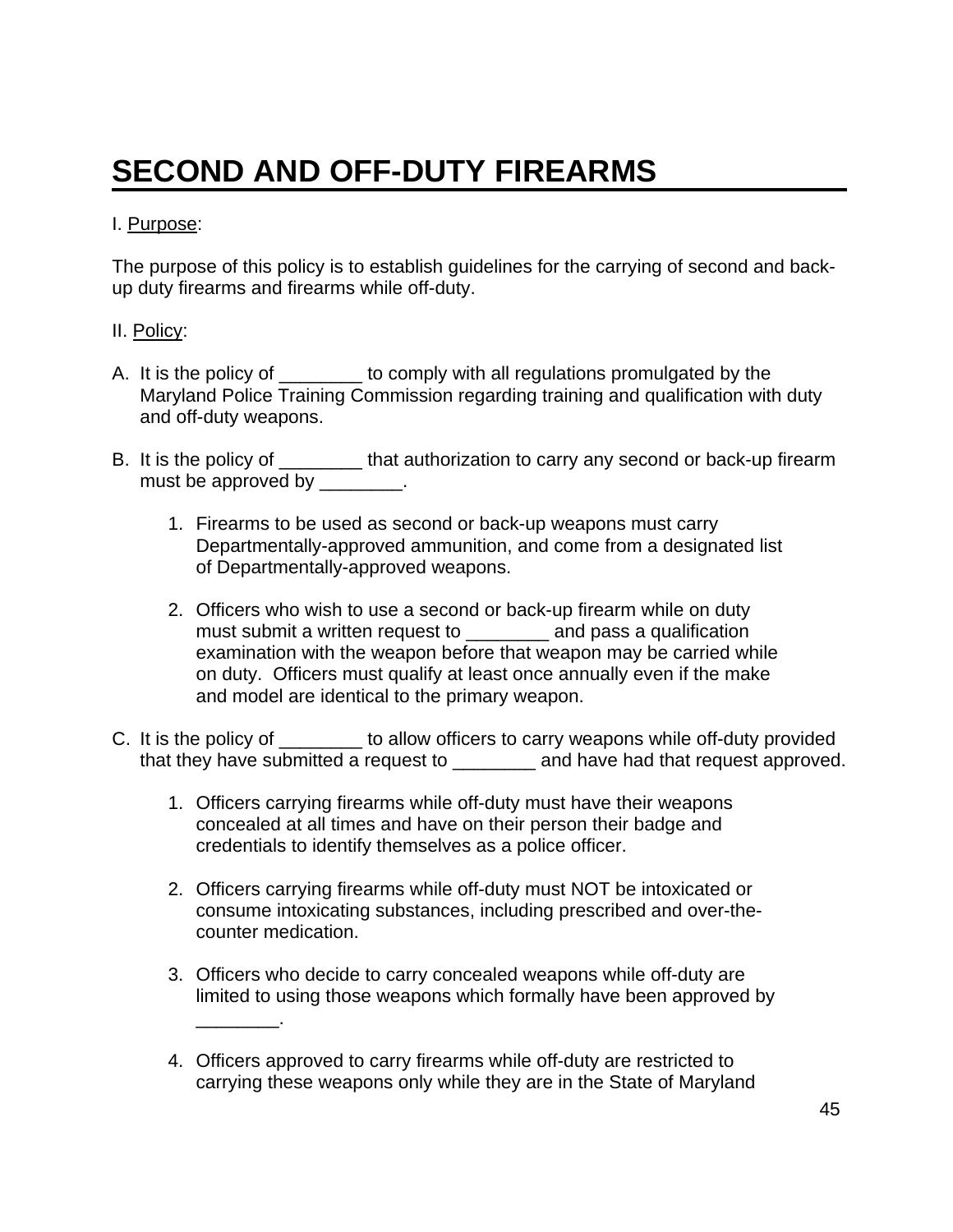# SECOND AND OFF-DUTY FIREARMS

I. Purpose:

The purpose of this policy is to establish guidelines for the carrying of second and back-up duty firearms and firearms while off-duty.

II. Policy:

A. It is the policy of ________ to comply with all regulations promulgated by the Maryland Police Training Commission regarding training and qualification with duty and off-duty weapons.

B. It is the policy of ________ that authorization to carry any second or back-up firearm must be approved by ________.

   1. Firearms to be used as second or back-up weapons must carry Departmentally-approved ammunition, and come from a designated list of Departmentally-approved weapons.

   2. Officers who wish to use a second or back-up firearm while on duty must submit a written request to ________ and pass a qualification examination with the weapon before that weapon may be carried while on duty. Officers must qualify at least once annually even if the make and model are identical to the primary weapon.

C. It is the policy of ________ to allow officers to carry weapons while off-duty provided that they have submitted a request to ________ and have had that request approved.

   1. Officers carrying firearms while off-duty must have their weapons concealed at all times and have on their person their badge and credentials to identify themselves as a police officer.

   2. Officers carrying firearms while off-duty must NOT be intoxicated or consume intoxicating substances, including prescribed and over-the-counter medication.

   3. Officers who decide to carry concealed weapons while off-duty are limited to using those weapons which formally have been approved by ________.

   4. Officers approved to carry firearms while off-duty are restricted to carrying these weapons only while they are in the State of Maryland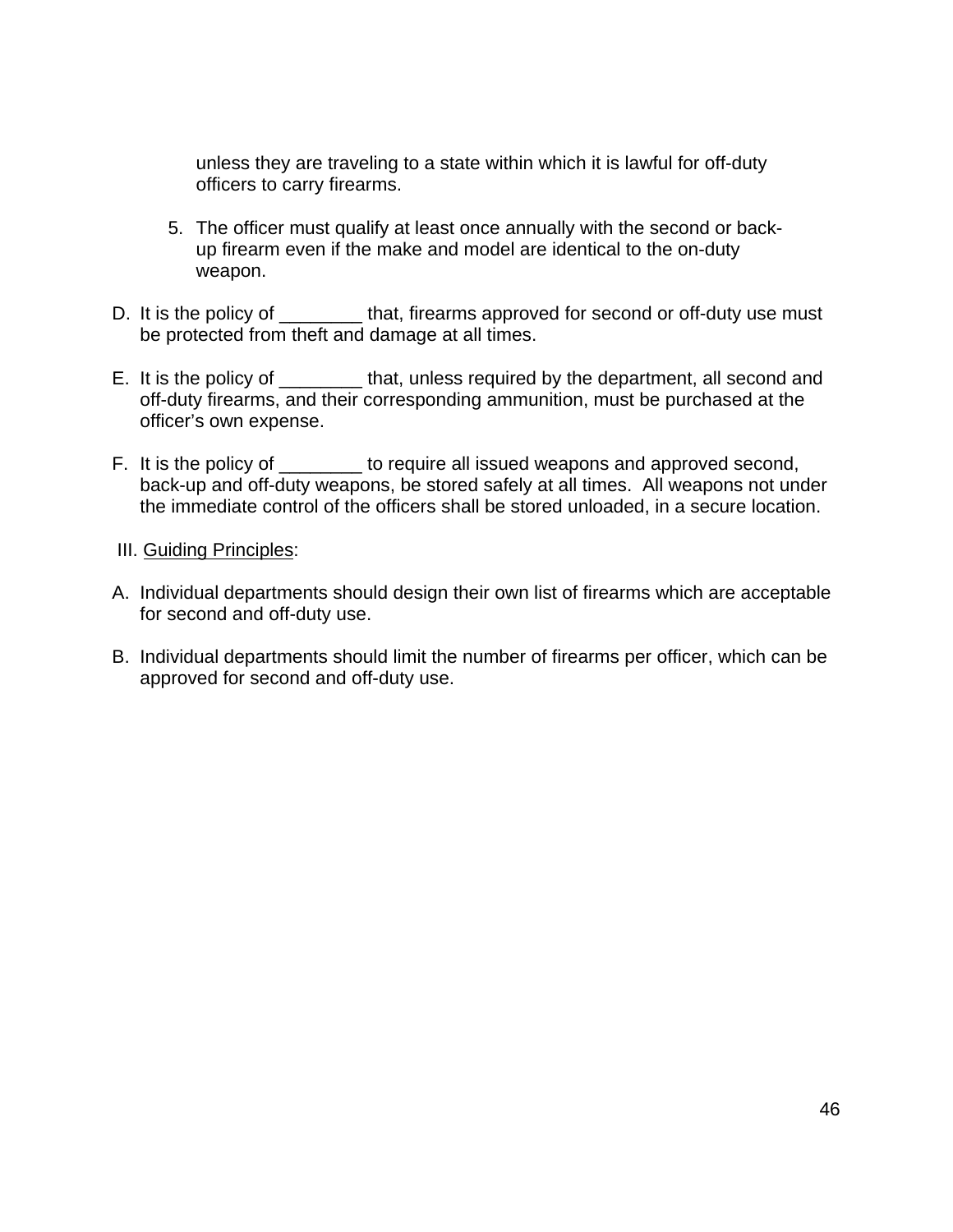unless they are traveling to a state within which it is lawful for off-duty officers to carry firearms.

5. The officer must qualify at least once annually with the second or back-up firearm even if the make and model are identical to the on-duty weapon.

D. It is the policy of ________ that, firearms approved for second or off-duty use must be protected from theft and damage at all times.

E. It is the policy of ________ that, unless required by the department, all second and off-duty firearms, and their corresponding ammunition, must be purchased at the officer's own expense.

F. It is the policy of ________ to require all issued weapons and approved second, back-up and off-duty weapons, be stored safely at all times. All weapons not under the immediate control of the officers shall be stored unloaded, in a secure location.

III. <u>Guiding Principles</u>:

A. Individual departments should design their own list of firearms which are acceptable for second and off-duty use.

B. Individual departments should limit the number of firearms per officer, which can be approved for second and off-duty use.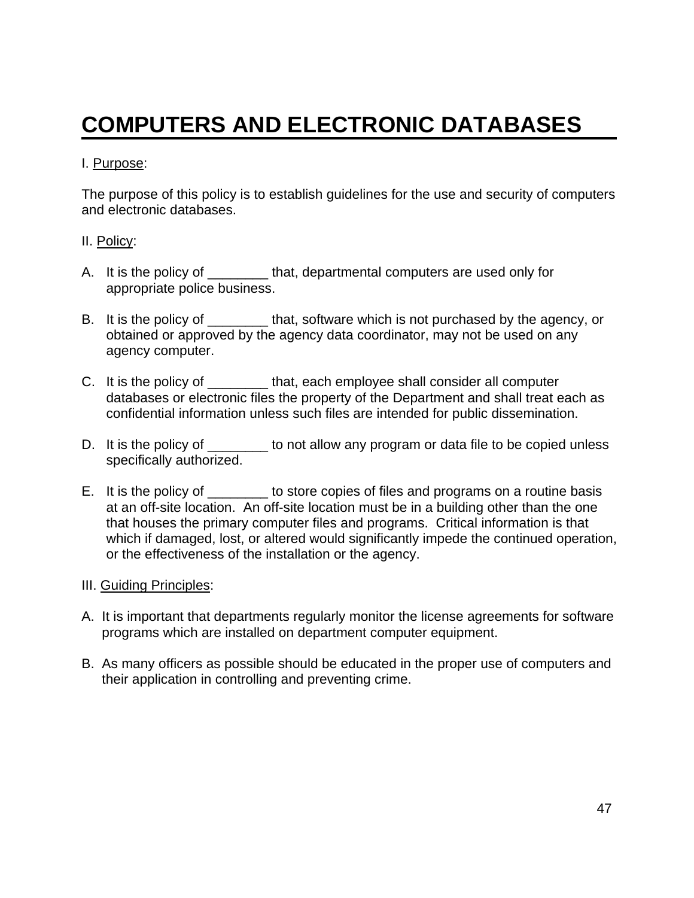# COMPUTERS AND ELECTRONIC DATABASES

I. Purpose:

The purpose of this policy is to establish guidelines for the use and security of computers and electronic databases.

II. Policy:

A. It is the policy of ________ that, departmental computers are used only for appropriate police business.

B. It is the policy of ________ that, software which is not purchased by the agency, or obtained or approved by the agency data coordinator, may not be used on any agency computer.

C. It is the policy of ________ that, each employee shall consider all computer databases or electronic files the property of the Department and shall treat each as confidential information unless such files are intended for public dissemination.

D. It is the policy of ________ to not allow any program or data file to be copied unless specifically authorized.

E. It is the policy of ________ to store copies of files and programs on a routine basis at an off-site location. An off-site location must be in a building other than the one that houses the primary computer files and programs. Critical information is that which if damaged, lost, or altered would significantly impede the continued operation, or the effectiveness of the installation or the agency.

III. Guiding Principles:

A. It is important that departments regularly monitor the license agreements for software programs which are installed on department computer equipment.

B. As many officers as possible should be educated in the proper use of computers and their application in controlling and preventing crime.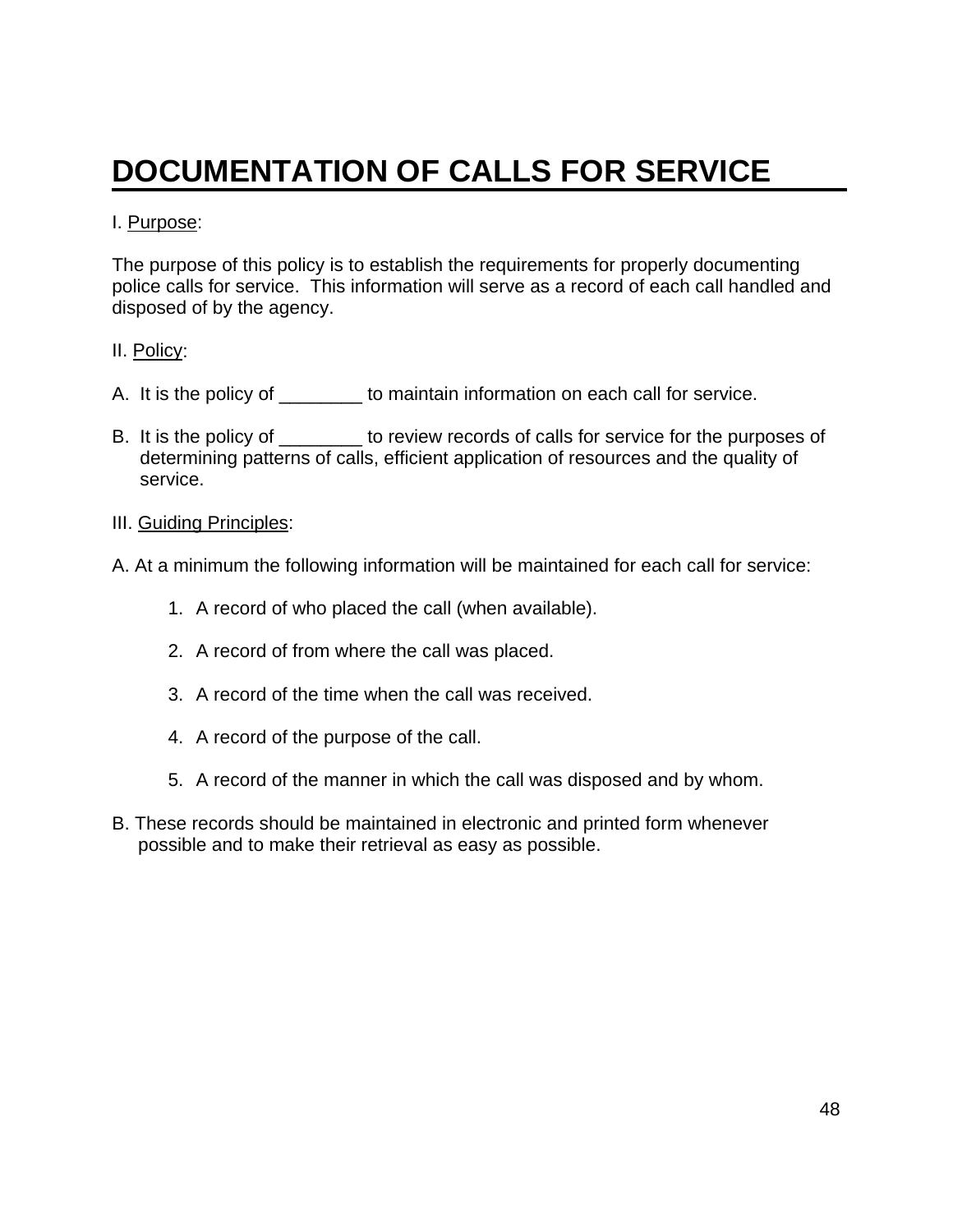# DOCUMENTATION OF CALLS FOR SERVICE

I. <u>Purpose</u>:

The purpose of this policy is to establish the requirements for properly documenting police calls for service. This information will serve as a record of each call handled and disposed of by the agency.

II. <u>Policy</u>:

A. It is the policy of ________ to maintain information on each call for service.

B. It is the policy of ________ to review records of calls for service for the purposes of determining patterns of calls, efficient application of resources and the quality of service.

III. <u>Guiding Principles</u>:

A. At a minimum the following information will be maintained for each call for service:

1. A record of who placed the call (when available).

2. A record of from where the call was placed.

3. A record of the time when the call was received.

4. A record of the purpose of the call.

5. A record of the manner in which the call was disposed and by whom.

B. These records should be maintained in electronic and printed form whenever possible and to make their retrieval as easy as possible.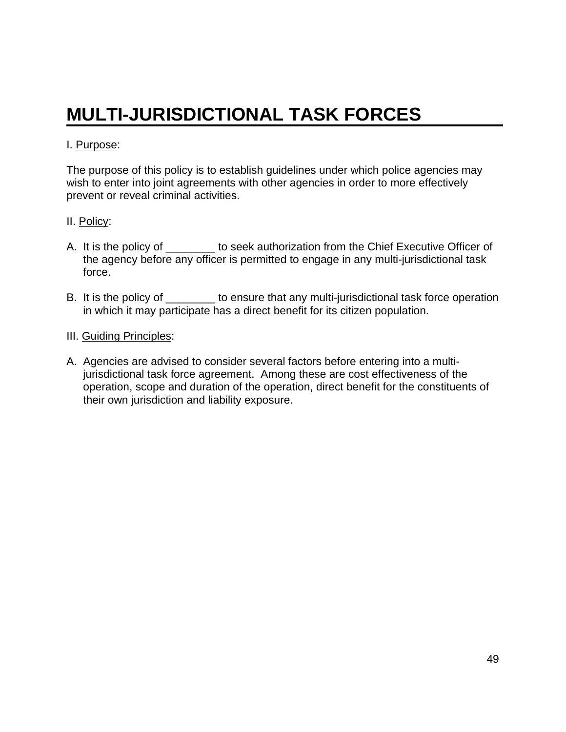# MULTI-JURISDICTIONAL TASK FORCES

I. Purpose:

The purpose of this policy is to establish guidelines under which police agencies may wish to enter into joint agreements with other agencies in order to more effectively prevent or reveal criminal activities.

II. Policy:

A. It is the policy of ________ to seek authorization from the Chief Executive Officer of the agency before any officer is permitted to engage in any multi-jurisdictional task force.

B. It is the policy of ________ to ensure that any multi-jurisdictional task force operation in which it may participate has a direct benefit for its citizen population.

III. Guiding Principles:

A. Agencies are advised to consider several factors before entering into a multi-jurisdictional task force agreement. Among these are cost effectiveness of the operation, scope and duration of the operation, direct benefit for the constituents of their own jurisdiction and liability exposure.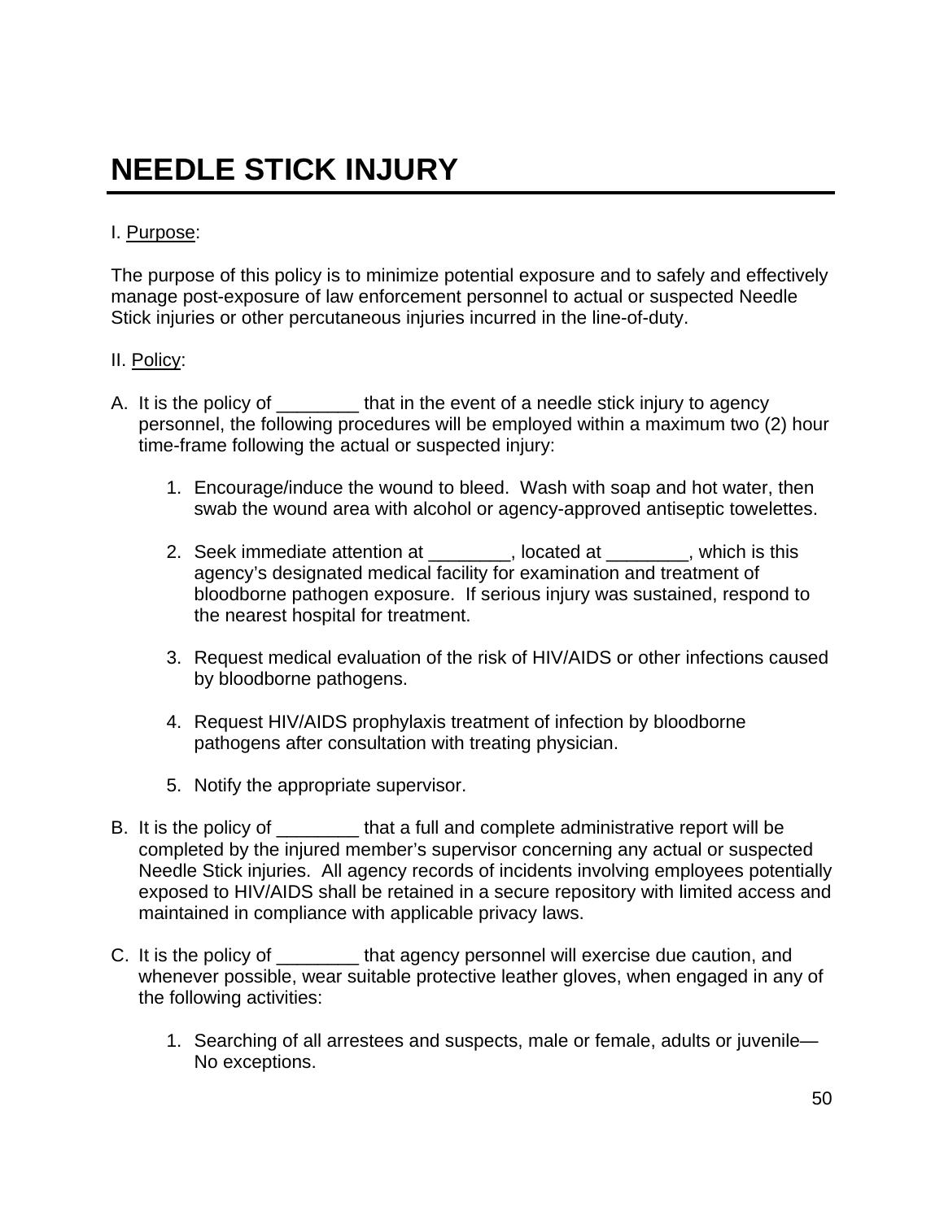# NEEDLE STICK INJURY

I. Purpose:

The purpose of this policy is to minimize potential exposure and to safely and effectively manage post-exposure of law enforcement personnel to actual or suspected Needle Stick injuries or other percutaneous injuries incurred in the line-of-duty.

II. Policy:

A. It is the policy of ________ that in the event of a needle stick injury to agency personnel, the following procedures will be employed within a maximum two (2) hour time-frame following the actual or suspected injury:

   1. Encourage/induce the wound to bleed. Wash with soap and hot water, then swab the wound area with alcohol or agency-approved antiseptic towelettes.

   2. Seek immediate attention at ________, located at ________, which is this agency's designated medical facility for examination and treatment of bloodborne pathogen exposure. If serious injury was sustained, respond to the nearest hospital for treatment.

   3. Request medical evaluation of the risk of HIV/AIDS or other infections caused by bloodborne pathogens.

   4. Request HIV/AIDS prophylaxis treatment of infection by bloodborne pathogens after consultation with treating physician.

   5. Notify the appropriate supervisor.

B. It is the policy of ________ that a full and complete administrative report will be completed by the injured member's supervisor concerning any actual or suspected Needle Stick injuries. All agency records of incidents involving employees potentially exposed to HIV/AIDS shall be retained in a secure repository with limited access and maintained in compliance with applicable privacy laws.

C. It is the policy of ________ that agency personnel will exercise due caution, and whenever possible, wear suitable protective leather gloves, when engaged in any of the following activities:

   1. Searching of all arrestees and suspects, male or female, adults or juvenile—No exceptions.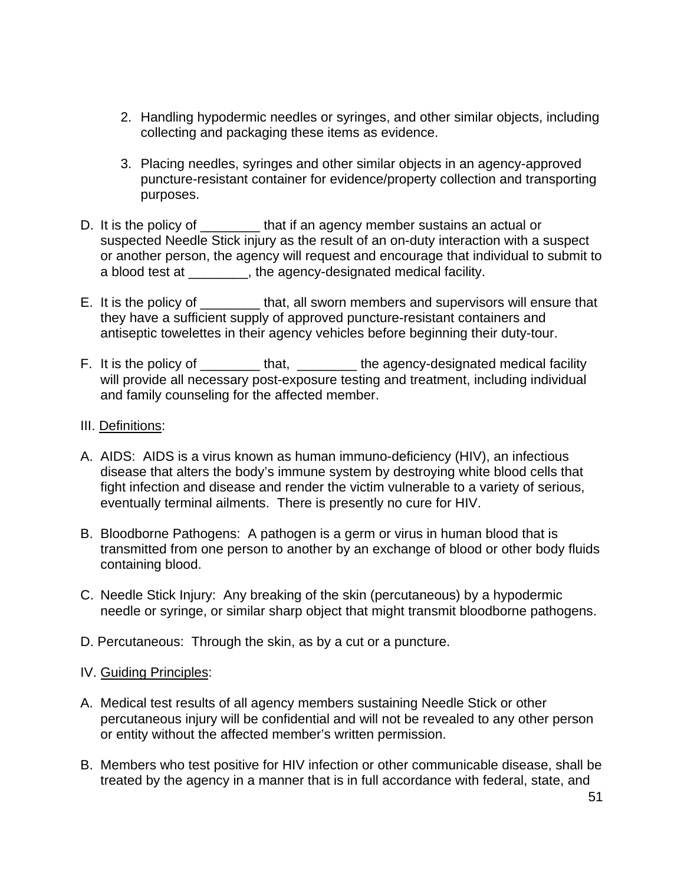2. Handling hypodermic needles or syringes, and other similar objects, including collecting and packaging these items as evidence.

3. Placing needles, syringes and other similar objects in an agency-approved puncture-resistant container for evidence/property collection and transporting purposes.

D. It is the policy of ________ that if an agency member sustains an actual or suspected Needle Stick injury as the result of an on-duty interaction with a suspect or another person, the agency will request and encourage that individual to submit to a blood test at ________, the agency-designated medical facility.

E. It is the policy of ________ that, all sworn members and supervisors will ensure that they have a sufficient supply of approved puncture-resistant containers and antiseptic towelettes in their agency vehicles before beginning their duty-tour.

F. It is the policy of ________ that, ________ the agency-designated medical facility will provide all necessary post-exposure testing and treatment, including individual and family counseling for the affected member.

III. Definitions:

A. AIDS: AIDS is a virus known as human immuno-deficiency (HIV), an infectious disease that alters the body's immune system by destroying white blood cells that fight infection and disease and render the victim vulnerable to a variety of serious, eventually terminal ailments. There is presently no cure for HIV.

B. Bloodborne Pathogens: A pathogen is a germ or virus in human blood that is transmitted from one person to another by an exchange of blood or other body fluids containing blood.

C. Needle Stick Injury: Any breaking of the skin (percutaneous) by a hypodermic needle or syringe, or similar sharp object that might transmit bloodborne pathogens.

D. Percutaneous: Through the skin, as by a cut or a puncture.

IV. Guiding Principles:

A. Medical test results of all agency members sustaining Needle Stick or other percutaneous injury will be confidential and will not be revealed to any other person or entity without the affected member's written permission.

B. Members who test positive for HIV infection or other communicable disease, shall be treated by the agency in a manner that is in full accordance with federal, state, and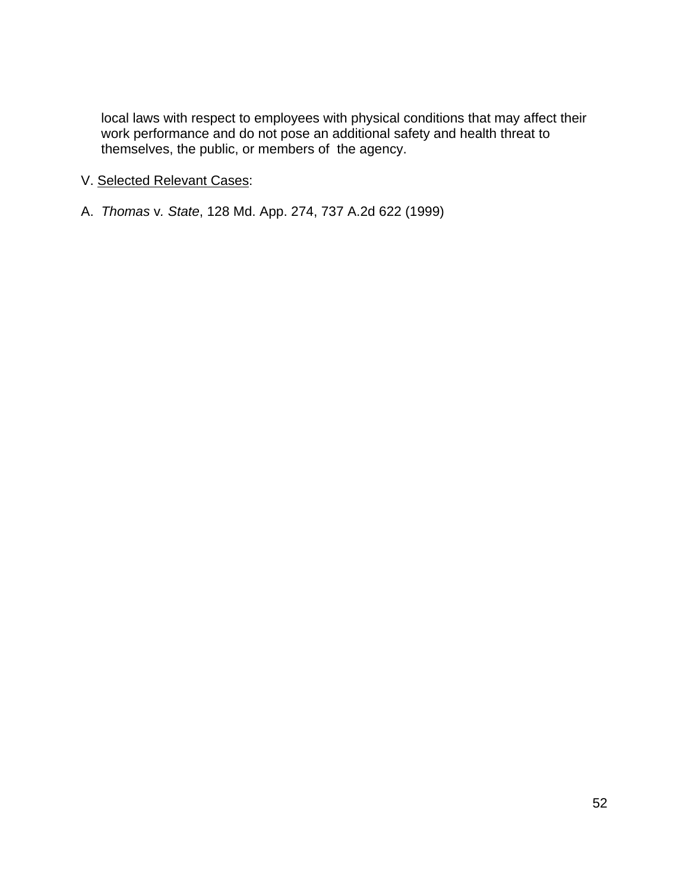local laws with respect to employees with physical conditions that may affect their work performance and do not pose an additional safety and health threat to themselves, the public, or members of the agency.

V. <u>Selected Relevant Cases</u>:

A. *Thomas* v. *State*, 128 Md. App. 274, 737 A.2d 622 (1999)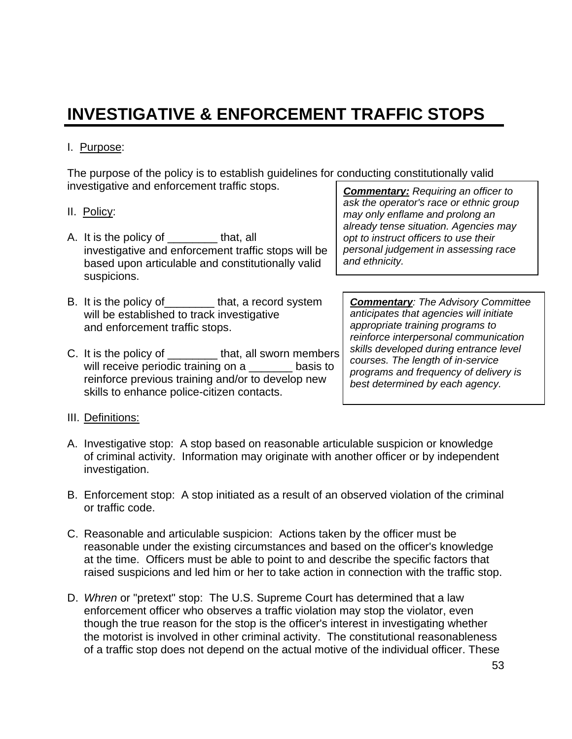# INVESTIGATIVE & ENFORCEMENT TRAFFIC STOPS

I. Purpose:

The purpose of the policy is to establish guidelines for conducting constitutionally valid investigative and enforcement traffic stops.

> ***Commentary:*** *Requiring an officer to ask the operator's race or ethnic group may only enflame and prolong an already tense situation. Agencies may opt to instruct officers to use their personal judgement in assessing race and ethnicity.*

II. Policy:

A. It is the policy of ________ that, all investigative and enforcement traffic stops will be based upon articulable and constitutionally valid suspicions.

B. It is the policy of________ that, a record system will be established to track investigative and enforcement traffic stops.

C. It is the policy of ________ that, all sworn members will receive periodic training on a _______ basis to reinforce previous training and/or to develop new skills to enhance police-citizen contacts.

> ***Commentary****: The Advisory Committee anticipates that agencies will initiate appropriate training programs to reinforce interpersonal communication skills developed during entrance level courses. The length of in-service programs and frequency of delivery is best determined by each agency.*

III. Definitions:

A. Investigative stop: A stop based on reasonable articulable suspicion or knowledge of criminal activity. Information may originate with another officer or by independent investigation.

B. Enforcement stop: A stop initiated as a result of an observed violation of the criminal or traffic code.

C. Reasonable and articulable suspicion: Actions taken by the officer must be reasonable under the existing circumstances and based on the officer's knowledge at the time. Officers must be able to point to and describe the specific factors that raised suspicions and led him or her to take action in connection with the traffic stop.

D. *Whren* or "pretext" stop: The U.S. Supreme Court has determined that a law enforcement officer who observes a traffic violation may stop the violator, even though the true reason for the stop is the officer's interest in investigating whether the motorist is involved in other criminal activity. The constitutional reasonableness of a traffic stop does not depend on the actual motive of the individual officer. These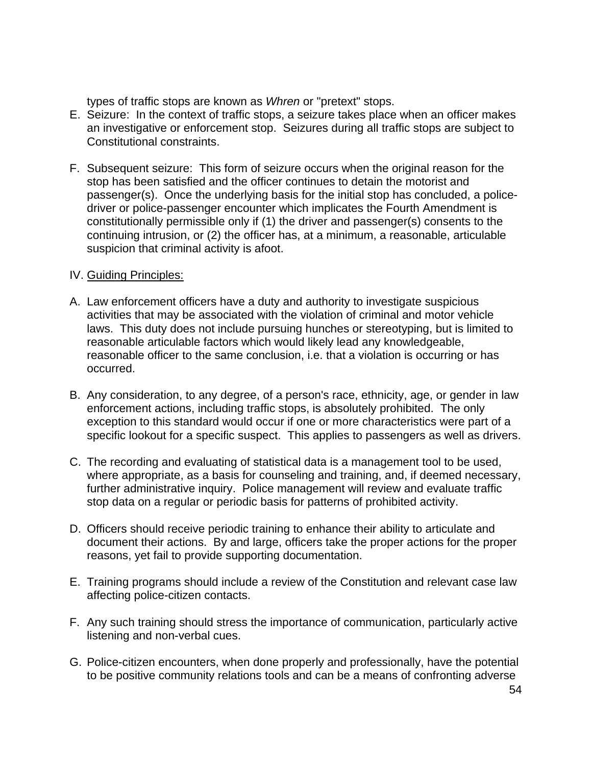types of traffic stops are known as *Whren* or "pretext" stops.

E. Seizure: In the context of traffic stops, a seizure takes place when an officer makes an investigative or enforcement stop. Seizures during all traffic stops are subject to Constitutional constraints.

F. Subsequent seizure: This form of seizure occurs when the original reason for the stop has been satisfied and the officer continues to detain the motorist and passenger(s). Once the underlying basis for the initial stop has concluded, a police-driver or police-passenger encounter which implicates the Fourth Amendment is constitutionally permissible only if (1) the driver and passenger(s) consents to the continuing intrusion, or (2) the officer has, at a minimum, a reasonable, articulable suspicion that criminal activity is afoot.

IV. <u>Guiding Principles:</u>

A. Law enforcement officers have a duty and authority to investigate suspicious activities that may be associated with the violation of criminal and motor vehicle laws. This duty does not include pursuing hunches or stereotyping, but is limited to reasonable articulable factors which would likely lead any knowledgeable, reasonable officer to the same conclusion, i.e. that a violation is occurring or has occurred.

B. Any consideration, to any degree, of a person's race, ethnicity, age, or gender in law enforcement actions, including traffic stops, is absolutely prohibited. The only exception to this standard would occur if one or more characteristics were part of a specific lookout for a specific suspect. This applies to passengers as well as drivers.

C. The recording and evaluating of statistical data is a management tool to be used, where appropriate, as a basis for counseling and training, and, if deemed necessary, further administrative inquiry. Police management will review and evaluate traffic stop data on a regular or periodic basis for patterns of prohibited activity.

D. Officers should receive periodic training to enhance their ability to articulate and document their actions. By and large, officers take the proper actions for the proper reasons, yet fail to provide supporting documentation.

E. Training programs should include a review of the Constitution and relevant case law affecting police-citizen contacts.

F. Any such training should stress the importance of communication, particularly active listening and non-verbal cues.

G. Police-citizen encounters, when done properly and professionally, have the potential to be positive community relations tools and can be a means of confronting adverse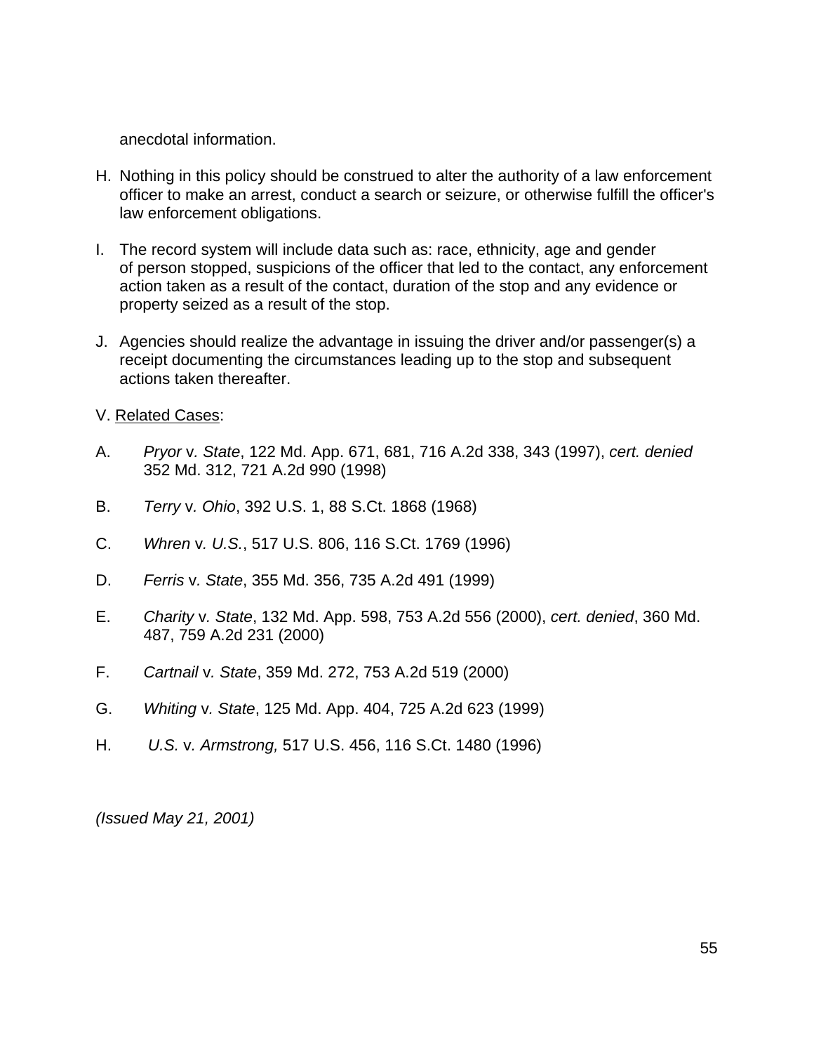anecdotal information.

H. Nothing in this policy should be construed to alter the authority of a law enforcement officer to make an arrest, conduct a search or seizure, or otherwise fulfill the officer's law enforcement obligations.

I. The record system will include data such as: race, ethnicity, age and gender of person stopped, suspicions of the officer that led to the contact, any enforcement action taken as a result of the contact, duration of the stop and any evidence or property seized as a result of the stop.

J. Agencies should realize the advantage in issuing the driver and/or passenger(s) a receipt documenting the circumstances leading up to the stop and subsequent actions taken thereafter.

V. Related Cases:

A. *Pryor* v*. State*, 122 Md. App. 671, 681, 716 A.2d 338, 343 (1997), *cert. denied* 352 Md. 312, 721 A.2d 990 (1998)

B. *Terry* v*. Ohio*, 392 U.S. 1, 88 S.Ct. 1868 (1968)

C. *Whren* v*. U.S.*, 517 U.S. 806, 116 S.Ct. 1769 (1996)

D. *Ferris* v*. State*, 355 Md. 356, 735 A.2d 491 (1999)

E. *Charity* v*. State*, 132 Md. App. 598, 753 A.2d 556 (2000), *cert. denied*, 360 Md. 487, 759 A.2d 231 (2000)

F. *Cartnail* v*. State*, 359 Md. 272, 753 A.2d 519 (2000)

G. *Whiting* v*. State*, 125 Md. App. 404, 725 A.2d 623 (1999)

H. *U.S.* v*. Armstrong,* 517 U.S. 456, 116 S.Ct. 1480 (1996)

*(Issued May 21, 2001)*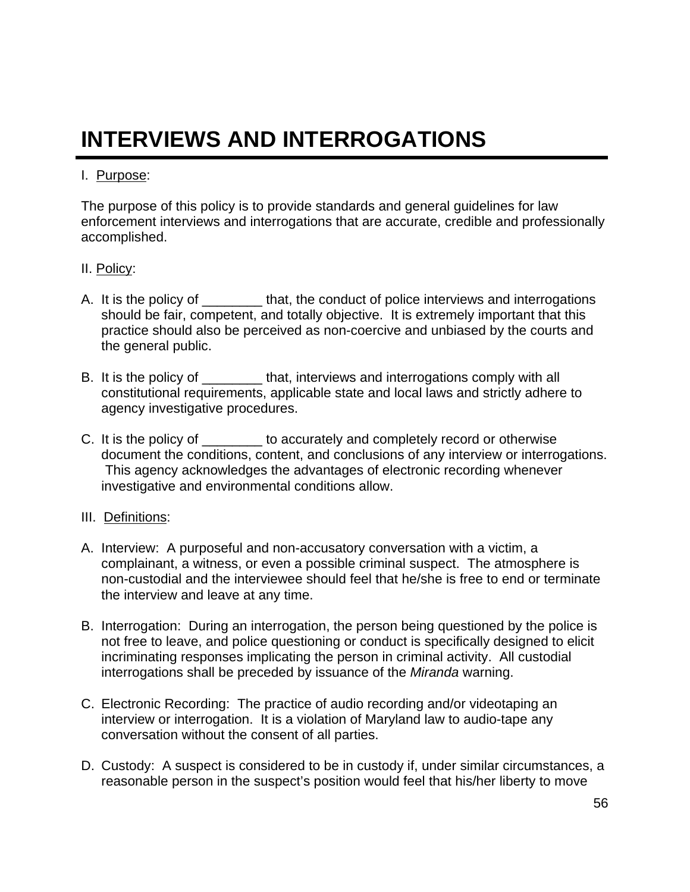# INTERVIEWS AND INTERROGATIONS

I. Purpose:

The purpose of this policy is to provide standards and general guidelines for law enforcement interviews and interrogations that are accurate, credible and professionally accomplished.

II. Policy:

A. It is the policy of ________ that, the conduct of police interviews and interrogations should be fair, competent, and totally objective. It is extremely important that this practice should also be perceived as non-coercive and unbiased by the courts and the general public.

B. It is the policy of ________ that, interviews and interrogations comply with all constitutional requirements, applicable state and local laws and strictly adhere to agency investigative procedures.

C. It is the policy of ________ to accurately and completely record or otherwise document the conditions, content, and conclusions of any interview or interrogations. This agency acknowledges the advantages of electronic recording whenever investigative and environmental conditions allow.

III. Definitions:

A. Interview: A purposeful and non-accusatory conversation with a victim, a complainant, a witness, or even a possible criminal suspect. The atmosphere is non-custodial and the interviewee should feel that he/she is free to end or terminate the interview and leave at any time.

B. Interrogation: During an interrogation, the person being questioned by the police is not free to leave, and police questioning or conduct is specifically designed to elicit incriminating responses implicating the person in criminal activity. All custodial interrogations shall be preceded by issuance of the *Miranda* warning.

C. Electronic Recording: The practice of audio recording and/or videotaping an interview or interrogation. It is a violation of Maryland law to audio-tape any conversation without the consent of all parties.

D. Custody: A suspect is considered to be in custody if, under similar circumstances, a reasonable person in the suspect's position would feel that his/her liberty to move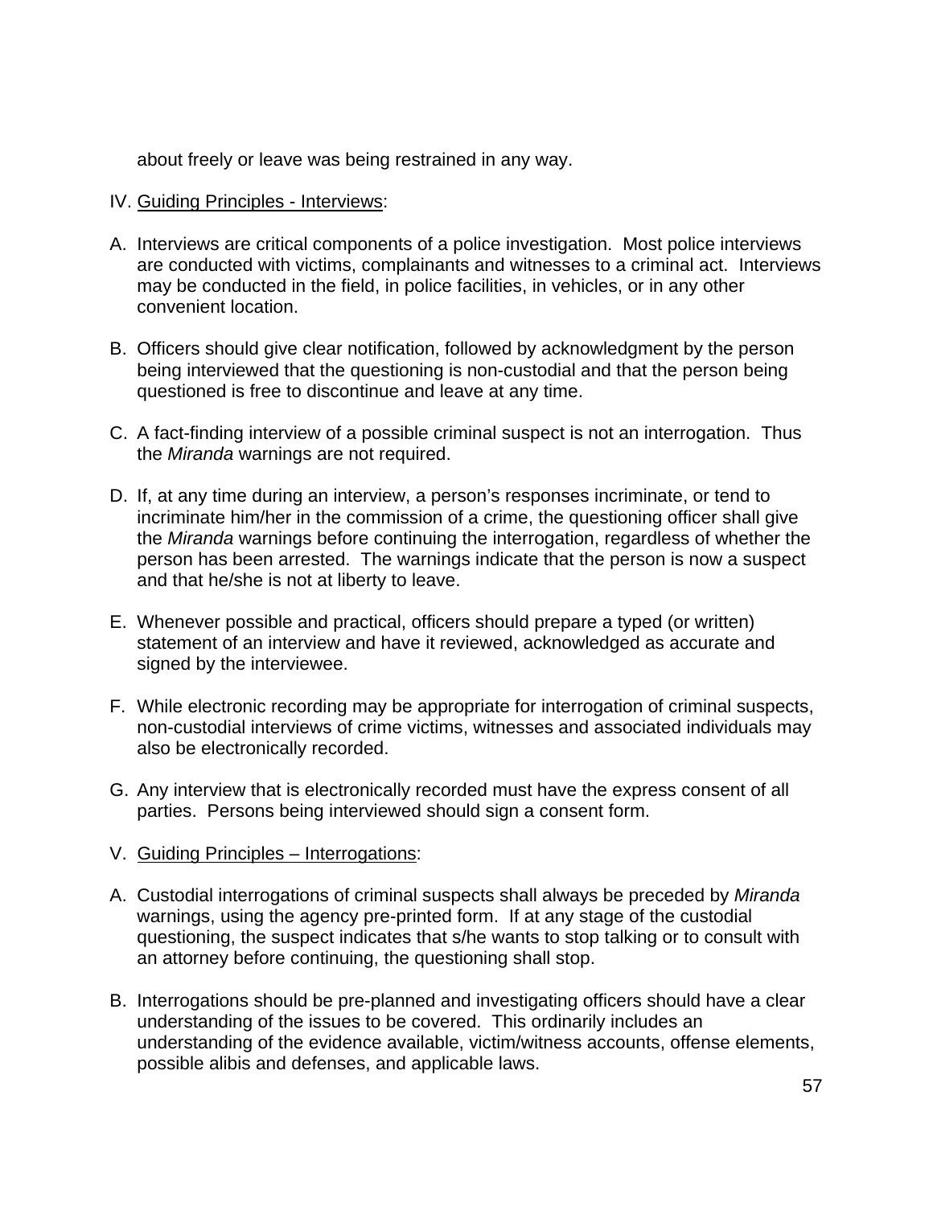about freely or leave was being restrained in any way.

IV. Guiding Principles - Interviews:

A. Interviews are critical components of a police investigation. Most police interviews are conducted with victims, complainants and witnesses to a criminal act. Interviews may be conducted in the field, in police facilities, in vehicles, or in any other convenient location.

B. Officers should give clear notification, followed by acknowledgment by the person being interviewed that the questioning is non-custodial and that the person being questioned is free to discontinue and leave at any time.

C. A fact-finding interview of a possible criminal suspect is not an interrogation. Thus the *Miranda* warnings are not required.

D. If, at any time during an interview, a person's responses incriminate, or tend to incriminate him/her in the commission of a crime, the questioning officer shall give the *Miranda* warnings before continuing the interrogation, regardless of whether the person has been arrested. The warnings indicate that the person is now a suspect and that he/she is not at liberty to leave.

E. Whenever possible and practical, officers should prepare a typed (or written) statement of an interview and have it reviewed, acknowledged as accurate and signed by the interviewee.

F. While electronic recording may be appropriate for interrogation of criminal suspects, non-custodial interviews of crime victims, witnesses and associated individuals may also be electronically recorded.

G. Any interview that is electronically recorded must have the express consent of all parties. Persons being interviewed should sign a consent form.

V. Guiding Principles – Interrogations:

A. Custodial interrogations of criminal suspects shall always be preceded by *Miranda* warnings, using the agency pre-printed form. If at any stage of the custodial questioning, the suspect indicates that s/he wants to stop talking or to consult with an attorney before continuing, the questioning shall stop.

B. Interrogations should be pre-planned and investigating officers should have a clear understanding of the issues to be covered. This ordinarily includes an understanding of the evidence available, victim/witness accounts, offense elements, possible alibis and defenses, and applicable laws.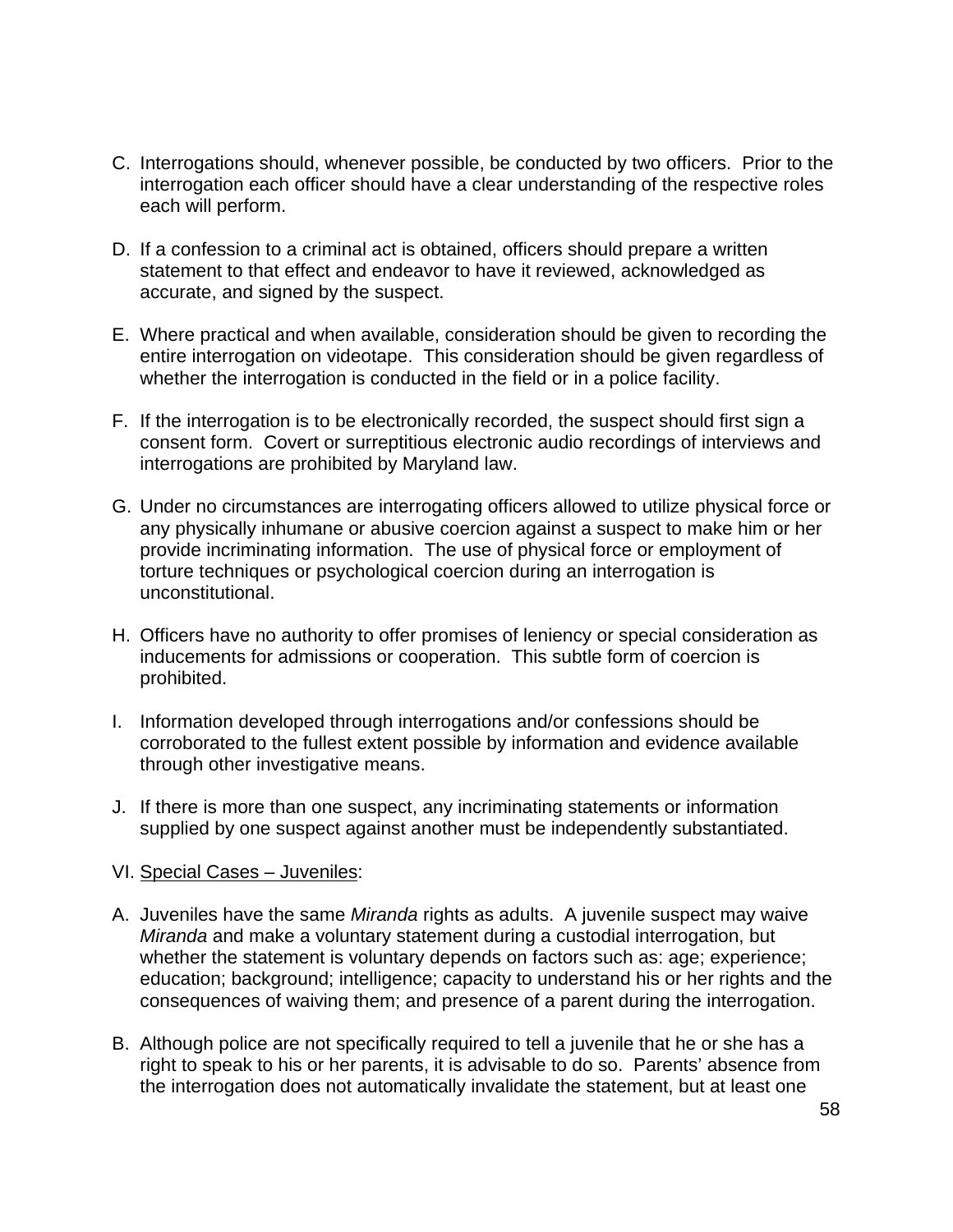C. Interrogations should, whenever possible, be conducted by two officers. Prior to the interrogation each officer should have a clear understanding of the respective roles each will perform.

D. If a confession to a criminal act is obtained, officers should prepare a written statement to that effect and endeavor to have it reviewed, acknowledged as accurate, and signed by the suspect.

E. Where practical and when available, consideration should be given to recording the entire interrogation on videotape. This consideration should be given regardless of whether the interrogation is conducted in the field or in a police facility.

F. If the interrogation is to be electronically recorded, the suspect should first sign a consent form. Covert or surreptitious electronic audio recordings of interviews and interrogations are prohibited by Maryland law.

G. Under no circumstances are interrogating officers allowed to utilize physical force or any physically inhumane or abusive coercion against a suspect to make him or her provide incriminating information. The use of physical force or employment of torture techniques or psychological coercion during an interrogation is unconstitutional.

H. Officers have no authority to offer promises of leniency or special consideration as inducements for admissions or cooperation. This subtle form of coercion is prohibited.

I. Information developed through interrogations and/or confessions should be corroborated to the fullest extent possible by information and evidence available through other investigative means.

J. If there is more than one suspect, any incriminating statements or information supplied by one suspect against another must be independently substantiated.

VI. Special Cases – Juveniles:

A. Juveniles have the same *Miranda* rights as adults. A juvenile suspect may waive *Miranda* and make a voluntary statement during a custodial interrogation, but whether the statement is voluntary depends on factors such as: age; experience; education; background; intelligence; capacity to understand his or her rights and the consequences of waiving them; and presence of a parent during the interrogation.

B. Although police are not specifically required to tell a juvenile that he or she has a right to speak to his or her parents, it is advisable to do so. Parents' absence from the interrogation does not automatically invalidate the statement, but at least one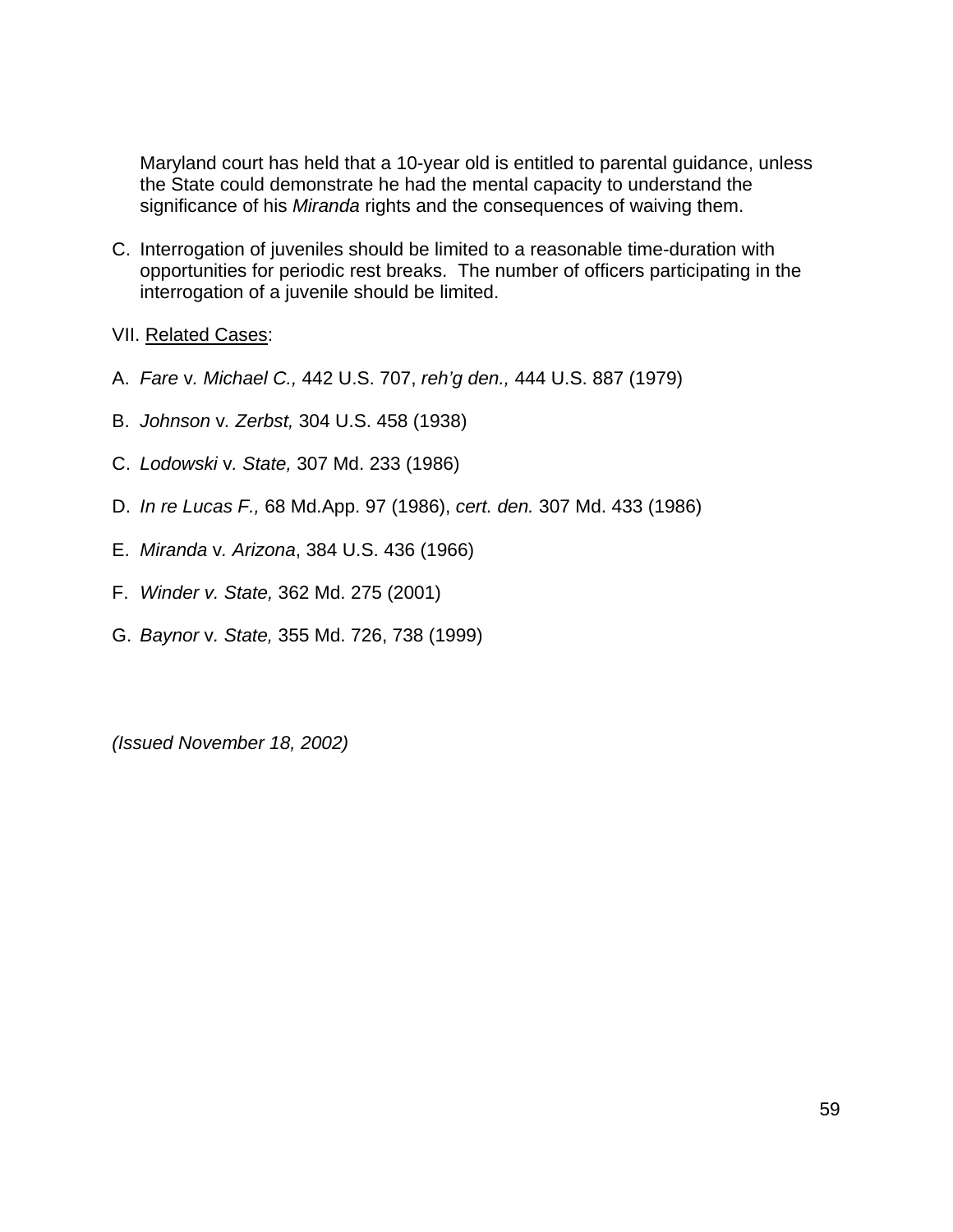Maryland court has held that a 10-year old is entitled to parental guidance, unless the State could demonstrate he had the mental capacity to understand the significance of his *Miranda* rights and the consequences of waiving them.

C. Interrogation of juveniles should be limited to a reasonable time-duration with opportunities for periodic rest breaks. The number of officers participating in the interrogation of a juvenile should be limited.

VII. <u>Related Cases</u>:

A. *Fare* v. *Michael C.,* 442 U.S. 707, *reh'g den.,* 444 U.S. 887 (1979)

B. *Johnson* v. *Zerbst,* 304 U.S. 458 (1938)

C. *Lodowski* v*. State,* 307 Md. 233 (1986)

D. *In re Lucas F.,* 68 Md.App. 97 (1986), *cert. den.* 307 Md. 433 (1986)

E. *Miranda* v*. Arizona*, 384 U.S. 436 (1966)

F. *Winder v. State,* 362 Md. 275 (2001)

G. *Baynor* v*. State,* 355 Md. 726, 738 (1999)

*(Issued November 18, 2002)*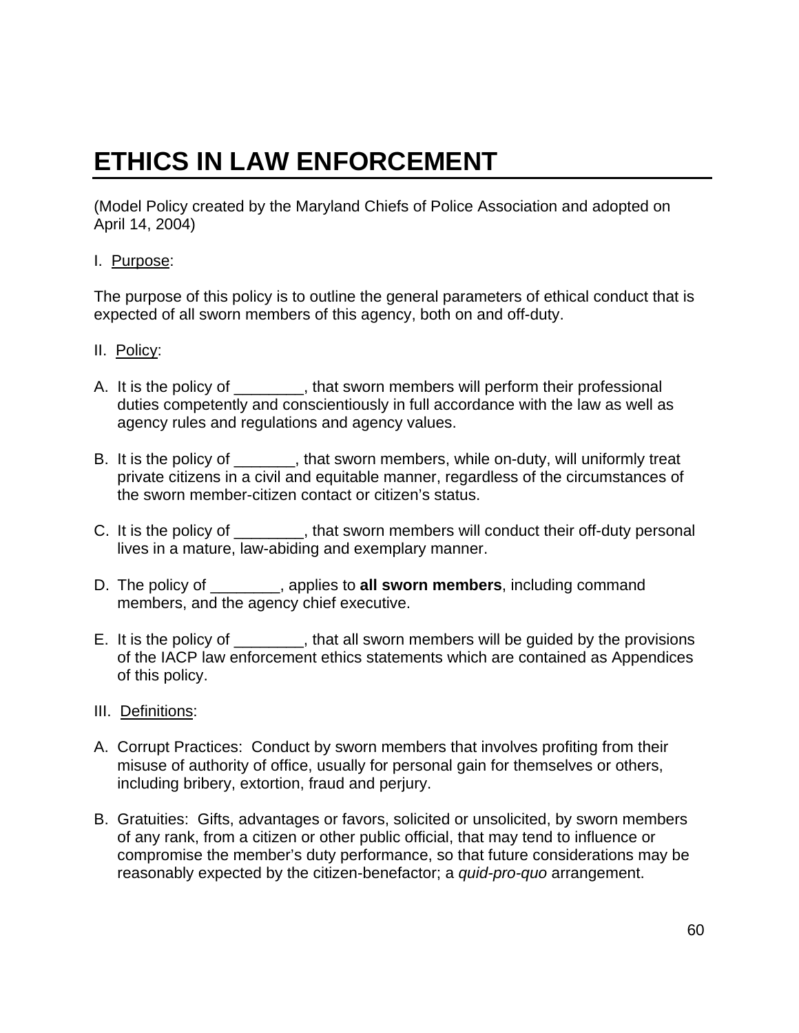# ETHICS IN LAW ENFORCEMENT

(Model Policy created by the Maryland Chiefs of Police Association and adopted on April 14, 2004)

I. Purpose:

The purpose of this policy is to outline the general parameters of ethical conduct that is expected of all sworn members of this agency, both on and off-duty.

II. Policy:

A. It is the policy of ________, that sworn members will perform their professional duties competently and conscientiously in full accordance with the law as well as agency rules and regulations and agency values.

B. It is the policy of _______, that sworn members, while on-duty, will uniformly treat private citizens in a civil and equitable manner, regardless of the circumstances of the sworn member-citizen contact or citizen's status.

C. It is the policy of ________, that sworn members will conduct their off-duty personal lives in a mature, law-abiding and exemplary manner.

D. The policy of ________, applies to **all sworn members**, including command members, and the agency chief executive.

E. It is the policy of ________, that all sworn members will be guided by the provisions of the IACP law enforcement ethics statements which are contained as Appendices of this policy.

III. Definitions:

A. Corrupt Practices: Conduct by sworn members that involves profiting from their misuse of authority of office, usually for personal gain for themselves or others, including bribery, extortion, fraud and perjury.

B. Gratuities: Gifts, advantages or favors, solicited or unsolicited, by sworn members of any rank, from a citizen or other public official, that may tend to influence or compromise the member's duty performance, so that future considerations may be reasonably expected by the citizen-benefactor; a *quid-pro-quo* arrangement.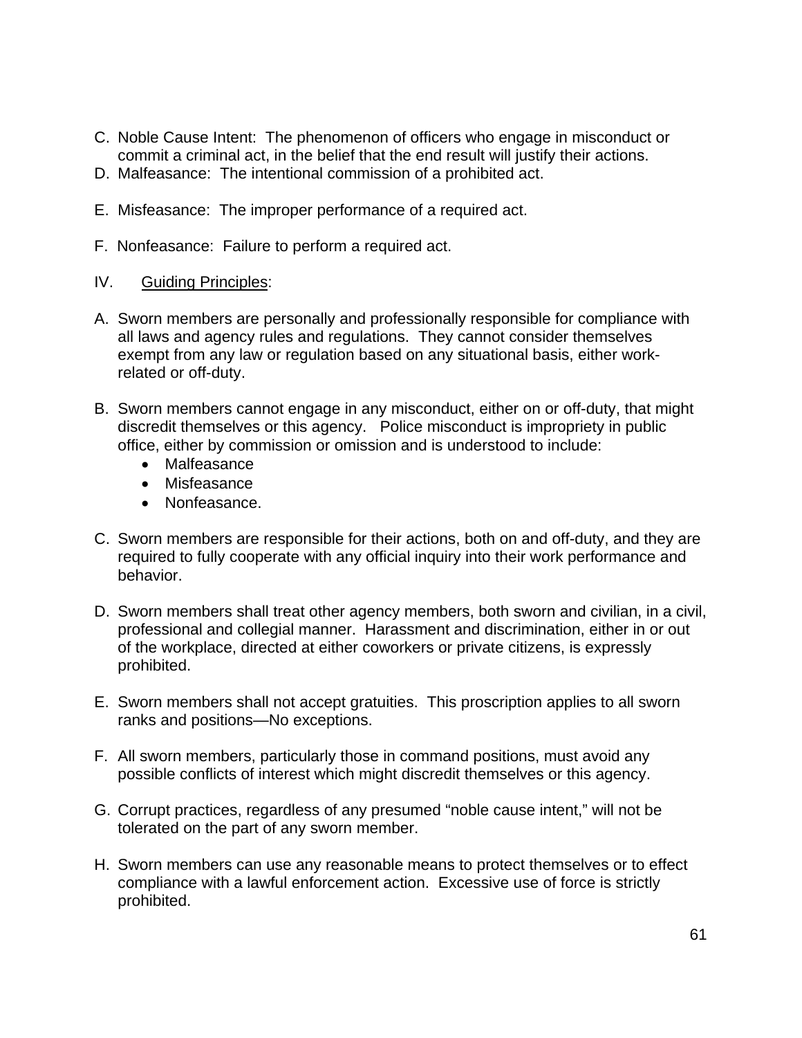C. Noble Cause Intent: The phenomenon of officers who engage in misconduct or commit a criminal act, in the belief that the end result will justify their actions.

D. Malfeasance: The intentional commission of a prohibited act.

E. Misfeasance: The improper performance of a required act.

F. Nonfeasance: Failure to perform a required act.

IV. <u>Guiding Principles</u>:

A. Sworn members are personally and professionally responsible for compliance with all laws and agency rules and regulations. They cannot consider themselves exempt from any law or regulation based on any situational basis, either work-related or off-duty.

B. Sworn members cannot engage in any misconduct, either on or off-duty, that might discredit themselves or this agency. Police misconduct is impropriety in public office, either by commission or omission and is understood to include:
   - Malfeasance
   - Misfeasance
   - Nonfeasance.

C. Sworn members are responsible for their actions, both on and off-duty, and they are required to fully cooperate with any official inquiry into their work performance and behavior.

D. Sworn members shall treat other agency members, both sworn and civilian, in a civil, professional and collegial manner. Harassment and discrimination, either in or out of the workplace, directed at either coworkers or private citizens, is expressly prohibited.

E. Sworn members shall not accept gratuities. This proscription applies to all sworn ranks and positions—No exceptions.

F. All sworn members, particularly those in command positions, must avoid any possible conflicts of interest which might discredit themselves or this agency.

G. Corrupt practices, regardless of any presumed "noble cause intent," will not be tolerated on the part of any sworn member.

H. Sworn members can use any reasonable means to protect themselves or to effect compliance with a lawful enforcement action. Excessive use of force is strictly prohibited.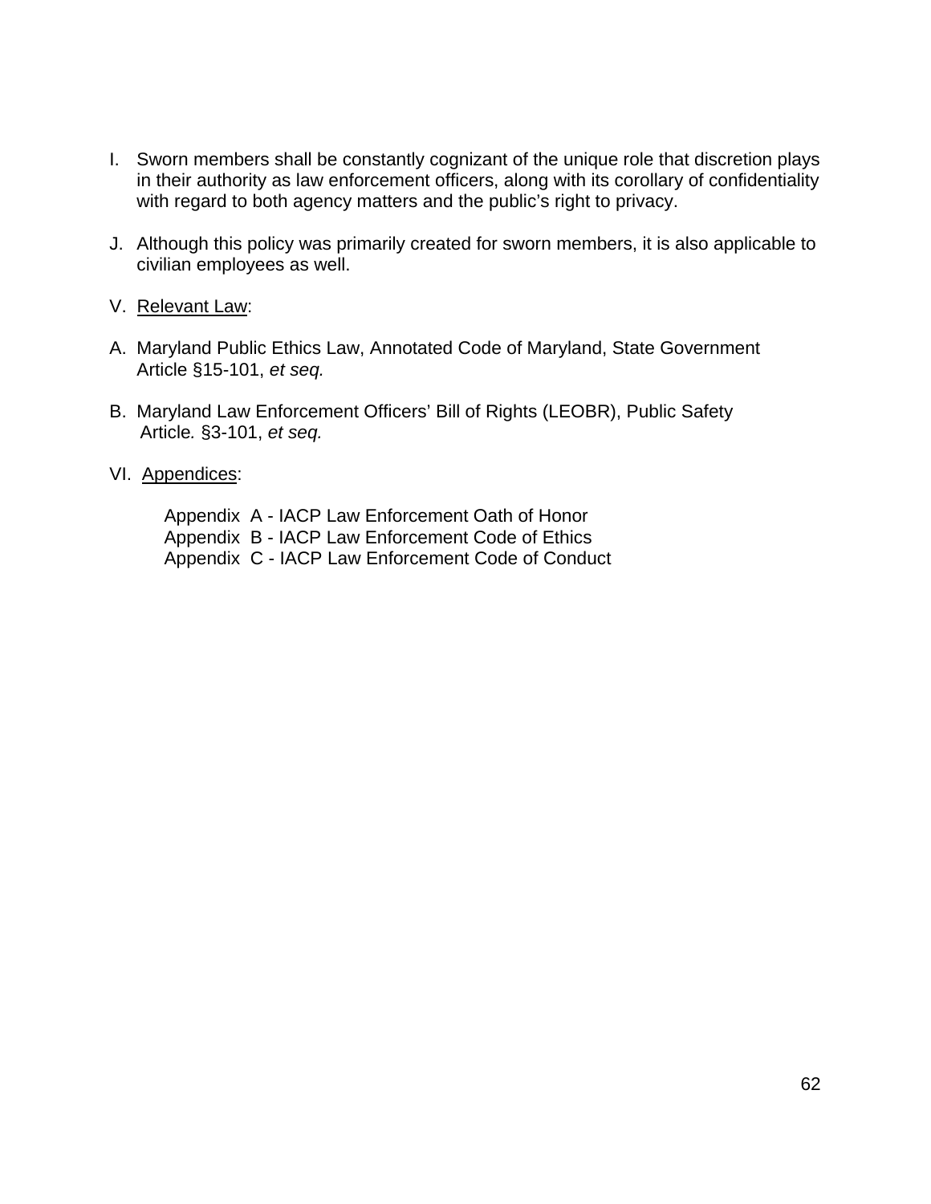I. Sworn members shall be constantly cognizant of the unique role that discretion plays in their authority as law enforcement officers, along with its corollary of confidentiality with regard to both agency matters and the public's right to privacy.

J. Although this policy was primarily created for sworn members, it is also applicable to civilian employees as well.

V. <u>Relevant Law</u>:

A. Maryland Public Ethics Law, Annotated Code of Maryland, State Government Article §15-101, *et seq.*

B. Maryland Law Enforcement Officers' Bill of Rights (LEOBR), Public Safety Article*.* §3-101, *et seq.*

VI. <u>Appendices</u>:

Appendix A - IACP Law Enforcement Oath of Honor
Appendix B - IACP Law Enforcement Code of Ethics
Appendix C - IACP Law Enforcement Code of Conduct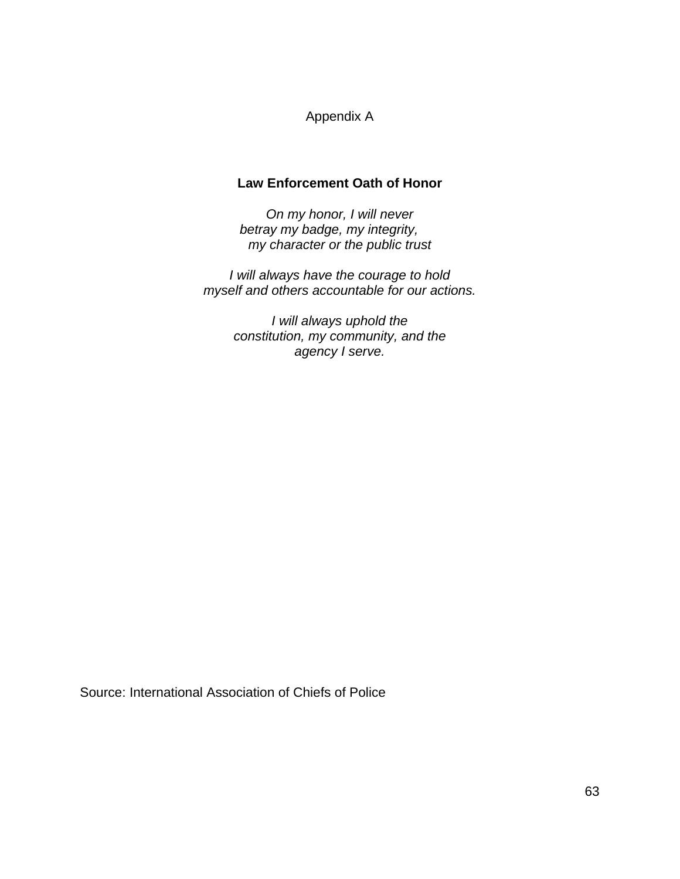Appendix A

## Law Enforcement Oath of Honor

*On my honor, I will never*
*betray my badge, my integrity,*
*my character or the public trust*

*I will always have the courage to hold*
*myself and others accountable for our actions.*

*I will always uphold the*
*constitution, my community, and the*
*agency I serve.*

Source: International Association of Chiefs of Police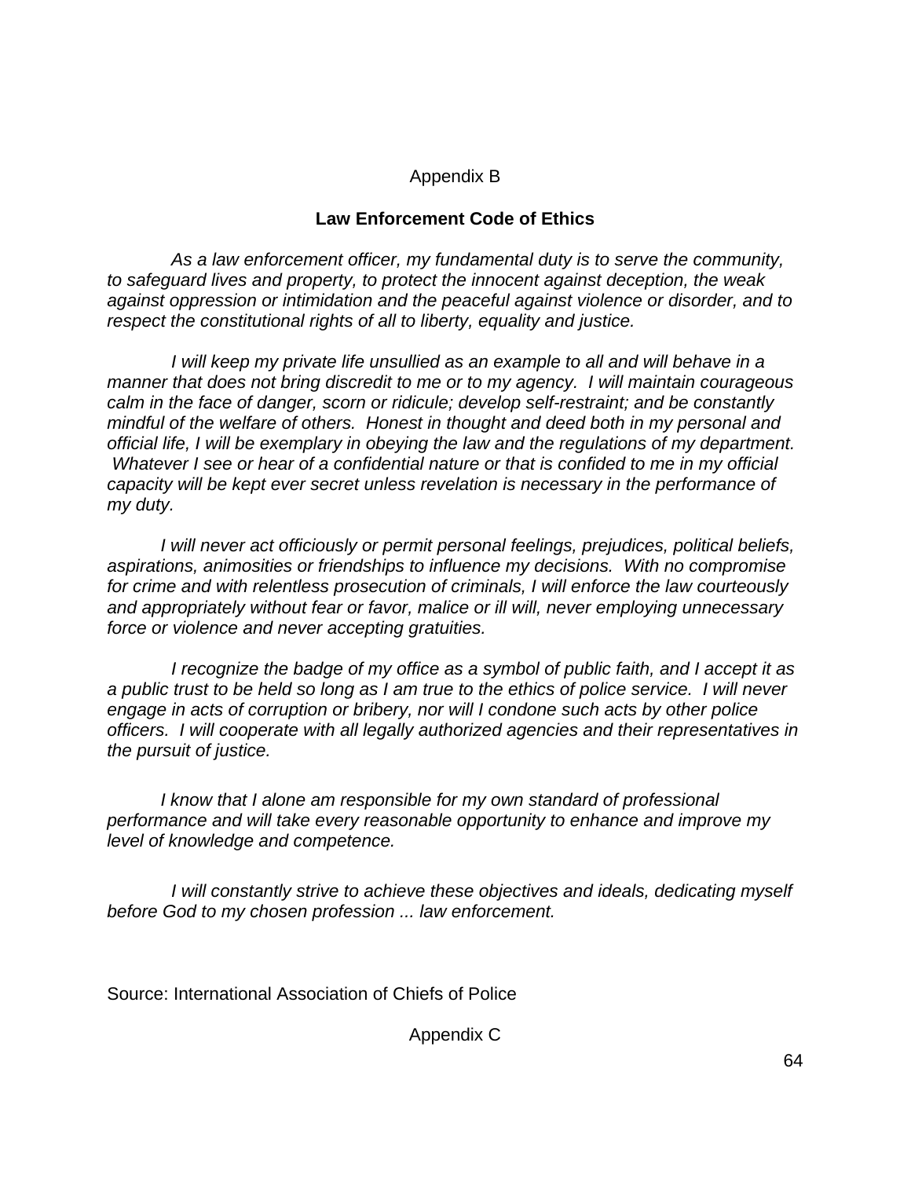Appendix B

## Law Enforcement Code of Ethics

*As a law enforcement officer, my fundamental duty is to serve the community, to safeguard lives and property, to protect the innocent against deception, the weak against oppression or intimidation and the peaceful against violence or disorder, and to respect the constitutional rights of all to liberty, equality and justice.*

*I will keep my private life unsullied as an example to all and will behave in a manner that does not bring discredit to me or to my agency. I will maintain courageous calm in the face of danger, scorn or ridicule; develop self-restraint; and be constantly mindful of the welfare of others. Honest in thought and deed both in my personal and official life, I will be exemplary in obeying the law and the regulations of my department. Whatever I see or hear of a confidential nature or that is confided to me in my official capacity will be kept ever secret unless revelation is necessary in the performance of my duty.*

*I will never act officiously or permit personal feelings, prejudices, political beliefs, aspirations, animosities or friendships to influence my decisions. With no compromise for crime and with relentless prosecution of criminals, I will enforce the law courteously and appropriately without fear or favor, malice or ill will, never employing unnecessary force or violence and never accepting gratuities.*

*I recognize the badge of my office as a symbol of public faith, and I accept it as a public trust to be held so long as I am true to the ethics of police service. I will never engage in acts of corruption or bribery, nor will I condone such acts by other police officers. I will cooperate with all legally authorized agencies and their representatives in the pursuit of justice.*

*I know that I alone am responsible for my own standard of professional performance and will take every reasonable opportunity to enhance and improve my level of knowledge and competence.*

*I will constantly strive to achieve these objectives and ideals, dedicating myself before God to my chosen profession ... law enforcement.*

Source: International Association of Chiefs of Police

Appendix C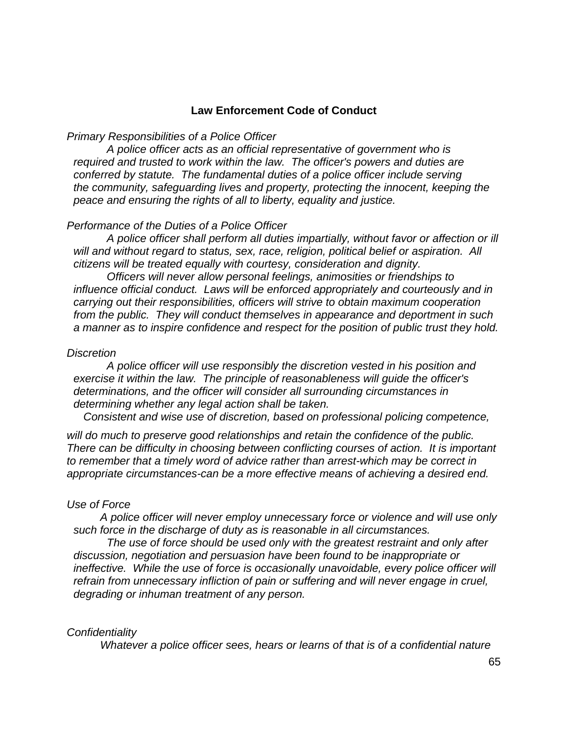## Law Enforcement Code of Conduct

*Primary Responsibilities of a Police Officer*

*A police officer acts as an official representative of government who is required and trusted to work within the law. The officer's powers and duties are conferred by statute. The fundamental duties of a police officer include serving the community, safeguarding lives and property, protecting the innocent, keeping the peace and ensuring the rights of all to liberty, equality and justice.*

*Performance of the Duties of a Police Officer*

*A police officer shall perform all duties impartially, without favor or affection or ill will and without regard to status, sex, race, religion, political belief or aspiration. All citizens will be treated equally with courtesy, consideration and dignity.*

*Officers will never allow personal feelings, animosities or friendships to influence official conduct. Laws will be enforced appropriately and courteously and in carrying out their responsibilities, officers will strive to obtain maximum cooperation from the public. They will conduct themselves in appearance and deportment in such a manner as to inspire confidence and respect for the position of public trust they hold.*

*Discretion*

*A police officer will use responsibly the discretion vested in his position and exercise it within the law. The principle of reasonableness will guide the officer's determinations, and the officer will consider all surrounding circumstances in determining whether any legal action shall be taken.*

*Consistent and wise use of discretion, based on professional policing competence, will do much to preserve good relationships and retain the confidence of the public. There can be difficulty in choosing between conflicting courses of action. It is important to remember that a timely word of advice rather than arrest-which may be correct in appropriate circumstances-can be a more effective means of achieving a desired end.*

*Use of Force*

*A police officer will never employ unnecessary force or violence and will use only such force in the discharge of duty as is reasonable in all circumstances.*

*The use of force should be used only with the greatest restraint and only after discussion, negotiation and persuasion have been found to be inappropriate or ineffective. While the use of force is occasionally unavoidable, every police officer will refrain from unnecessary infliction of pain or suffering and will never engage in cruel, degrading or inhuman treatment of any person.*

*Confidentiality*

*Whatever a police officer sees, hears or learns of that is of a confidential nature*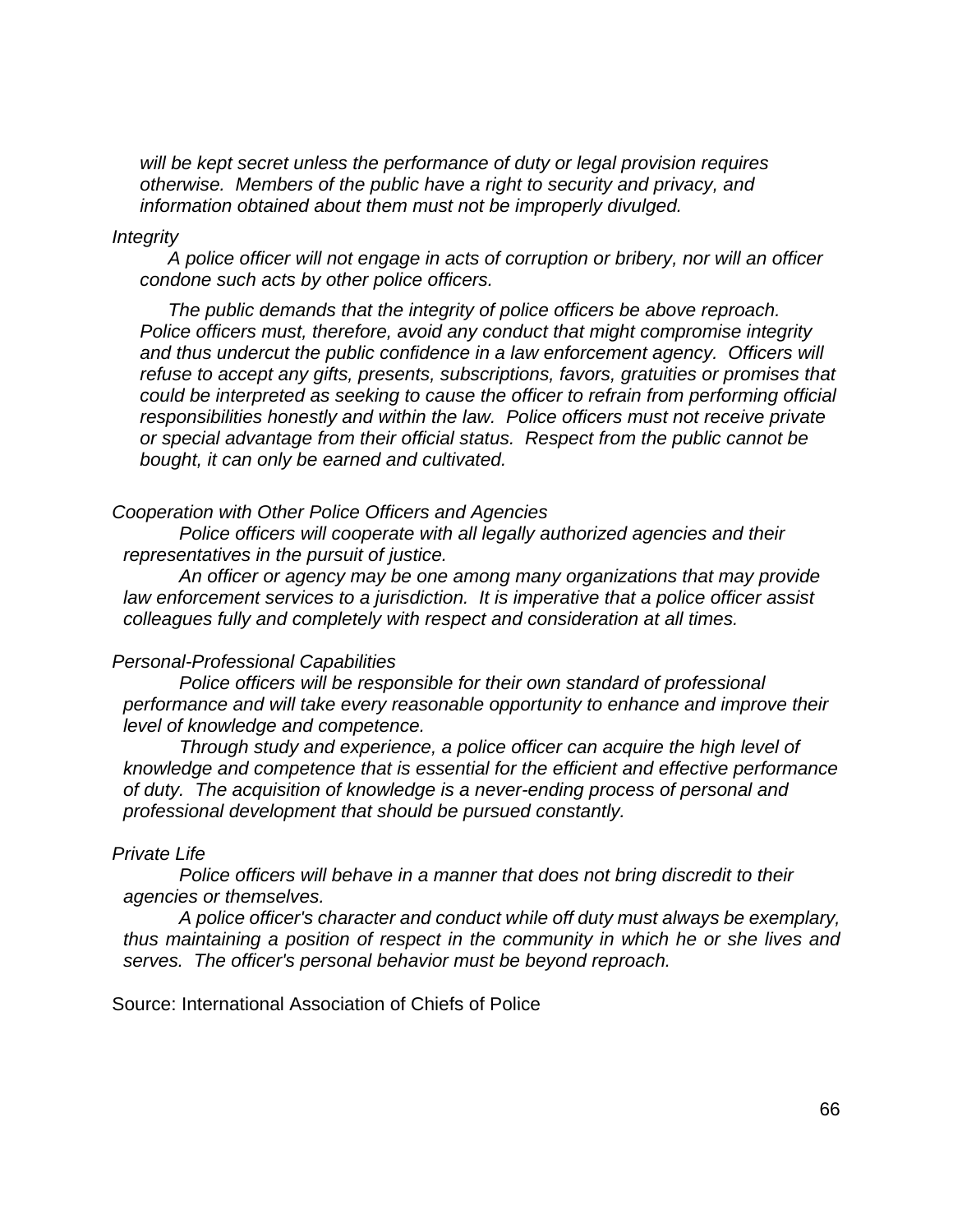*will be kept secret unless the performance of duty or legal provision requires otherwise. Members of the public have a right to security and privacy, and information obtained about them must not be improperly divulged.*

*Integrity*

*A police officer will not engage in acts of corruption or bribery, nor will an officer condone such acts by other police officers.*

*The public demands that the integrity of police officers be above reproach. Police officers must, therefore, avoid any conduct that might compromise integrity and thus undercut the public confidence in a law enforcement agency. Officers will refuse to accept any gifts, presents, subscriptions, favors, gratuities or promises that could be interpreted as seeking to cause the officer to refrain from performing official responsibilities honestly and within the law. Police officers must not receive private or special advantage from their official status. Respect from the public cannot be bought, it can only be earned and cultivated.*

*Cooperation with Other Police Officers and Agencies*

*Police officers will cooperate with all legally authorized agencies and their representatives in the pursuit of justice.*

*An officer or agency may be one among many organizations that may provide law enforcement services to a jurisdiction. It is imperative that a police officer assist colleagues fully and completely with respect and consideration at all times.*

*Personal-Professional Capabilities*

*Police officers will be responsible for their own standard of professional performance and will take every reasonable opportunity to enhance and improve their level of knowledge and competence.*

*Through study and experience, a police officer can acquire the high level of knowledge and competence that is essential for the efficient and effective performance of duty. The acquisition of knowledge is a never-ending process of personal and professional development that should be pursued constantly.*

*Private Life*

*Police officers will behave in a manner that does not bring discredit to their agencies or themselves.*

*A police officer's character and conduct while off duty must always be exemplary, thus maintaining a position of respect in the community in which he or she lives and serves. The officer's personal behavior must be beyond reproach.*

Source: International Association of Chiefs of Police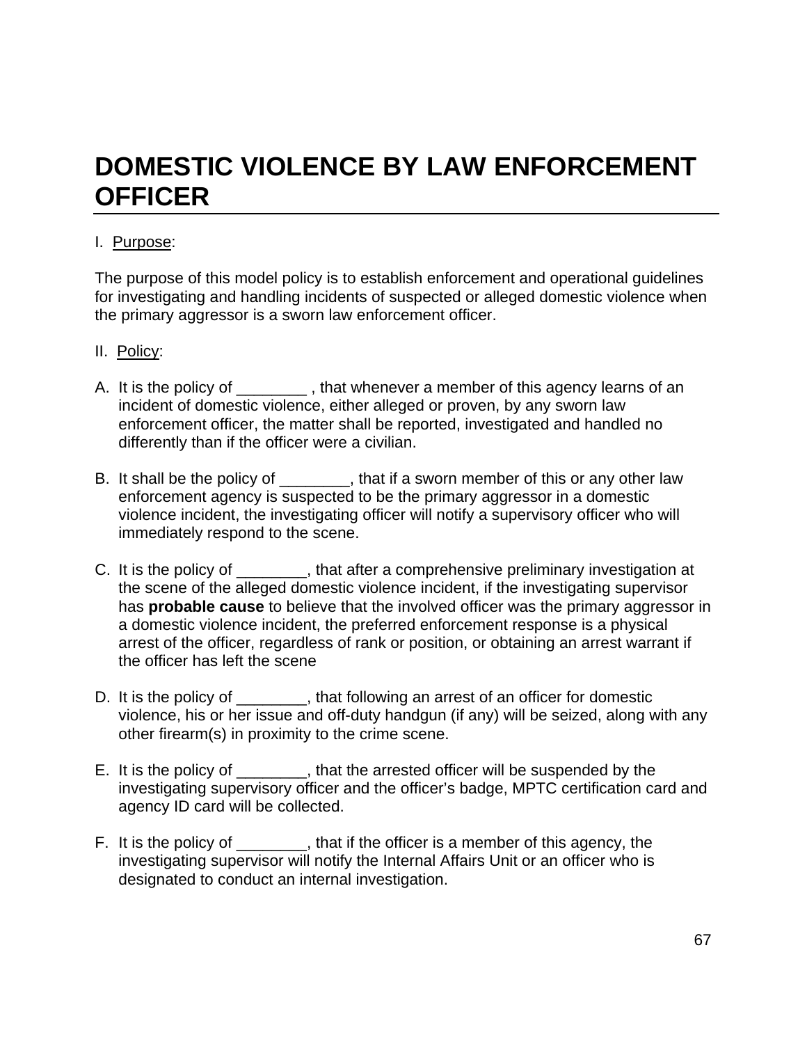# DOMESTIC VIOLENCE BY LAW ENFORCEMENT OFFICER

I. Purpose:

The purpose of this model policy is to establish enforcement and operational guidelines for investigating and handling incidents of suspected or alleged domestic violence when the primary aggressor is a sworn law enforcement officer.

II. Policy:

A. It is the policy of ________ , that whenever a member of this agency learns of an incident of domestic violence, either alleged or proven, by any sworn law enforcement officer, the matter shall be reported, investigated and handled no differently than if the officer were a civilian.

B. It shall be the policy of ________, that if a sworn member of this or any other law enforcement agency is suspected to be the primary aggressor in a domestic violence incident, the investigating officer will notify a supervisory officer who will immediately respond to the scene.

C. It is the policy of ________, that after a comprehensive preliminary investigation at the scene of the alleged domestic violence incident, if the investigating supervisor has **probable cause** to believe that the involved officer was the primary aggressor in a domestic violence incident, the preferred enforcement response is a physical arrest of the officer, regardless of rank or position, or obtaining an arrest warrant if the officer has left the scene

D. It is the policy of ________, that following an arrest of an officer for domestic violence, his or her issue and off-duty handgun (if any) will be seized, along with any other firearm(s) in proximity to the crime scene.

E. It is the policy of ________, that the arrested officer will be suspended by the investigating supervisory officer and the officer's badge, MPTC certification card and agency ID card will be collected.

F. It is the policy of ________, that if the officer is a member of this agency, the investigating supervisor will notify the Internal Affairs Unit or an officer who is designated to conduct an internal investigation.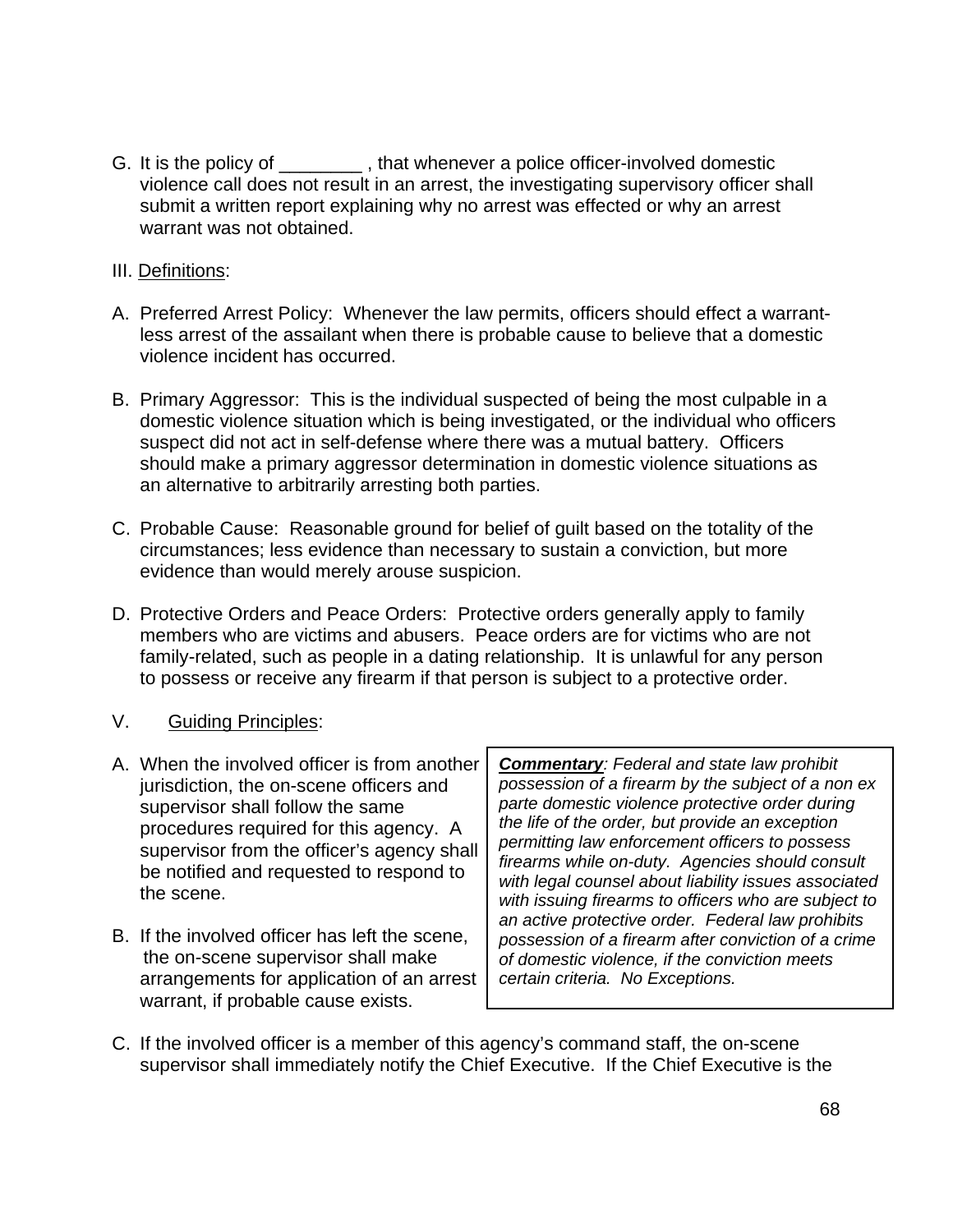G. It is the policy of ________ , that whenever a police officer-involved domestic violence call does not result in an arrest, the investigating supervisory officer shall submit a written report explaining why no arrest was effected or why an arrest warrant was not obtained.

III. Definitions:

A. Preferred Arrest Policy: Whenever the law permits, officers should effect a warrant-less arrest of the assailant when there is probable cause to believe that a domestic violence incident has occurred.

B. Primary Aggressor: This is the individual suspected of being the most culpable in a domestic violence situation which is being investigated, or the individual who officers suspect did not act in self-defense where there was a mutual battery. Officers should make a primary aggressor determination in domestic violence situations as an alternative to arbitrarily arresting both parties.

C. Probable Cause: Reasonable ground for belief of guilt based on the totality of the circumstances; less evidence than necessary to sustain a conviction, but more evidence than would merely arouse suspicion.

D. Protective Orders and Peace Orders: Protective orders generally apply to family members who are victims and abusers. Peace orders are for victims who are not family-related, such as people in a dating relationship. It is unlawful for any person to possess or receive any firearm if that person is subject to a protective order.

V. Guiding Principles:

A. When the involved officer is from another jurisdiction, the on-scene officers and supervisor shall follow the same procedures required for this agency. A supervisor from the officer's agency shall be notified and requested to respond to the scene.

B. If the involved officer has left the scene, the on-scene supervisor shall make arrangements for application of an arrest warrant, if probable cause exists.

> ***Commentary**: Federal and state law prohibit possession of a firearm by the subject of a non ex parte domestic violence protective order during the life of the order, but provide an exception permitting law enforcement officers to possess firearms while on-duty. Agencies should consult with legal counsel about liability issues associated with issuing firearms to officers who are subject to an active protective order. Federal law prohibits possession of a firearm after conviction of a crime of domestic violence, if the conviction meets certain criteria. No Exceptions.*

C. If the involved officer is a member of this agency's command staff, the on-scene supervisor shall immediately notify the Chief Executive. If the Chief Executive is the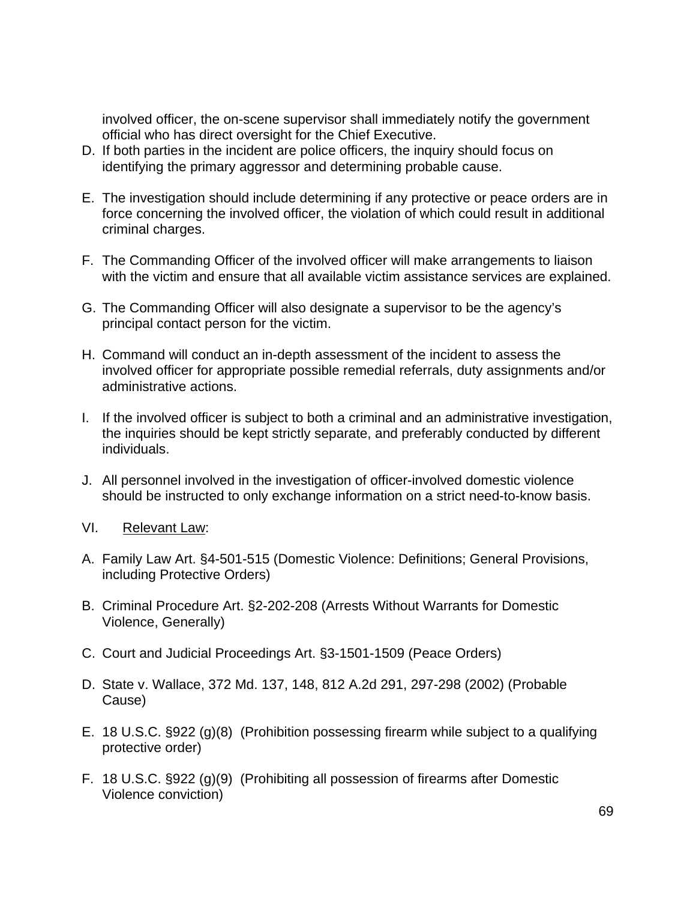involved officer, the on-scene supervisor shall immediately notify the government official who has direct oversight for the Chief Executive.

D. If both parties in the incident are police officers, the inquiry should focus on identifying the primary aggressor and determining probable cause.

E. The investigation should include determining if any protective or peace orders are in force concerning the involved officer, the violation of which could result in additional criminal charges.

F. The Commanding Officer of the involved officer will make arrangements to liaison with the victim and ensure that all available victim assistance services are explained.

G. The Commanding Officer will also designate a supervisor to be the agency's principal contact person for the victim.

H. Command will conduct an in-depth assessment of the incident to assess the involved officer for appropriate possible remedial referrals, duty assignments and/or administrative actions.

I. If the involved officer is subject to both a criminal and an administrative investigation, the inquiries should be kept strictly separate, and preferably conducted by different individuals.

J. All personnel involved in the investigation of officer-involved domestic violence should be instructed to only exchange information on a strict need-to-know basis.

VI. <u>Relevant Law</u>:

A. Family Law Art. §4-501-515 (Domestic Violence: Definitions; General Provisions, including Protective Orders)

B. Criminal Procedure Art. §2-202-208 (Arrests Without Warrants for Domestic Violence, Generally)

C. Court and Judicial Proceedings Art. §3-1501-1509 (Peace Orders)

D. State v. Wallace, 372 Md. 137, 148, 812 A.2d 291, 297-298 (2002) (Probable Cause)

E. 18 U.S.C. §922 (g)(8) (Prohibition possessing firearm while subject to a qualifying protective order)

F. 18 U.S.C. §922 (g)(9) (Prohibiting all possession of firearms after Domestic Violence conviction)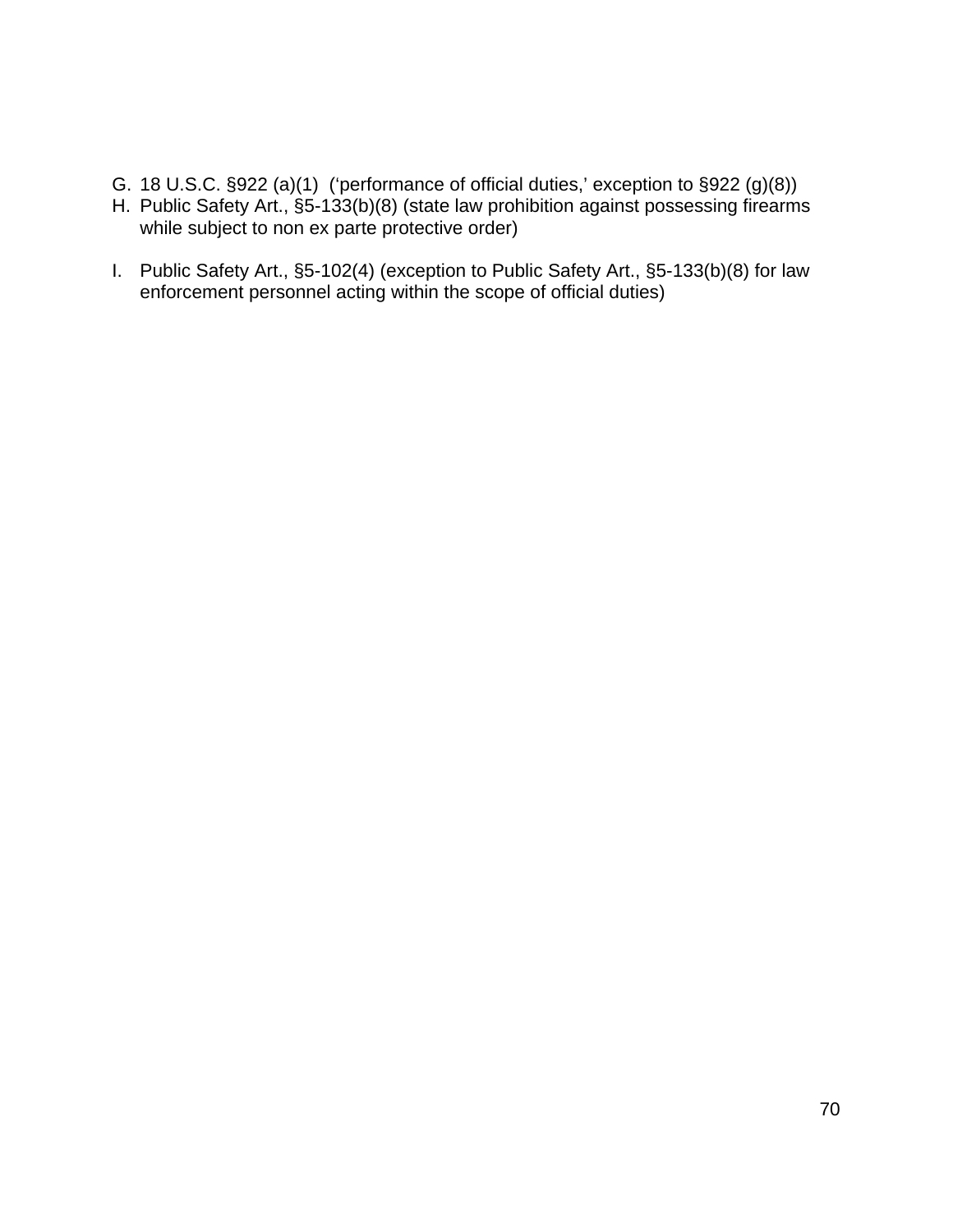G. 18 U.S.C. §922 (a)(1) (‘performance of official duties,’ exception to §922 (g)(8))
H. Public Safety Art., §5-133(b)(8) (state law prohibition against possessing firearms while subject to non ex parte protective order)

I. Public Safety Art., §5-102(4) (exception to Public Safety Art., §5-133(b)(8) for law enforcement personnel acting within the scope of official duties)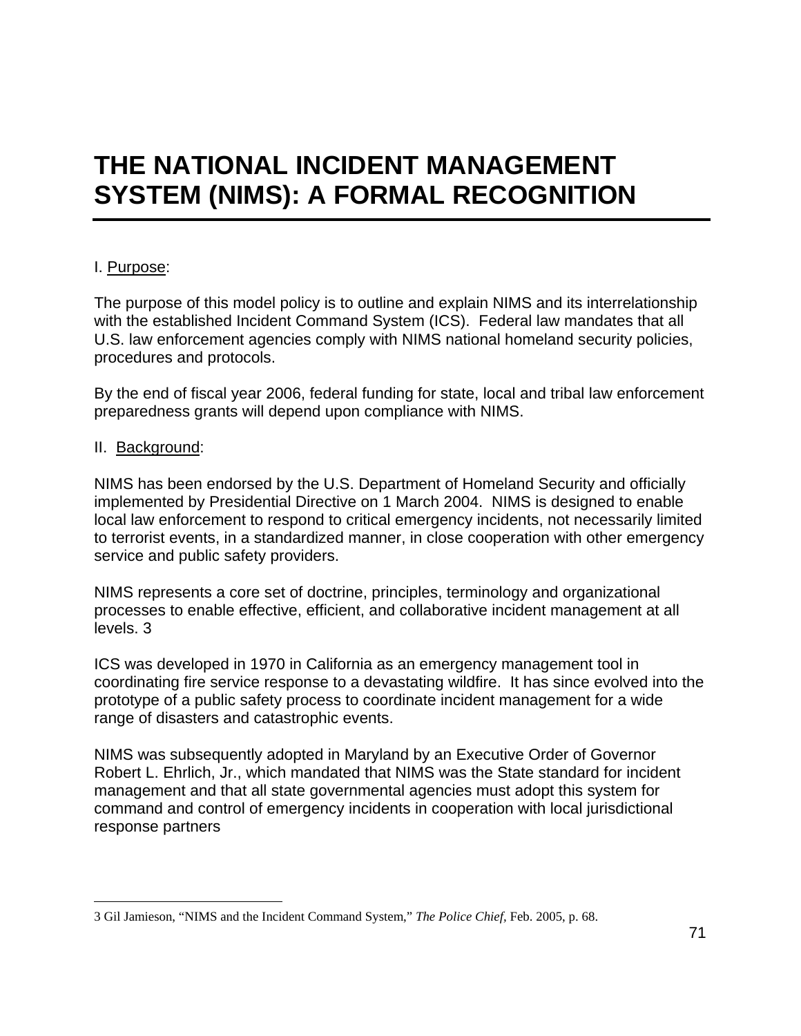# THE NATIONAL INCIDENT MANAGEMENT SYSTEM (NIMS): A FORMAL RECOGNITION

I. Purpose:

The purpose of this model policy is to outline and explain NIMS and its interrelationship with the established Incident Command System (ICS). Federal law mandates that all U.S. law enforcement agencies comply with NIMS national homeland security policies, procedures and protocols.

By the end of fiscal year 2006, federal funding for state, local and tribal law enforcement preparedness grants will depend upon compliance with NIMS.

II. Background:

NIMS has been endorsed by the U.S. Department of Homeland Security and officially implemented by Presidential Directive on 1 March 2004. NIMS is designed to enable local law enforcement to respond to critical emergency incidents, not necessarily limited to terrorist events, in a standardized manner, in close cooperation with other emergency service and public safety providers.

NIMS represents a core set of doctrine, principles, terminology and organizational processes to enable effective, efficient, and collaborative incident management at all levels. 3

ICS was developed in 1970 in California as an emergency management tool in coordinating fire service response to a devastating wildfire. It has since evolved into the prototype of a public safety process to coordinate incident management for a wide range of disasters and catastrophic events.

NIMS was subsequently adopted in Maryland by an Executive Order of Governor Robert L. Ehrlich, Jr., which mandated that NIMS was the State standard for incident management and that all state governmental agencies must adopt this system for command and control of emergency incidents in cooperation with local jurisdictional response partners

---

3 Gil Jamieson, "NIMS and the Incident Command System," *The Police Chief,* Feb. 2005, p. 68.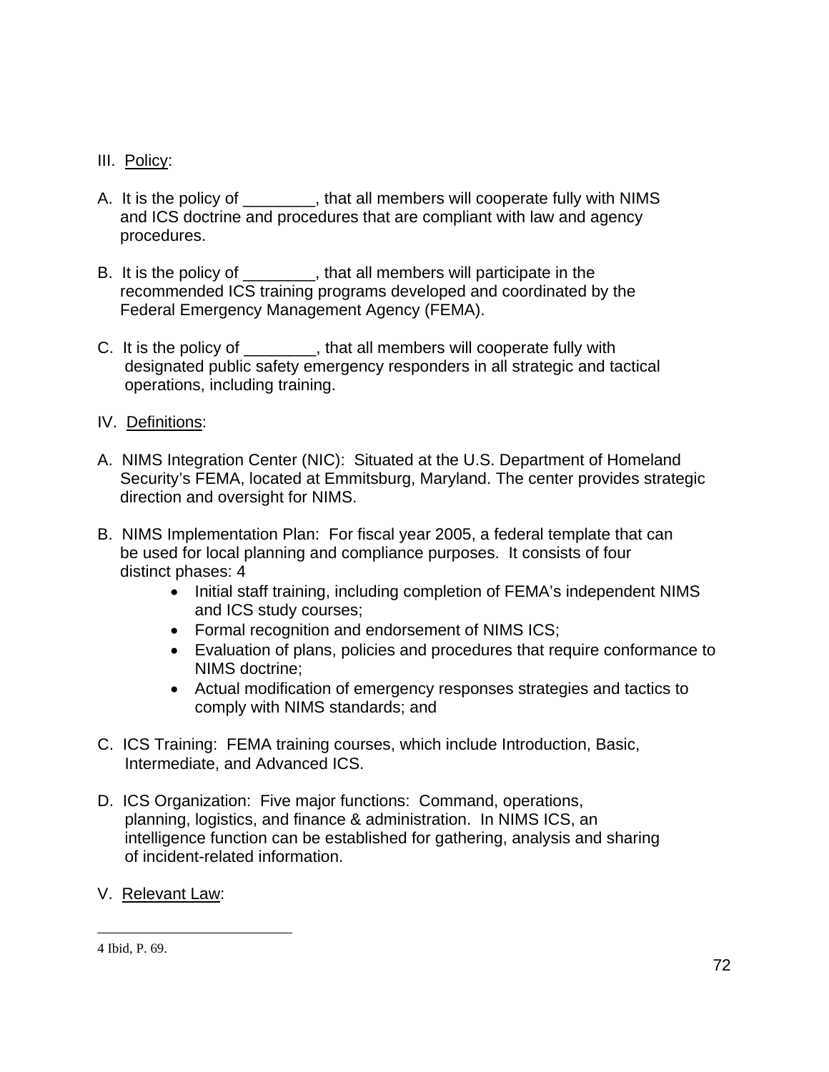III. Policy:

A. It is the policy of ________, that all members will cooperate fully with NIMS and ICS doctrine and procedures that are compliant with law and agency procedures.

B. It is the policy of ________, that all members will participate in the recommended ICS training programs developed and coordinated by the Federal Emergency Management Agency (FEMA).

C. It is the policy of ________, that all members will cooperate fully with designated public safety emergency responders in all strategic and tactical operations, including training.

IV. Definitions:

A. NIMS Integration Center (NIC): Situated at the U.S. Department of Homeland Security's FEMA, located at Emmitsburg, Maryland. The center provides strategic direction and oversight for NIMS.

B. NIMS Implementation Plan: For fiscal year 2005, a federal template that can be used for local planning and compliance purposes. It consists of four distinct phases: 4

- Initial staff training, including completion of FEMA's independent NIMS and ICS study courses;
- Formal recognition and endorsement of NIMS ICS;
- Evaluation of plans, policies and procedures that require conformance to NIMS doctrine;
- Actual modification of emergency responses strategies and tactics to comply with NIMS standards; and

C. ICS Training: FEMA training courses, which include Introduction, Basic, Intermediate, and Advanced ICS.

D. ICS Organization: Five major functions: Command, operations, planning, logistics, and finance & administration. In NIMS ICS, an intelligence function can be established for gathering, analysis and sharing of incident-related information.

V. Relevant Law:

---

4 Ibid, P. 69.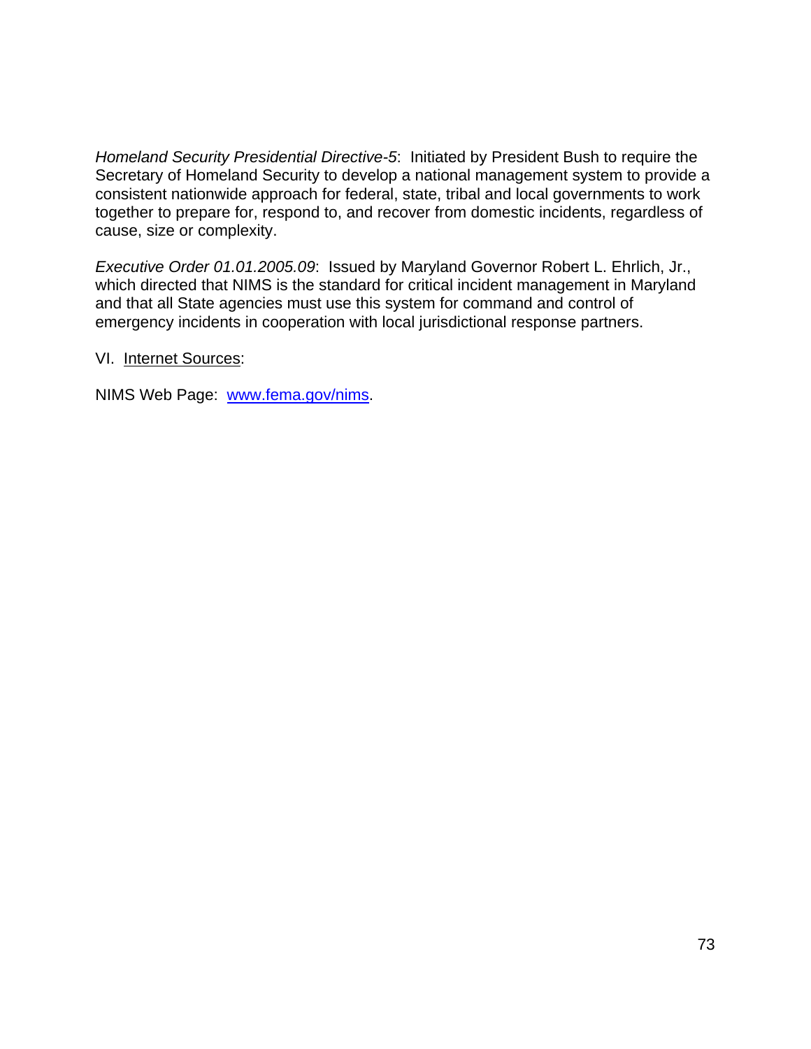*Homeland Security Presidential Directive-5*: Initiated by President Bush to require the Secretary of Homeland Security to develop a national management system to provide a consistent nationwide approach for federal, state, tribal and local governments to work together to prepare for, respond to, and recover from domestic incidents, regardless of cause, size or complexity.

*Executive Order 01.01.2005.09*: Issued by Maryland Governor Robert L. Ehrlich, Jr., which directed that NIMS is the standard for critical incident management in Maryland and that all State agencies must use this system for command and control of emergency incidents in cooperation with local jurisdictional response partners.

VI. Internet Sources:

NIMS Web Page: [www.fema.gov/nims](http://www.fema.gov/nims).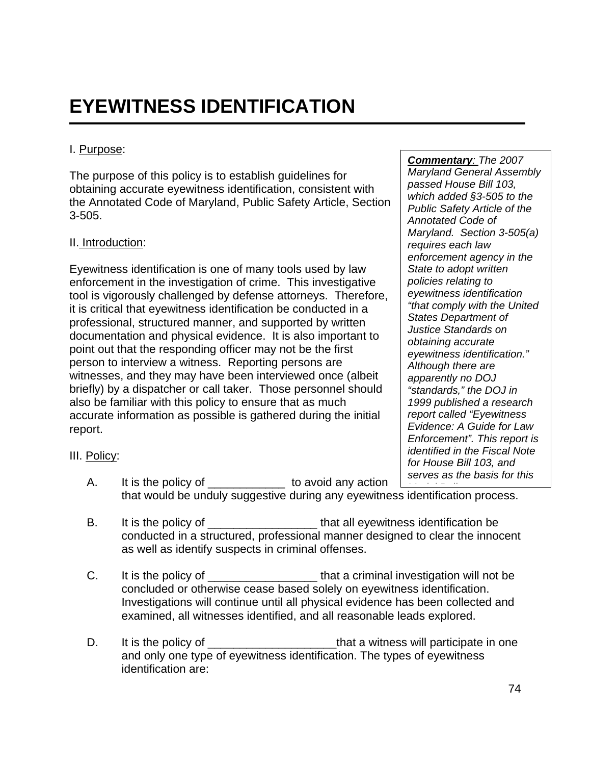# EYEWITNESS IDENTIFICATION

I. Purpose:

The purpose of this policy is to establish guidelines for obtaining accurate eyewitness identification, consistent with the Annotated Code of Maryland, Public Safety Article, Section 3-505.

> ***Commentary**: The 2007 Maryland General Assembly passed House Bill 103, which added §3-505 to the Public Safety Article of the Annotated Code of Maryland. Section 3-505(a) requires each law enforcement agency in the State to adopt written policies relating to eyewitness identification "that comply with the United States Department of Justice Standards on obtaining accurate eyewitness identification." Although there are apparently no DOJ "standards," the DOJ in 1999 published a research report called "Eyewitness Evidence: A Guide for Law Enforcement". This report is identified in the Fiscal Note for House Bill 103, and serves as the basis for this*

II. Introduction:

Eyewitness identification is one of many tools used by law enforcement in the investigation of crime. This investigative tool is vigorously challenged by defense attorneys. Therefore, it is critical that eyewitness identification be conducted in a professional, structured manner, and supported by written documentation and physical evidence. It is also important to point out that the responding officer may not be the first person to interview a witness. Reporting persons are witnesses, and they may have been interviewed once (albeit briefly) by a dispatcher or call taker. Those personnel should also be familiar with this policy to ensure that as much accurate information as possible is gathered during the initial report.

III. Policy:

A. It is the policy of ____________ to avoid any action that would be unduly suggestive during any eyewitness identification process.

B. It is the policy of _________________ that all eyewitness identification be conducted in a structured, professional manner designed to clear the innocent as well as identify suspects in criminal offenses.

C. It is the policy of _________________ that a criminal investigation will not be concluded or otherwise cease based solely on eyewitness identification. Investigations will continue until all physical evidence has been collected and examined, all witnesses identified, and all reasonable leads explored.

D. It is the policy of ____________________that a witness will participate in one and only one type of eyewitness identification. The types of eyewitness identification are: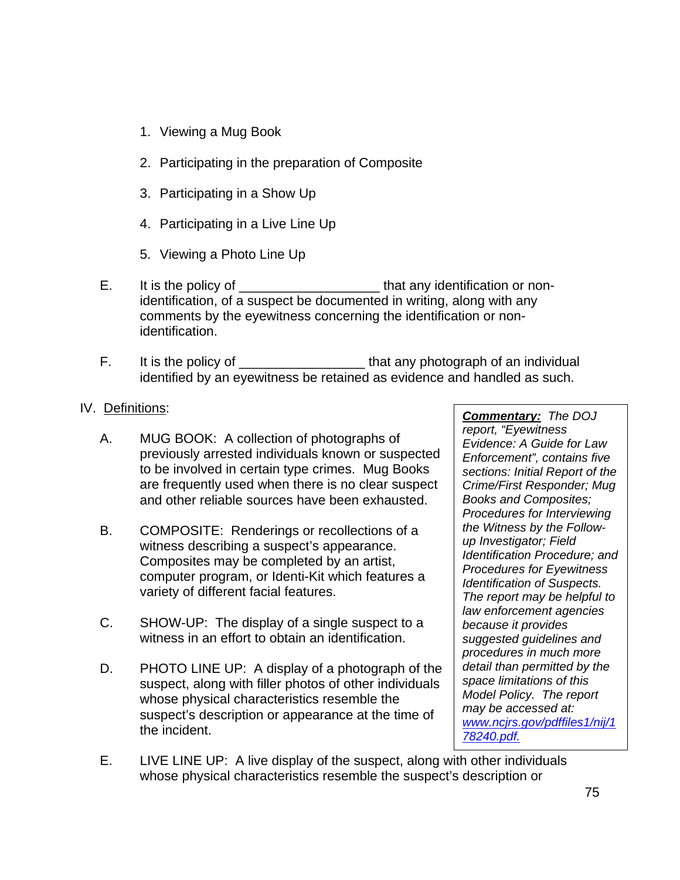1. Viewing a Mug Book

2. Participating in the preparation of Composite

3. Participating in a Show Up

4. Participating in a Live Line Up

5. Viewing a Photo Line Up

E. It is the policy of ___________________ that any identification or non-identification, of a suspect be documented in writing, along with any comments by the eyewitness concerning the identification or non-identification.

F. It is the policy of _________________ that any photograph of an individual identified by an eyewitness be retained as evidence and handled as such.

IV. Definitions:

A. MUG BOOK: A collection of photographs of previously arrested individuals known or suspected to be involved in certain type crimes. Mug Books are frequently used when there is no clear suspect and other reliable sources have been exhausted.

B. COMPOSITE: Renderings or recollections of a witness describing a suspect's appearance. Composites may be completed by an artist, computer program, or Identi-Kit which features a variety of different facial features.

C. SHOW-UP: The display of a single suspect to a witness in an effort to obtain an identification.

D. PHOTO LINE UP: A display of a photograph of the suspect, along with filler photos of other individuals whose physical characteristics resemble the suspect's description or appearance at the time of the incident.

> ***Commentary:*** *The DOJ report, "Eyewitness Evidence: A Guide for Law Enforcement", contains five sections: Initial Report of the Crime/First Responder; Mug Books and Composites; Procedures for Interviewing the Witness by the Follow-up Investigator; Field Identification Procedure; and Procedures for Eyewitness Identification of Suspects. The report may be helpful to law enforcement agencies because it provides suggested guidelines and procedures in much more detail than permitted by the space limitations of this Model Policy. The report may be accessed at:* *www.ncjrs.gov/pdffiles1/nij/178240.pdf.*

E. LIVE LINE UP: A live display of the suspect, along with other individuals whose physical characteristics resemble the suspect's description or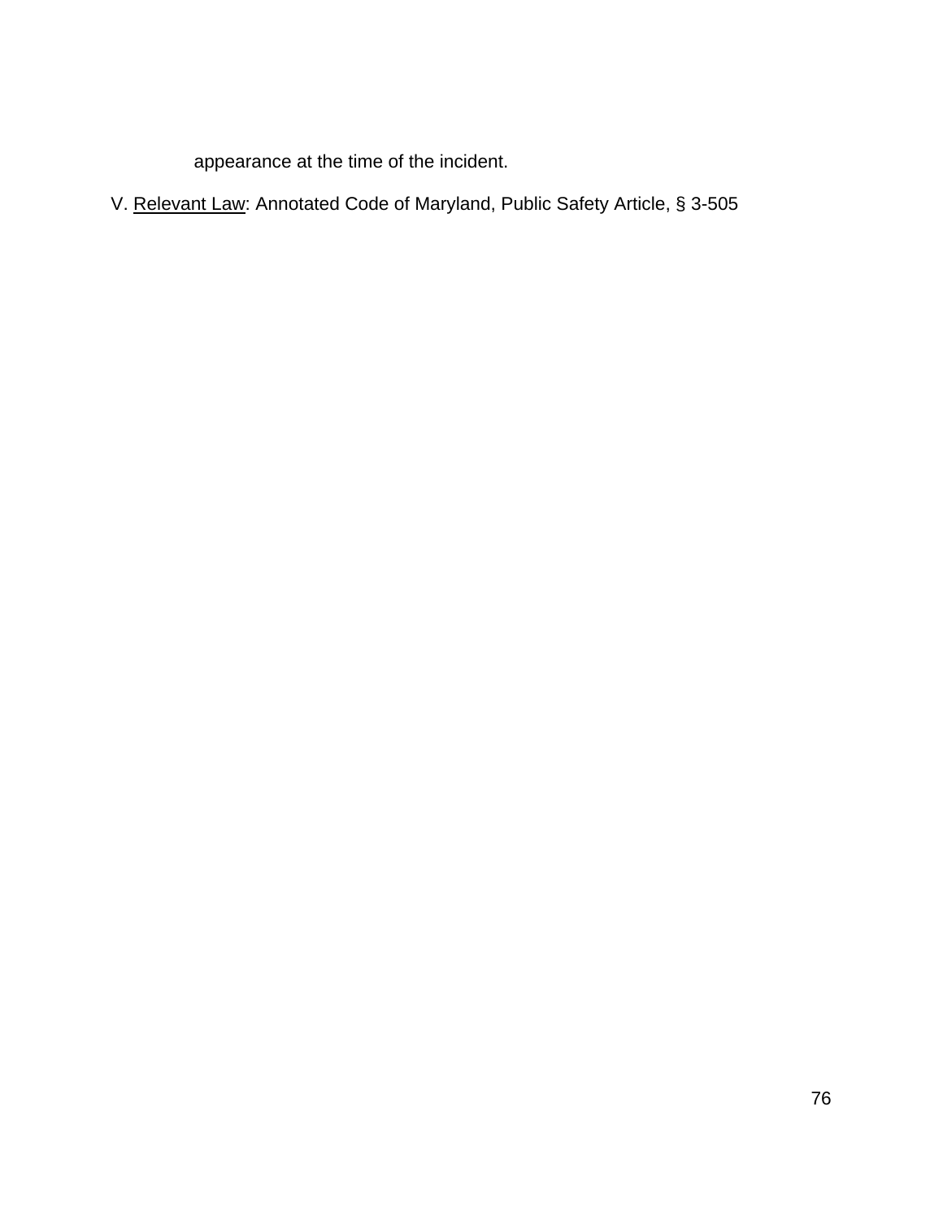appearance at the time of the incident.

V. Relevant Law: Annotated Code of Maryland, Public Safety Article, § 3-505